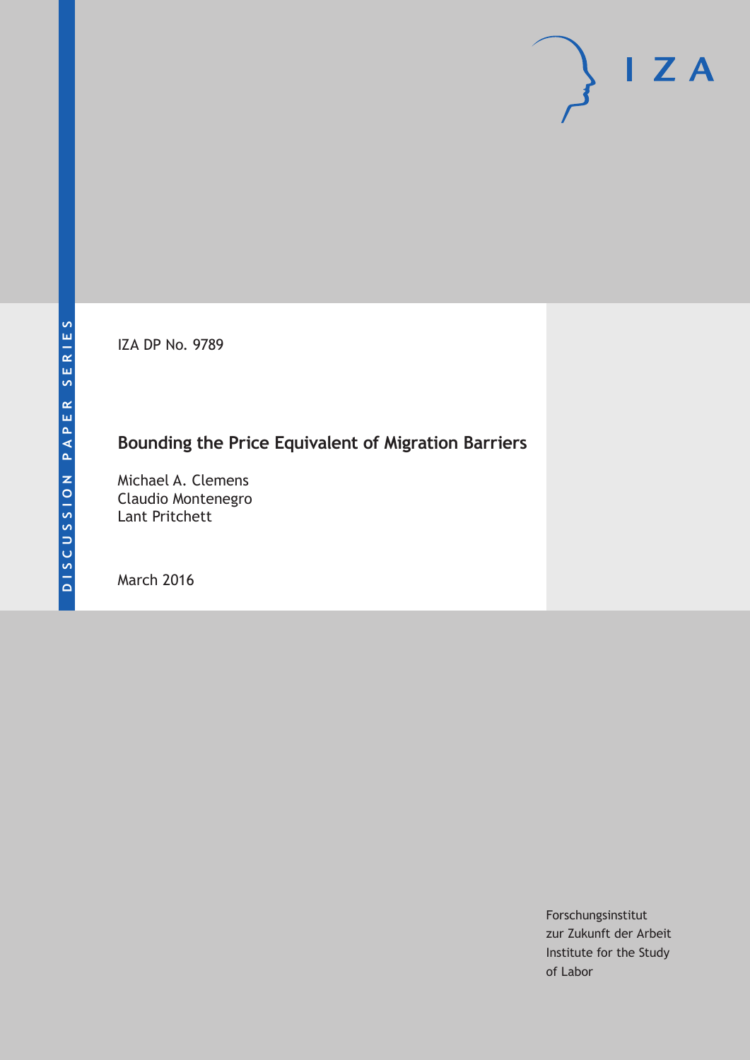DISCUSSION PAPER SERIES

IZA DP No. 9789

# Bounding the Price Equivalent of Migration Barriers

Michael A. Clemens
Claudio Montenegro
Lant Pritchett

March 2016

Forschungsinstitut
zur Zukunft der Arbeit
Institute for the Study
of Labor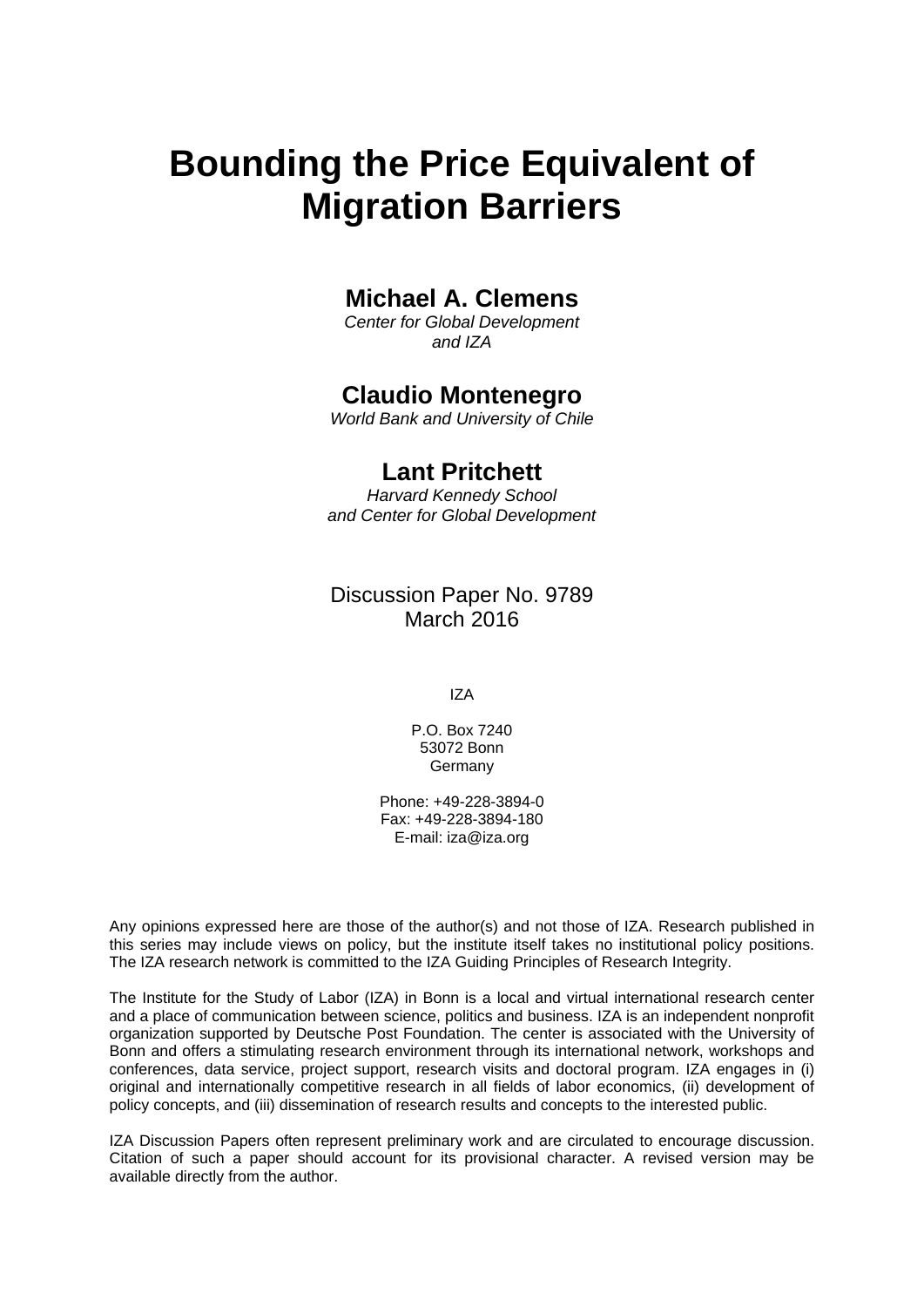# Bounding the Price Equivalent of Migration Barriers

## Michael A. Clemens

*Center for Global Development and IZA*

## Claudio Montenegro

*World Bank and University of Chile*

## Lant Pritchett

*Harvard Kennedy School and Center for Global Development*

Discussion Paper No. 9789
March 2016

IZA

P.O. Box 7240
53072 Bonn
Germany

Phone: +49-228-3894-0
Fax: +49-228-3894-180
E-mail: iza@iza.org

Any opinions expressed here are those of the author(s) and not those of IZA. Research published in this series may include views on policy, but the institute itself takes no institutional policy positions. The IZA research network is committed to the IZA Guiding Principles of Research Integrity.

The Institute for the Study of Labor (IZA) in Bonn is a local and virtual international research center and a place of communication between science, politics and business. IZA is an independent nonprofit organization supported by Deutsche Post Foundation. The center is associated with the University of Bonn and offers a stimulating research environment through its international network, workshops and conferences, data service, project support, research visits and doctoral program. IZA engages in (i) original and internationally competitive research in all fields of labor economics, (ii) development of policy concepts, and (iii) dissemination of research results and concepts to the interested public.

IZA Discussion Papers often represent preliminary work and are circulated to encourage discussion. Citation of such a paper should account for its provisional character. A revised version may be available directly from the author.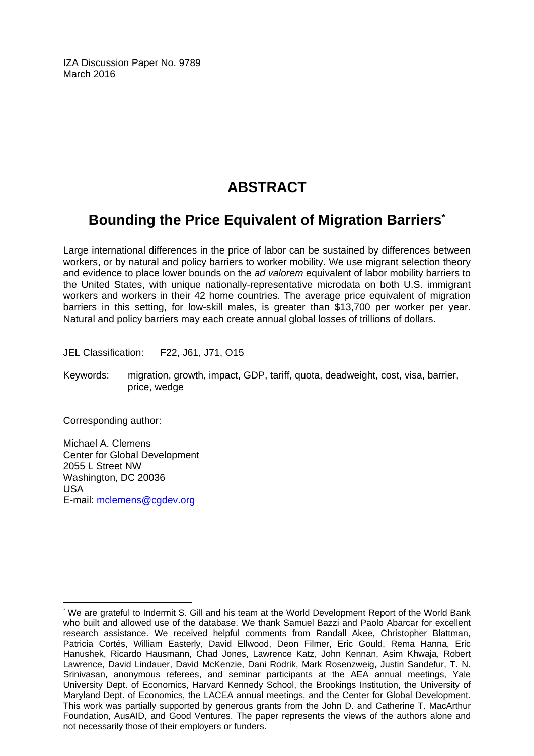IZA Discussion Paper No. 9789
March 2016

# ABSTRACT

## Bounding the Price Equivalent of Migration Barriers[*]

Large international differences in the price of labor can be sustained by differences between workers, or by natural and policy barriers to worker mobility. We use migrant selection theory and evidence to place lower bounds on the *ad valorem* equivalent of labor mobility barriers to the United States, with unique nationally-representative microdata on both U.S. immigrant workers and workers in their 42 home countries. The average price equivalent of migration barriers in this setting, for low-skill males, is greater than $13,700 per worker per year. Natural and policy barriers may each create annual global losses of trillions of dollars.

JEL Classification: F22, J61, J71, O15

Keywords: migration, growth, impact, GDP, tariff, quota, deadweight, cost, visa, barrier, price, wedge

Corresponding author:

Michael A. Clemens
Center for Global Development
2055 L Street NW
Washington, DC 20036
USA
E-mail: mclemens@cgdev.org

---

[*] We are grateful to Indermit S. Gill and his team at the World Development Report of the World Bank who built and allowed use of the database. We thank Samuel Bazzi and Paolo Abarcar for excellent research assistance. We received helpful comments from Randall Akee, Christopher Blattman, Patricia Cortés, William Easterly, David Ellwood, Deon Filmer, Eric Gould, Rema Hanna, Eric Hanushek, Ricardo Hausmann, Chad Jones, Lawrence Katz, John Kennan, Asim Khwaja, Robert Lawrence, David Lindauer, David McKenzie, Dani Rodrik, Mark Rosenzweig, Justin Sandefur, T. N. Srinivasan, anonymous referees, and seminar participants at the AEA annual meetings, Yale University Dept. of Economics, Harvard Kennedy School, the Brookings Institution, the University of Maryland Dept. of Economics, the LACEA annual meetings, and the Center for Global Development. This work was partially supported by generous grants from the John D. and Catherine T. MacArthur Foundation, AusAID, and Good Ventures. The paper represents the views of the authors alone and not necessarily those of their employers or funders.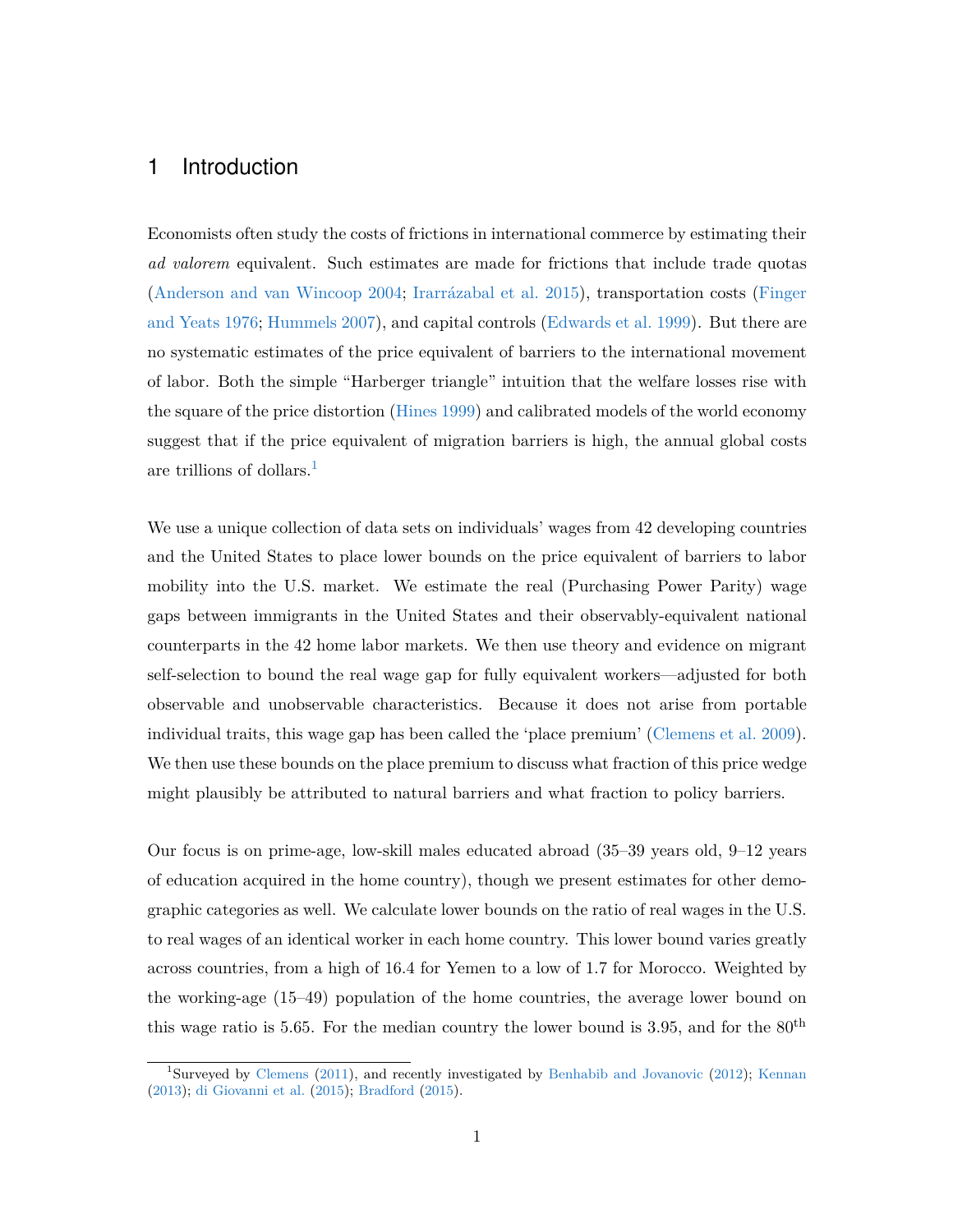# 1 Introduction

Economists often study the costs of frictions in international commerce by estimating their *ad valorem* equivalent. Such estimates are made for frictions that include trade quotas (Anderson and van Wincoop 2004; Irarrázabal et al. 2015), transportation costs (Finger and Yeats 1976; Hummels 2007), and capital controls (Edwards et al. 1999). But there are no systematic estimates of the price equivalent of barriers to the international movement of labor. Both the simple "Harberger triangle" intuition that the welfare losses rise with the square of the price distortion (Hines 1999) and calibrated models of the world economy suggest that if the price equivalent of migration barriers is high, the annual global costs are trillions of dollars.[1]

We use a unique collection of data sets on individuals' wages from 42 developing countries and the United States to place lower bounds on the price equivalent of barriers to labor mobility into the U.S. market. We estimate the real (Purchasing Power Parity) wage gaps between immigrants in the United States and their observably-equivalent national counterparts in the 42 home labor markets. We then use theory and evidence on migrant self-selection to bound the real wage gap for fully equivalent workers—adjusted for both observable and unobservable characteristics. Because it does not arise from portable individual traits, this wage gap has been called the 'place premium' (Clemens et al. 2009). We then use these bounds on the place premium to discuss what fraction of this price wedge might plausibly be attributed to natural barriers and what fraction to policy barriers.

Our focus is on prime-age, low-skill males educated abroad (35–39 years old, 9–12 years of education acquired in the home country), though we present estimates for other demographic categories as well. We calculate lower bounds on the ratio of real wages in the U.S. to real wages of an identical worker in each home country. This lower bound varies greatly across countries, from a high of 16.4 for Yemen to a low of 1.7 for Morocco. Weighted by the working-age (15–49) population of the home countries, the average lower bound on this wage ratio is 5.65. For the median country the lower bound is 3.95, and for the 80th

[1] Surveyed by Clemens (2011), and recently investigated by Benhabib and Jovanovic (2012); Kennan (2013); di Giovanni et al. (2015); Bradford (2015).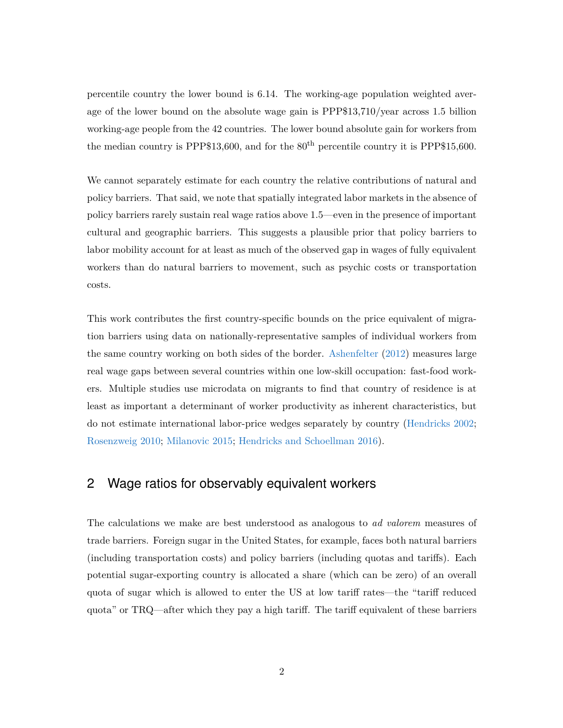percentile country the lower bound is 6.14. The working-age population weighted average of the lower bound on the absolute wage gain is PPP$13,710/year across 1.5 billion working-age people from the 42 countries. The lower bound absolute gain for workers from the median country is PPP$13,600, and for the 80th percentile country it is PPP$15,600.

We cannot separately estimate for each country the relative contributions of natural and policy barriers. That said, we note that spatially integrated labor markets in the absence of policy barriers rarely sustain real wage ratios above 1.5—even in the presence of important cultural and geographic barriers. This suggests a plausible prior that policy barriers to labor mobility account for at least as much of the observed gap in wages of fully equivalent workers than do natural barriers to movement, such as psychic costs or transportation costs.

This work contributes the first country-specific bounds on the price equivalent of migration barriers using data on nationally-representative samples of individual workers from the same country working on both sides of the border. Ashenfelter (2012) measures large real wage gaps between several countries within one low-skill occupation: fast-food workers. Multiple studies use microdata on migrants to find that country of residence is at least as important a determinant of worker productivity as inherent characteristics, but do not estimate international labor-price wedges separately by country (Hendricks 2002; Rosenzweig 2010; Milanovic 2015; Hendricks and Schoellman 2016).

## 2 Wage ratios for observably equivalent workers

The calculations we make are best understood as analogous to *ad valorem* measures of trade barriers. Foreign sugar in the United States, for example, faces both natural barriers (including transportation costs) and policy barriers (including quotas and tariffs). Each potential sugar-exporting country is allocated a share (which can be zero) of an overall quota of sugar which is allowed to enter the US at low tariff rates—the "tariff reduced quota" or TRQ—after which they pay a high tariff. The tariff equivalent of these barriers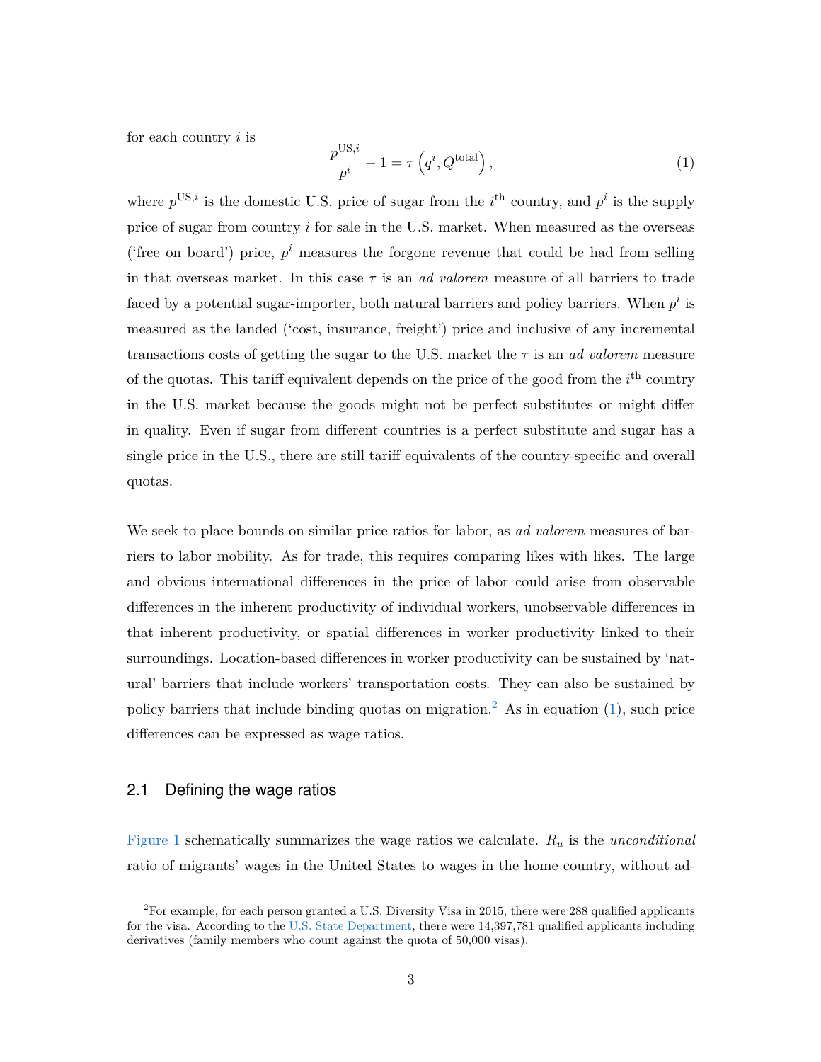for each country $i$ is

$$\frac{p^{\text{US},i}}{p^i} - 1 = \tau\left(q^i, Q^{\text{total}}\right), \tag{1}$$

where $p^{\text{US},i}$ is the domestic U.S. price of sugar from the $i^{\text{th}}$ country, and $p^i$ is the supply price of sugar from country $i$ for sale in the U.S. market. When measured as the overseas ('free on board') price, $p^i$ measures the forgone revenue that could be had from selling in that overseas market. In this case $\tau$ is an *ad valorem* measure of all barriers to trade faced by a potential sugar-importer, both natural barriers and policy barriers. When $p^i$ is measured as the landed ('cost, insurance, freight') price and inclusive of any incremental transactions costs of getting the sugar to the U.S. market the $\tau$ is an *ad valorem* measure of the quotas. This tariff equivalent depends on the price of the good from the $i^{\text{th}}$ country in the U.S. market because the goods might not be perfect substitutes or might differ in quality. Even if sugar from different countries is a perfect substitute and sugar has a single price in the U.S., there are still tariff equivalents of the country-specific and overall quotas.

We seek to place bounds on similar price ratios for labor, as *ad valorem* measures of barriers to labor mobility. As for trade, this requires comparing likes with likes. The large and obvious international differences in the price of labor could arise from observable differences in the inherent productivity of individual workers, unobservable differences in that inherent productivity, or spatial differences in worker productivity linked to their surroundings. Location-based differences in worker productivity can be sustained by 'natural' barriers that include workers' transportation costs. They can also be sustained by policy barriers that include binding quotas on migration.[2] As in equation (1), such price differences can be expressed as wage ratios.

## 2.1 Defining the wage ratios

Figure 1 schematically summarizes the wage ratios we calculate. $R_u$ is the *unconditional* ratio of migrants' wages in the United States to wages in the home country, without ad-

[2] For example, for each person granted a U.S. Diversity Visa in 2015, there were 288 qualified applicants for the visa. According to the U.S. State Department, there were 14,397,781 qualified applicants including derivatives (family members who count against the quota of 50,000 visas).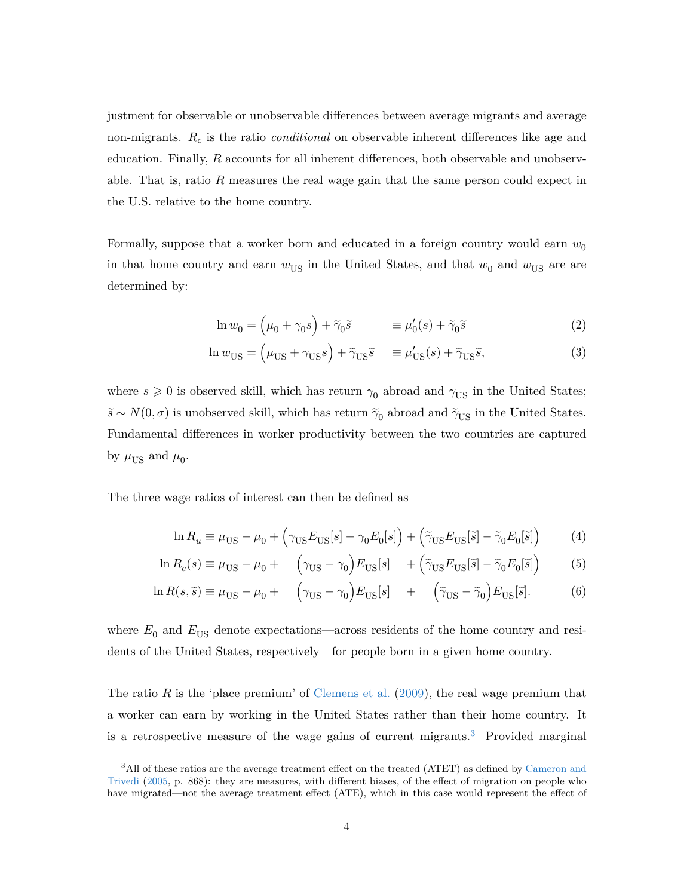justment for observable or unobservable differences between average migrants and average non-migrants. $R_c$ is the ratio *conditional* on observable inherent differences like age and education. Finally, $R$ accounts for all inherent differences, both observable and unobservable. That is, ratio $R$ measures the real wage gain that the same person could expect in the U.S. relative to the home country.

Formally, suppose that a worker born and educated in a foreign country would earn $w_0$ in that home country and earn $w_{\mathrm{US}}$ in the United States, and that $w_0$ and $w_{\mathrm{US}}$ are are determined by:

$$\ln w_0 = \left(\mu_0 + \gamma_0 s\right) + \widetilde{\gamma}_0 \widetilde{s} \qquad \equiv \mu_0'(s) + \widetilde{\gamma}_0 \widetilde{s} \tag{2}$$

$$\ln w_{\mathrm{US}} = \left(\mu_{\mathrm{US}} + \gamma_{\mathrm{US}} s\right) + \widetilde{\gamma}_{\mathrm{US}} \widetilde{s} \quad \equiv \mu_{\mathrm{US}}'(s) + \widetilde{\gamma}_{\mathrm{US}} \widetilde{s}, \tag{3}$$

where $s \geqslant 0$ is observed skill, which has return $\gamma_0$ abroad and $\gamma_{\mathrm{US}}$ in the United States; $\widetilde{s} \sim N(0, \sigma)$ is unobserved skill, which has return $\widetilde{\gamma}_0$ abroad and $\widetilde{\gamma}_{\mathrm{US}}$ in the United States. Fundamental differences in worker productivity between the two countries are captured by $\mu_{\mathrm{US}}$ and $\mu_0$.

The three wage ratios of interest can then be defined as

$$\ln R_u \equiv \mu_{\mathrm{US}} - \mu_0 + \left(\gamma_{\mathrm{US}} E_{\mathrm{US}}[s] - \gamma_0 E_0[s]\right) + \left(\widetilde{\gamma}_{\mathrm{US}} E_{\mathrm{US}}[\widetilde{s}] - \widetilde{\gamma}_0 E_0[\widetilde{s}]\right) \tag{4}$$

$$\ln R_c(s) \equiv \mu_{\mathrm{US}} - \mu_0 + \left(\gamma_{\mathrm{US}} - \gamma_0\right) E_{\mathrm{US}}[s] + \left(\widetilde{\gamma}_{\mathrm{US}} E_{\mathrm{US}}[\widetilde{s}] - \widetilde{\gamma}_0 E_0[\widetilde{s}]\right) \tag{5}$$

$$\ln R(s, \widetilde{s}) \equiv \mu_{\mathrm{US}} - \mu_0 + \left(\gamma_{\mathrm{US}} - \gamma_0\right) E_{\mathrm{US}}[s] + \left(\widetilde{\gamma}_{\mathrm{US}} - \widetilde{\gamma}_0\right) E_{\mathrm{US}}[\widetilde{s}]. \tag{6}$$

where $E_0$ and $E_{\mathrm{US}}$ denote expectations—across residents of the home country and residents of the United States, respectively—for people born in a given home country.

The ratio $R$ is the 'place premium' of Clemens et al. (2009), the real wage premium that a worker can earn by working in the United States rather than their home country. It is a retrospective measure of the wage gains of current migrants.[3] Provided marginal

[3] All of these ratios are the average treatment effect on the treated (ATET) as defined by Cameron and Trivedi (2005, p. 868): they are measures, with different biases, of the effect of migration on people who have migrated—not the average treatment effect (ATE), which in this case would represent the effect of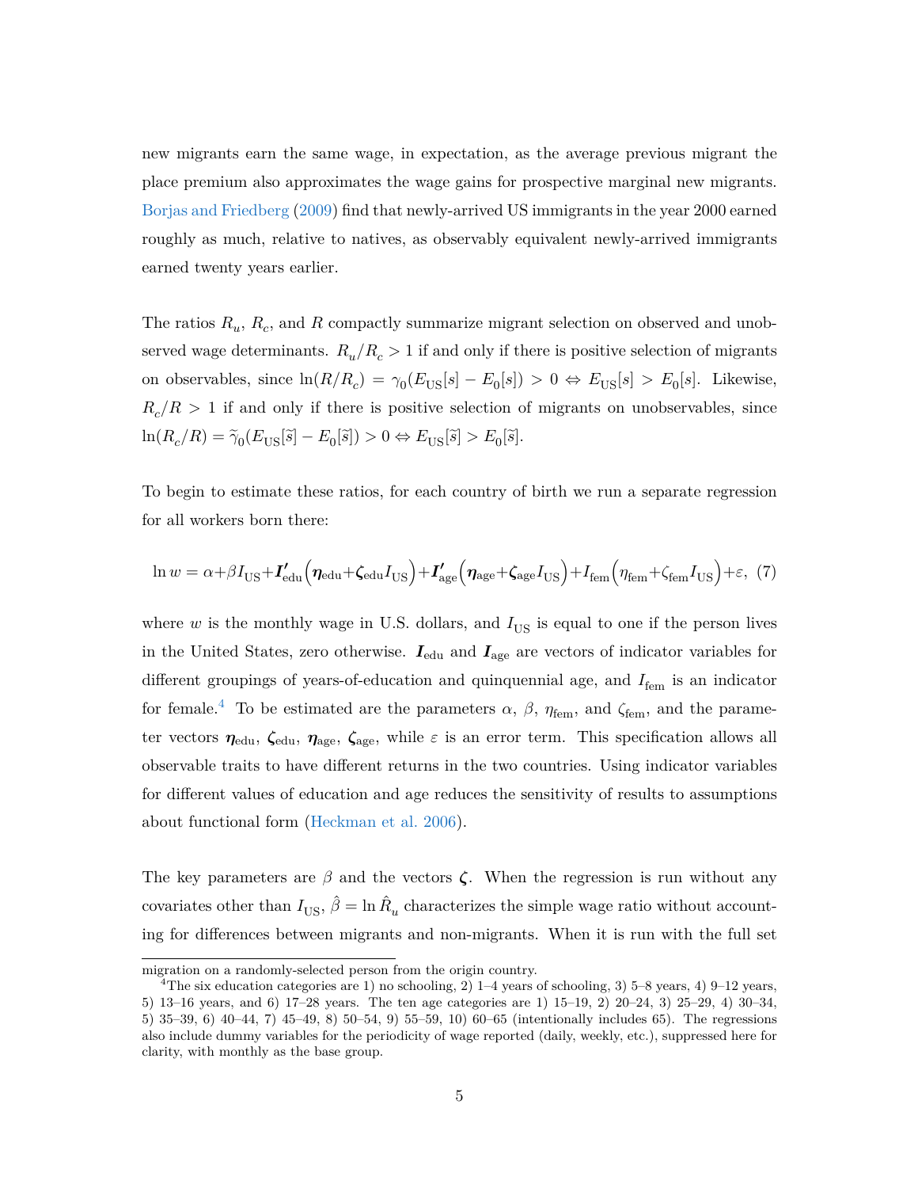new migrants earn the same wage, in expectation, as the average previous migrant the place premium also approximates the wage gains for prospective marginal new migrants. Borjas and Friedberg (2009) find that newly-arrived US immigrants in the year 2000 earned roughly as much, relative to natives, as observably equivalent newly-arrived immigrants earned twenty years earlier.

The ratios $R_u$, $R_c$, and $R$ compactly summarize migrant selection on observed and unobserved wage determinants. $R_u/R_c > 1$ if and only if there is positive selection of migrants on observables, since $\ln(R/R_c) = \gamma_0(E_{\text{US}}[s] - E_0[s]) > 0 \Leftrightarrow E_{\text{US}}[s] > E_0[s]$. Likewise, $R_c/R > 1$ if and only if there is positive selection of migrants on unobservables, since $\ln(R_c/R) = \tilde{\gamma}_0(E_{\text{US}}[\tilde{s}] - E_0[\tilde{s}]) > 0 \Leftrightarrow E_{\text{US}}[\tilde{s}] > E_0[\tilde{s}]$.

To begin to estimate these ratios, for each country of birth we run a separate regression for all workers born there:

$$\ln w = \alpha + \beta I_{\text{US}} + \boldsymbol{I}'_{\text{edu}}\Big(\boldsymbol{\eta}_{\text{edu}} + \boldsymbol{\zeta}_{\text{edu}} I_{\text{US}}\Big) + \boldsymbol{I}'_{\text{age}}\Big(\boldsymbol{\eta}_{\text{age}} + \boldsymbol{\zeta}_{\text{age}} I_{\text{US}}\Big) + I_{\text{fem}}\Big(\eta_{\text{fem}} + \zeta_{\text{fem}} I_{\text{US}}\Big) + \varepsilon, \quad (7)$$

where $w$ is the monthly wage in U.S. dollars, and $I_{\text{US}}$ is equal to one if the person lives in the United States, zero otherwise. $\boldsymbol{I}_{\text{edu}}$ and $\boldsymbol{I}_{\text{age}}$ are vectors of indicator variables for different groupings of years-of-education and quinquennial age, and $I_{\text{fem}}$ is an indicator for female.[4] To be estimated are the parameters $\alpha$, $\beta$, $\eta_{\text{fem}}$, and $\zeta_{\text{fem}}$, and the parameter vectors $\boldsymbol{\eta}_{\text{edu}}$, $\boldsymbol{\zeta}_{\text{edu}}$, $\boldsymbol{\eta}_{\text{age}}$, $\boldsymbol{\zeta}_{\text{age}}$, while $\varepsilon$ is an error term. This specification allows all observable traits to have different returns in the two countries. Using indicator variables for different values of education and age reduces the sensitivity of results to assumptions about functional form (Heckman et al. 2006).

The key parameters are $\beta$ and the vectors $\boldsymbol{\zeta}$. When the regression is run without any covariates other than $I_{\text{US}}$, $\hat{\beta} = \ln \hat{R}_u$ characterizes the simple wage ratio without accounting for differences between migrants and non-migrants. When it is run with the full set

migration on a randomly-selected person from the origin country.

[4] The six education categories are 1) no schooling, 2) 1–4 years of schooling, 3) 5–8 years, 4) 9–12 years, 5) 13–16 years, and 6) 17–28 years. The ten age categories are 1) 15–19, 2) 20–24, 3) 25–29, 4) 30–34, 5) 35–39, 6) 40–44, 7) 45–49, 8) 50–54, 9) 55–59, 10) 60–65 (intentionally includes 65). The regressions also include dummy variables for the periodicity of wage reported (daily, weekly, etc.), suppressed here for clarity, with monthly as the base group.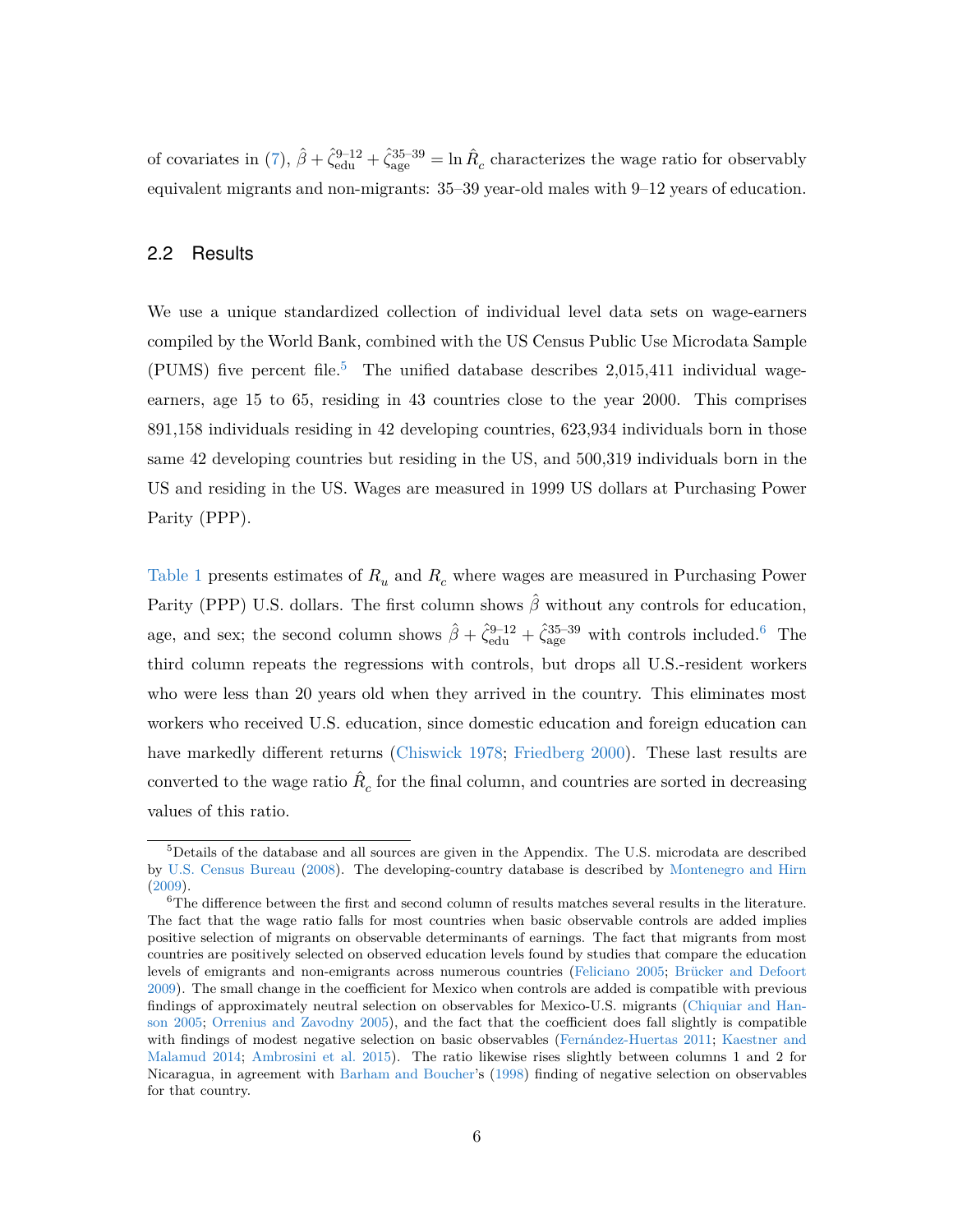of covariates in (7), $\hat{\beta} + \hat{\zeta}^{9\text{–}12}_{\text{edu}} + \hat{\zeta}^{35\text{–}39}_{\text{age}} = \ln \hat{R}_c$ characterizes the wage ratio for observably equivalent migrants and non-migrants: 35–39 year-old males with 9–12 years of education.

## 2.2 Results

We use a unique standardized collection of individual level data sets on wage-earners compiled by the World Bank, combined with the US Census Public Use Microdata Sample (PUMS) five percent file.[5] The unified database describes 2,015,411 individual wage-earners, age 15 to 65, residing in 43 countries close to the year 2000. This comprises 891,158 individuals residing in 42 developing countries, 623,934 individuals born in those same 42 developing countries but residing in the US, and 500,319 individuals born in the US and residing in the US. Wages are measured in 1999 US dollars at Purchasing Power Parity (PPP).

Table 1 presents estimates of $R_u$ and $R_c$ where wages are measured in Purchasing Power Parity (PPP) U.S. dollars. The first column shows $\hat{\beta}$ without any controls for education, age, and sex; the second column shows $\hat{\beta} + \hat{\zeta}^{9\text{–}12}_{\text{edu}} + \hat{\zeta}^{35\text{–}39}_{\text{age}}$ with controls included.[6] The third column repeats the regressions with controls, but drops all U.S.-resident workers who were less than 20 years old when they arrived in the country. This eliminates most workers who received U.S. education, since domestic education and foreign education can have markedly different returns (Chiswick 1978; Friedberg 2000). These last results are converted to the wage ratio $\hat{R}_c$ for the final column, and countries are sorted in decreasing values of this ratio.

---

[5] Details of the database and all sources are given in the Appendix. The U.S. microdata are described by U.S. Census Bureau (2008). The developing-country database is described by Montenegro and Hirn (2009).

[6] The difference between the first and second column of results matches several results in the literature. The fact that the wage ratio falls for most countries when basic observable controls are added implies positive selection of migrants on observable determinants of earnings. The fact that migrants from most countries are positively selected on observed education levels found by studies that compare the education levels of emigrants and non-emigrants across numerous countries (Feliciano 2005; Brücker and Defoort 2009). The small change in the coefficient for Mexico when controls are added is compatible with previous findings of approximately neutral selection on observables for Mexico-U.S. migrants (Chiquiar and Hanson 2005; Orrenius and Zavodny 2005), and the fact that the coefficient does fall slightly is compatible with findings of modest negative selection on basic observables (Fernández-Huertas 2011; Kaestner and Malamud 2014; Ambrosini et al. 2015). The ratio likewise rises slightly between columns 1 and 2 for Nicaragua, in agreement with Barham and Boucher's (1998) finding of negative selection on observables for that country.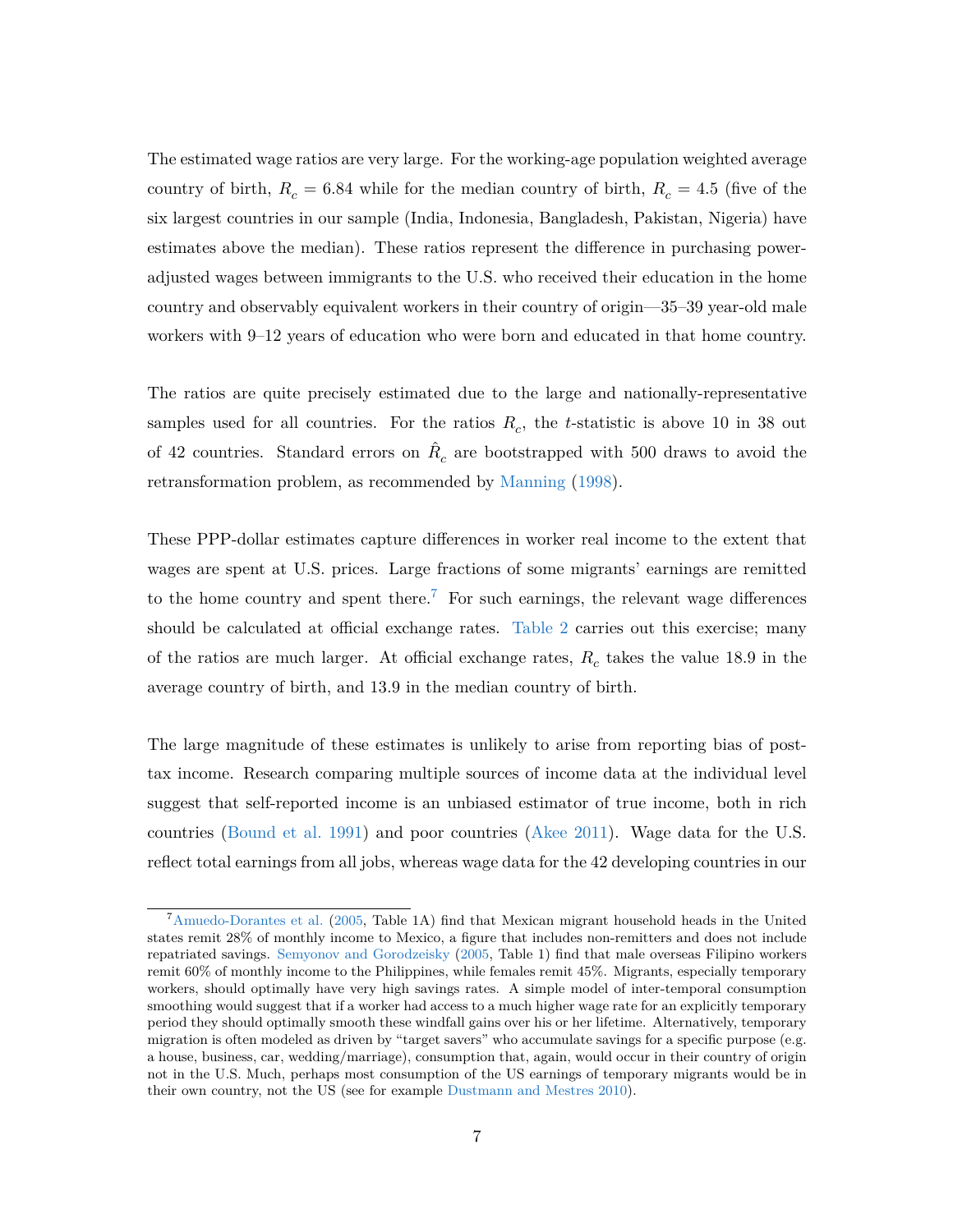The estimated wage ratios are very large. For the working-age population weighted average country of birth, $R_c = 6.84$ while for the median country of birth, $R_c = 4.5$ (five of the six largest countries in our sample (India, Indonesia, Bangladesh, Pakistan, Nigeria) have estimates above the median). These ratios represent the difference in purchasing power-adjusted wages between immigrants to the U.S. who received their education in the home country and observably equivalent workers in their country of origin—35–39 year-old male workers with 9–12 years of education who were born and educated in that home country.

The ratios are quite precisely estimated due to the large and nationally-representative samples used for all countries. For the ratios $R_c$, the $t$-statistic is above 10 in 38 out of 42 countries. Standard errors on $\hat{R}_c$ are bootstrapped with 500 draws to avoid the retransformation problem, as recommended by Manning (1998).

These PPP-dollar estimates capture differences in worker real income to the extent that wages are spent at U.S. prices. Large fractions of some migrants' earnings are remitted to the home country and spent there.[7] For such earnings, the relevant wage differences should be calculated at official exchange rates. Table 2 carries out this exercise; many of the ratios are much larger. At official exchange rates, $R_c$ takes the value 18.9 in the average country of birth, and 13.9 in the median country of birth.

The large magnitude of these estimates is unlikely to arise from reporting bias of post-tax income. Research comparing multiple sources of income data at the individual level suggest that self-reported income is an unbiased estimator of true income, both in rich countries (Bound et al. 1991) and poor countries (Akee 2011). Wage data for the U.S. reflect total earnings from all jobs, whereas wage data for the 42 developing countries in our

[7] Amuedo-Dorantes et al. (2005, Table 1A) find that Mexican migrant household heads in the United states remit 28% of monthly income to Mexico, a figure that includes non-remitters and does not include repatriated savings. Semyonov and Gorodzeisky (2005, Table 1) find that male overseas Filipino workers remit 60% of monthly income to the Philippines, while females remit 45%. Migrants, especially temporary workers, should optimally have very high savings rates. A simple model of inter-temporal consumption smoothing would suggest that if a worker had access to a much higher wage rate for an explicitly temporary period they should optimally smooth these windfall gains over his or her lifetime. Alternatively, temporary migration is often modeled as driven by "target savers" who accumulate savings for a specific purpose (e.g. a house, business, car, wedding/marriage), consumption that, again, would occur in their country of origin not in the U.S. Much, perhaps most consumption of the US earnings of temporary migrants would be in their own country, not the US (see for example Dustmann and Mestres 2010).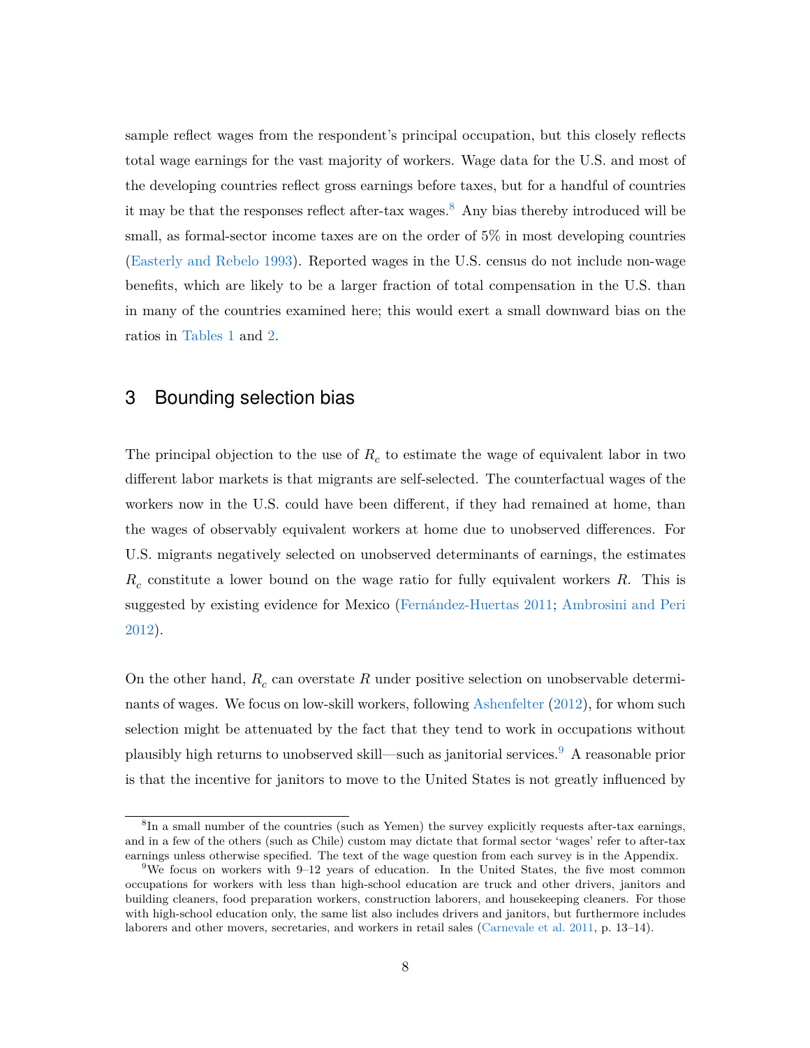sample reflect wages from the respondent's principal occupation, but this closely reflects total wage earnings for the vast majority of workers. Wage data for the U.S. and most of the developing countries reflect gross earnings before taxes, but for a handful of countries it may be that the responses reflect after-tax wages.[8] Any bias thereby introduced will be small, as formal-sector income taxes are on the order of 5% in most developing countries (Easterly and Rebelo 1993). Reported wages in the U.S. census do not include non-wage benefits, which are likely to be a larger fraction of total compensation in the U.S. than in many of the countries examined here; this would exert a small downward bias on the ratios in Tables 1 and 2.

## 3 Bounding selection bias

The principal objection to the use of $R_c$ to estimate the wage of equivalent labor in two different labor markets is that migrants are self-selected. The counterfactual wages of the workers now in the U.S. could have been different, if they had remained at home, than the wages of observably equivalent workers at home due to unobserved differences. For U.S. migrants negatively selected on unobserved determinants of earnings, the estimates $R_c$ constitute a lower bound on the wage ratio for fully equivalent workers $R$. This is suggested by existing evidence for Mexico (Fernández-Huertas 2011; Ambrosini and Peri 2012).

On the other hand, $R_c$ can overstate $R$ under positive selection on unobservable determinants of wages. We focus on low-skill workers, following Ashenfelter (2012), for whom such selection might be attenuated by the fact that they tend to work in occupations without plausibly high returns to unobserved skill—such as janitorial services.[9] A reasonable prior is that the incentive for janitors to move to the United States is not greatly influenced by

[8] In a small number of the countries (such as Yemen) the survey explicitly requests after-tax earnings, and in a few of the others (such as Chile) custom may dictate that formal sector 'wages' refer to after-tax earnings unless otherwise specified. The text of the wage question from each survey is in the Appendix.

[9] We focus on workers with 9–12 years of education. In the United States, the five most common occupations for workers with less than high-school education are truck and other drivers, janitors and building cleaners, food preparation workers, construction laborers, and housekeeping cleaners. For those with high-school education only, the same list also includes drivers and janitors, but furthermore includes laborers and other movers, secretaries, and workers in retail sales (Carnevale et al. 2011, p. 13–14).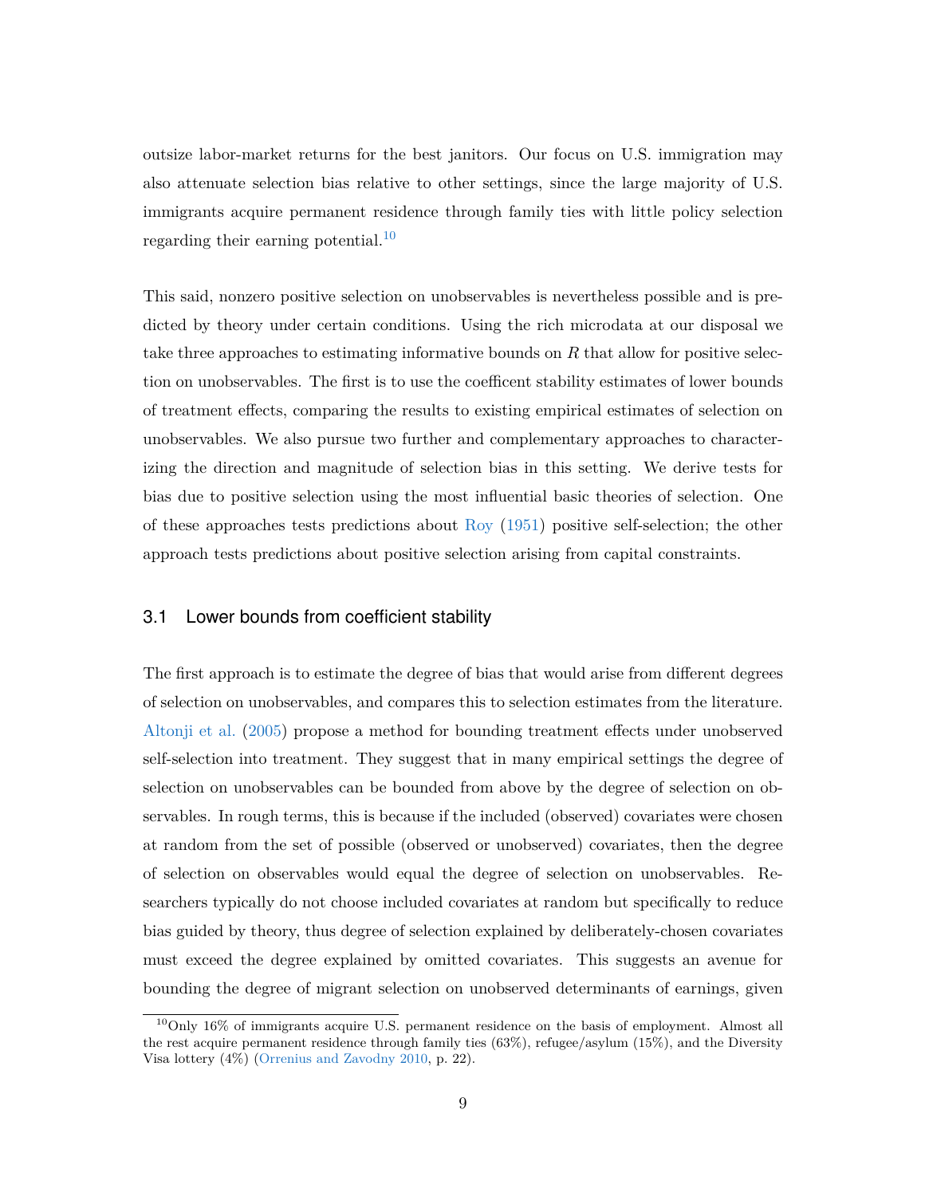outsize labor-market returns for the best janitors. Our focus on U.S. immigration may also attenuate selection bias relative to other settings, since the large majority of U.S. immigrants acquire permanent residence through family ties with little policy selection regarding their earning potential.[10]

This said, nonzero positive selection on unobservables is nevertheless possible and is predicted by theory under certain conditions. Using the rich microdata at our disposal we take three approaches to estimating informative bounds on $R$ that allow for positive selection on unobservables. The first is to use the coefficent stability estimates of lower bounds of treatment effects, comparing the results to existing empirical estimates of selection on unobservables. We also pursue two further and complementary approaches to characterizing the direction and magnitude of selection bias in this setting. We derive tests for bias due to positive selection using the most influential basic theories of selection. One of these approaches tests predictions about Roy (1951) positive self-selection; the other approach tests predictions about positive selection arising from capital constraints.

## 3.1 Lower bounds from coefficient stability

The first approach is to estimate the degree of bias that would arise from different degrees of selection on unobservables, and compares this to selection estimates from the literature. Altonji et al. (2005) propose a method for bounding treatment effects under unobserved self-selection into treatment. They suggest that in many empirical settings the degree of selection on unobservables can be bounded from above by the degree of selection on observables. In rough terms, this is because if the included (observed) covariates were chosen at random from the set of possible (observed or unobserved) covariates, then the degree of selection on observables would equal the degree of selection on unobservables. Researchers typically do not choose included covariates at random but specifically to reduce bias guided by theory, thus degree of selection explained by deliberately-chosen covariates must exceed the degree explained by omitted covariates. This suggests an avenue for bounding the degree of migrant selection on unobserved determinants of earnings, given

[10] Only 16% of immigrants acquire U.S. permanent residence on the basis of employment. Almost all the rest acquire permanent residence through family ties (63%), refugee/asylum (15%), and the Diversity Visa lottery (4%) (Orrenius and Zavodny 2010, p. 22).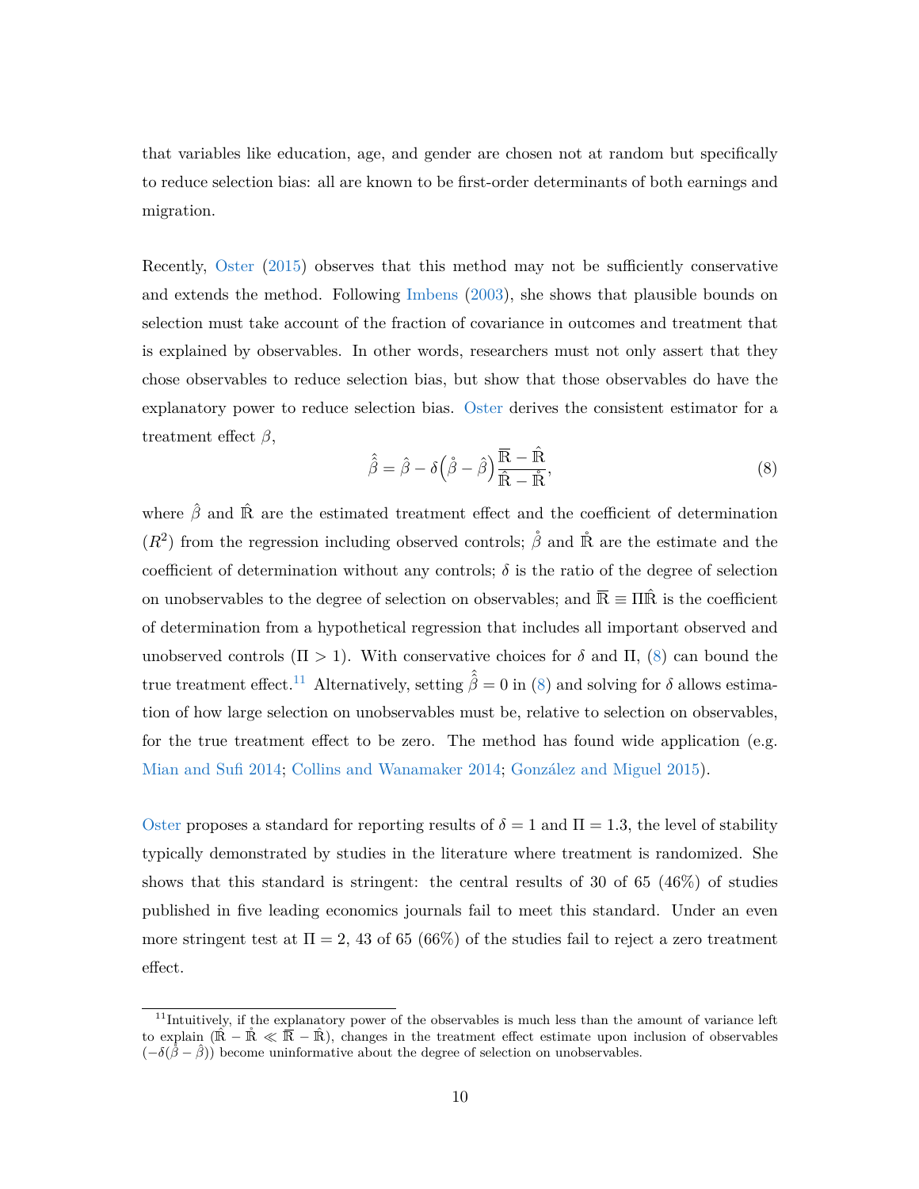that variables like education, age, and gender are chosen not at random but specifically to reduce selection bias: all are known to be first-order determinants of both earnings and migration.

Recently, Oster (2015) observes that this method may not be sufficiently conservative and extends the method. Following Imbens (2003), she shows that plausible bounds on selection must take account of the fraction of covariance in outcomes and treatment that is explained by observables. In other words, researchers must not only assert that they chose observables to reduce selection bias, but show that those observables do have the explanatory power to reduce selection bias. Oster derives the consistent estimator for a treatment effect $\beta$,

$$\hat{\hat{\beta}} = \hat{\beta} - \delta\left(\mathring{\beta} - \hat{\beta}\right)\frac{\overline{\mathbb{R}} - \hat{\mathbb{R}}}{\hat{\mathbb{R}} - \mathring{\mathbb{R}}}, \tag{8}$$

where $\hat{\beta}$ and $\hat{\mathbb{R}}$ are the estimated treatment effect and the coefficient of determination ($R^2$) from the regression including observed controls; $\mathring{\beta}$ and $\mathring{\mathbb{R}}$ are the estimate and the coefficient of determination without any controls; $\delta$ is the ratio of the degree of selection on unobservables to the degree of selection on observables; and $\overline{\mathbb{R}} \equiv \Pi\hat{\mathbb{R}}$ is the coefficient of determination from a hypothetical regression that includes all important observed and unobserved controls ($\Pi > 1$). With conservative choices for $\delta$ and $\Pi$, (8) can bound the true treatment effect.[11] Alternatively, setting $\hat{\hat{\beta}} = 0$ in (8) and solving for $\delta$ allows estimation of how large selection on unobservables must be, relative to selection on observables, for the true treatment effect to be zero. The method has found wide application (e.g. Mian and Sufi 2014; Collins and Wanamaker 2014; González and Miguel 2015).

Oster proposes a standard for reporting results of $\delta = 1$ and $\Pi = 1.3$, the level of stability typically demonstrated by studies in the literature where treatment is randomized. She shows that this standard is stringent: the central results of 30 of 65 (46%) of studies published in five leading economics journals fail to meet this standard. Under an even more stringent test at $\Pi = 2$, 43 of 65 (66%) of the studies fail to reject a zero treatment effect.

[11] Intuitively, if the explanatory power of the observables is much less than the amount of variance left to explain ($\hat{\mathbb{R}} - \mathring{\mathbb{R}} \ll \overline{\mathbb{R}} - \hat{\mathbb{R}}$), changes in the treatment effect estimate upon inclusion of observables ($-\delta(\mathring{\beta} - \hat{\beta})$) become uninformative about the degree of selection on unobservables.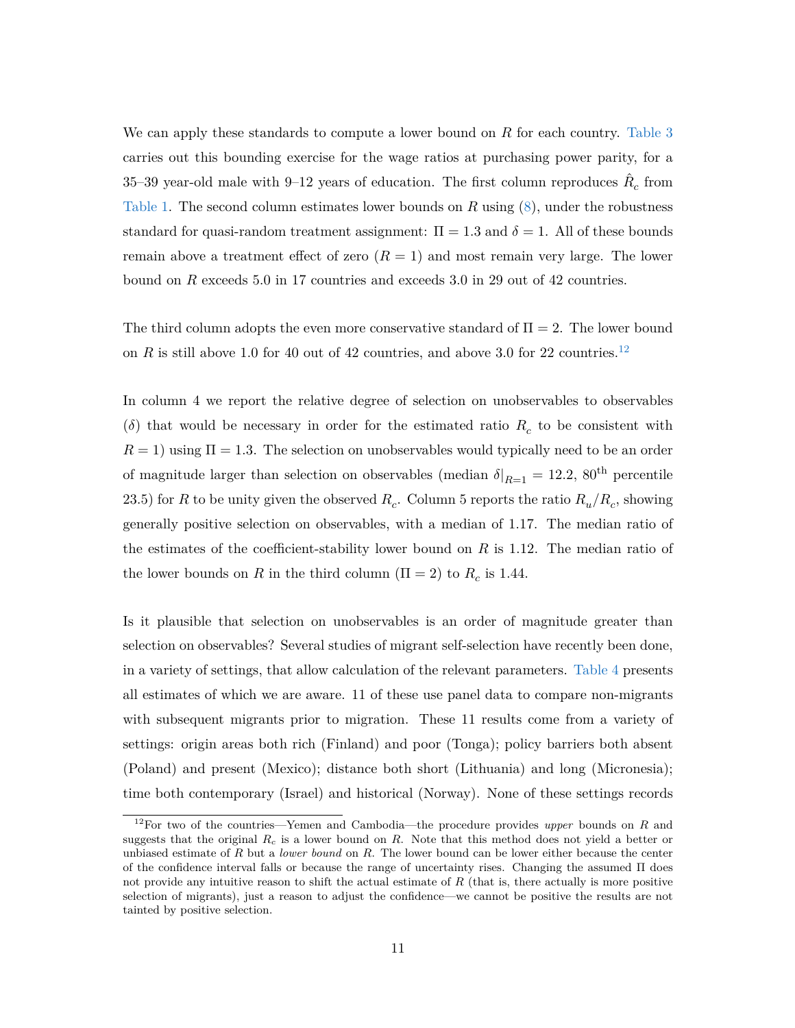We can apply these standards to compute a lower bound on $R$ for each country. Table 3 carries out this bounding exercise for the wage ratios at purchasing power parity, for a 35–39 year-old male with 9–12 years of education. The first column reproduces $\hat{R}_c$ from Table 1. The second column estimates lower bounds on $R$ using (8), under the robustness standard for quasi-random treatment assignment: $\Pi = 1.3$ and $\delta = 1$. All of these bounds remain above a treatment effect of zero ($R = 1$) and most remain very large. The lower bound on $R$ exceeds 5.0 in 17 countries and exceeds 3.0 in 29 out of 42 countries.

The third column adopts the even more conservative standard of $\Pi = 2$. The lower bound on $R$ is still above 1.0 for 40 out of 42 countries, and above 3.0 for 22 countries.[12]

In column 4 we report the relative degree of selection on unobservables to observables ($\delta$) that would be necessary in order for the estimated ratio $R_c$ to be consistent with $R = 1$) using $\Pi = 1.3$. The selection on unobservables would typically need to be an order of magnitude larger than selection on observables (median $\delta|_{R=1} = 12.2$, 80[th] percentile 23.5) for $R$ to be unity given the observed $R_c$. Column 5 reports the ratio $R_u/R_c$, showing generally positive selection on observables, with a median of 1.17. The median ratio of the estimates of the coefficient-stability lower bound on $R$ is 1.12. The median ratio of the lower bounds on $R$ in the third column ($\Pi = 2$) to $R_c$ is 1.44.

Is it plausible that selection on unobservables is an order of magnitude greater than selection on observables? Several studies of migrant self-selection have recently been done, in a variety of settings, that allow calculation of the relevant parameters. Table 4 presents all estimates of which we are aware. 11 of these use panel data to compare non-migrants with subsequent migrants prior to migration. These 11 results come from a variety of settings: origin areas both rich (Finland) and poor (Tonga); policy barriers both absent (Poland) and present (Mexico); distance both short (Lithuania) and long (Micronesia); time both contemporary (Israel) and historical (Norway). None of these settings records

[12] For two of the countries—Yemen and Cambodia—the procedure provides *upper* bounds on $R$ and suggests that the original $R_c$ is a lower bound on $R$. Note that this method does not yield a better or unbiased estimate of $R$ but a *lower bound* on $R$. The lower bound can be lower either because the center of the confidence interval falls or because the range of uncertainty rises. Changing the assumed $\Pi$ does not provide any intuitive reason to shift the actual estimate of $R$ (that is, there actually is more positive selection of migrants), just a reason to adjust the confidence—we cannot be positive the results are not tainted by positive selection.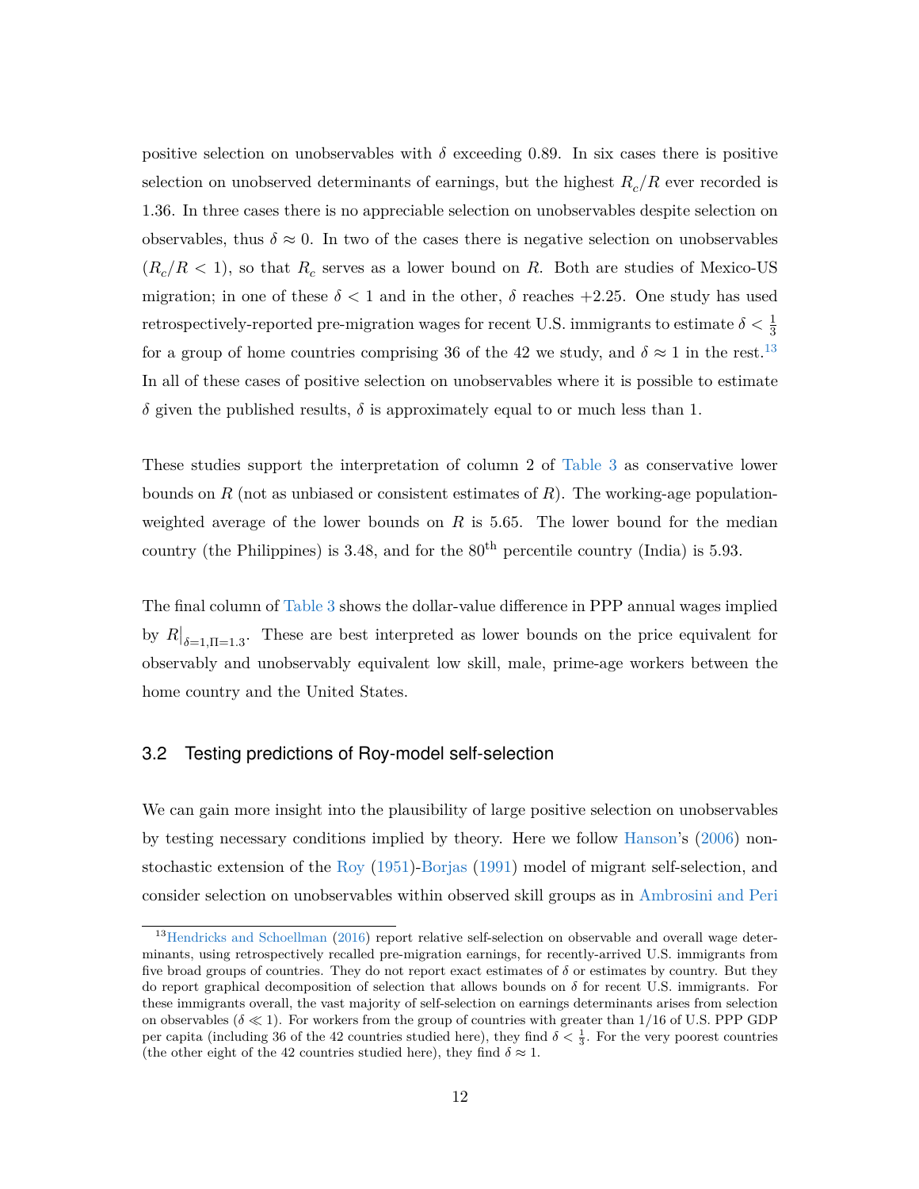positive selection on unobservables with $\delta$ exceeding 0.89. In six cases there is positive selection on unobserved determinants of earnings, but the highest $R_c/R$ ever recorded is 1.36. In three cases there is no appreciable selection on unobservables despite selection on observables, thus $\delta \approx 0$. In two of the cases there is negative selection on unobservables ($R_c/R < 1$), so that $R_c$ serves as a lower bound on $R$. Both are studies of Mexico-US migration; in one of these $\delta < 1$ and in the other, $\delta$ reaches $+2.25$. One study has used retrospectively-reported pre-migration wages for recent U.S. immigrants to estimate $\delta < \frac{1}{3}$ for a group of home countries comprising 36 of the 42 we study, and $\delta \approx 1$ in the rest.[13] In all of these cases of positive selection on unobservables where it is possible to estimate $\delta$ given the published results, $\delta$ is approximately equal to or much less than 1.

These studies support the interpretation of column 2 of Table 3 as conservative lower bounds on $R$ (not as unbiased or consistent estimates of $R$). The working-age population-weighted average of the lower bounds on $R$ is 5.65. The lower bound for the median country (the Philippines) is 3.48, and for the 80$^{\text{th}}$ percentile country (India) is 5.93.

The final column of Table 3 shows the dollar-value difference in PPP annual wages implied by $R|_{\delta=1,\Pi=1.3}$. These are best interpreted as lower bounds on the price equivalent for observably and unobservably equivalent low skill, male, prime-age workers between the home country and the United States.

## 3.2 Testing predictions of Roy-model self-selection

We can gain more insight into the plausibility of large positive selection on unobservables by testing necessary conditions implied by theory. Here we follow Hanson's (2006) non-stochastic extension of the Roy (1951)-Borjas (1991) model of migrant self-selection, and consider selection on unobservables within observed skill groups as in Ambrosini and Peri

[13] Hendricks and Schoellman (2016) report relative self-selection on observable and overall wage determinants, using retrospectively recalled pre-migration earnings, for recently-arrived U.S. immigrants from five broad groups of countries. They do not report exact estimates of $\delta$ or estimates by country. But they do report graphical decomposition of selection that allows bounds on $\delta$ for recent U.S. immigrants. For these immigrants overall, the vast majority of self-selection on earnings determinants arises from selection on observables ($\delta \ll 1$). For workers from the group of countries with greater than 1/16 of U.S. PPP GDP per capita (including 36 of the 42 countries studied here), they find $\delta < \frac{1}{3}$. For the very poorest countries (the other eight of the 42 countries studied here), they find $\delta \approx 1$.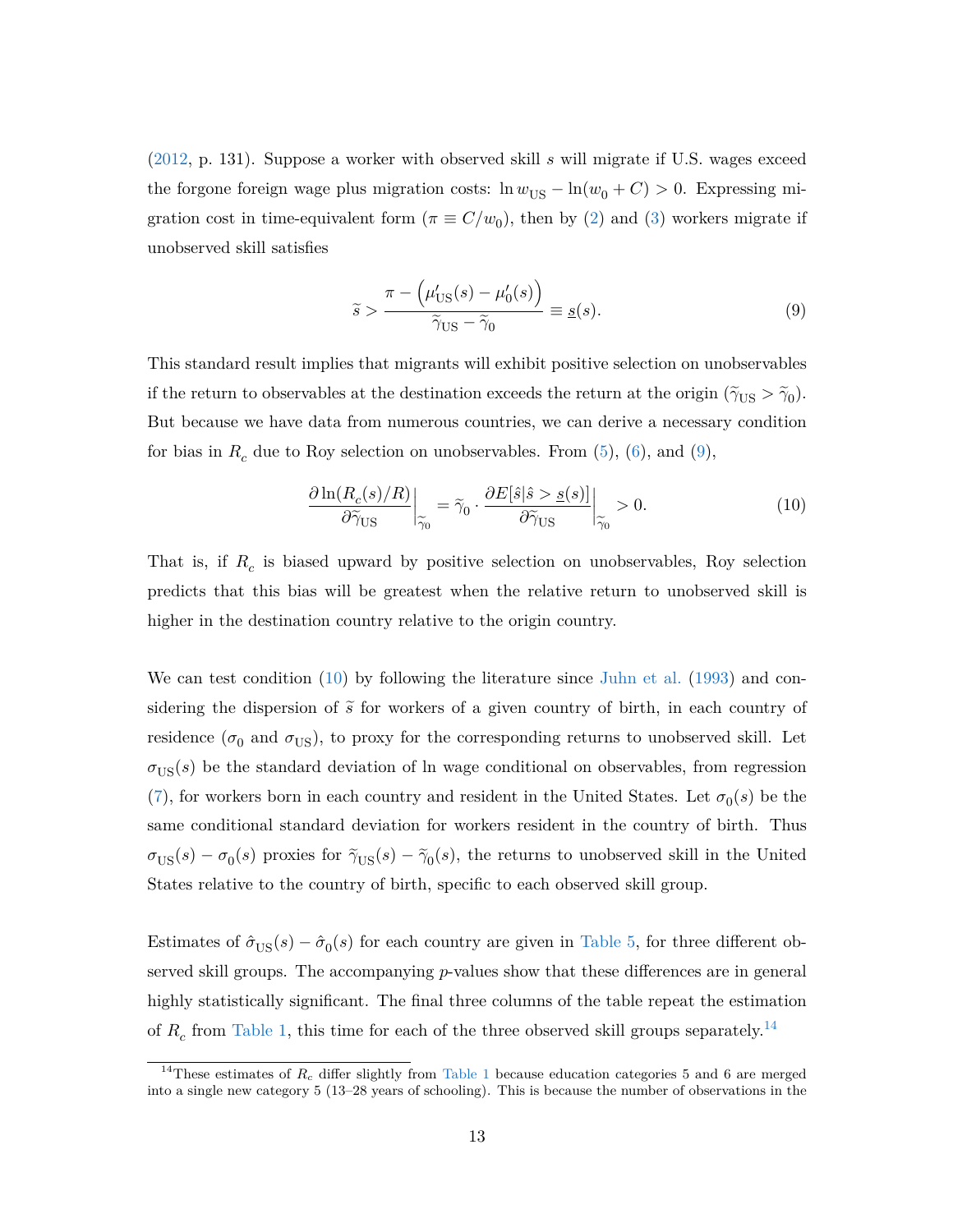(2012, p. 131). Suppose a worker with observed skill $s$ will migrate if U.S. wages exceed the forgone foreign wage plus migration costs: $\ln w_{\text{US}} - \ln(w_0 + C) > 0$. Expressing migration cost in time-equivalent form ($\pi \equiv C/w_0$), then by (2) and (3) workers migrate if unobserved skill satisfies

$$\tilde{s} > \frac{\pi - \left(\mu'_{\text{US}}(s) - \mu'_0(s)\right)}{\tilde{\gamma}_{\text{US}} - \tilde{\gamma}_0} \equiv \underline{s}(s). \tag{9}$$

This standard result implies that migrants will exhibit positive selection on unobservables if the return to observables at the destination exceeds the return at the origin ($\tilde{\gamma}_{\text{US}} > \tilde{\gamma}_0$). But because we have data from numerous countries, we can derive a necessary condition for bias in $R_c$ due to Roy selection on unobservables. From (5), (6), and (9),

$$\left.\frac{\partial \ln(R_c(s)/R)}{\partial \tilde{\gamma}_{\text{US}}}\right|_{\tilde{\gamma}_0} = \tilde{\gamma}_0 \cdot \left.\frac{\partial E[\hat{s}|\hat{s} > \underline{s}(s)]}{\partial \tilde{\gamma}_{\text{US}}}\right|_{\tilde{\gamma}_0} > 0. \tag{10}$$

That is, if $R_c$ is biased upward by positive selection on unobservables, Roy selection predicts that this bias will be greatest when the relative return to unobserved skill is higher in the destination country relative to the origin country.

We can test condition (10) by following the literature since Juhn et al. (1993) and considering the dispersion of $\tilde{s}$ for workers of a given country of birth, in each country of residence ($\sigma_0$ and $\sigma_{\text{US}}$), to proxy for the corresponding returns to unobserved skill. Let $\sigma_{\text{US}}(s)$ be the standard deviation of ln wage conditional on observables, from regression (7), for workers born in each country and resident in the United States. Let $\sigma_0(s)$ be the same conditional standard deviation for workers resident in the country of birth. Thus $\sigma_{\text{US}}(s) - \sigma_0(s)$ proxies for $\tilde{\gamma}_{\text{US}}(s) - \tilde{\gamma}_0(s)$, the returns to unobserved skill in the United States relative to the country of birth, specific to each observed skill group.

Estimates of $\hat{\sigma}_{\text{US}}(s) - \hat{\sigma}_0(s)$ for each country are given in Table 5, for three different observed skill groups. The accompanying *p*-values show that these differences are in general highly statistically significant. The final three columns of the table repeat the estimation of $R_c$ from Table 1, this time for each of the three observed skill groups separately.[14]

[14] These estimates of $R_c$ differ slightly from Table 1 because education categories 5 and 6 are merged into a single new category 5 (13–28 years of schooling). This is because the number of observations in the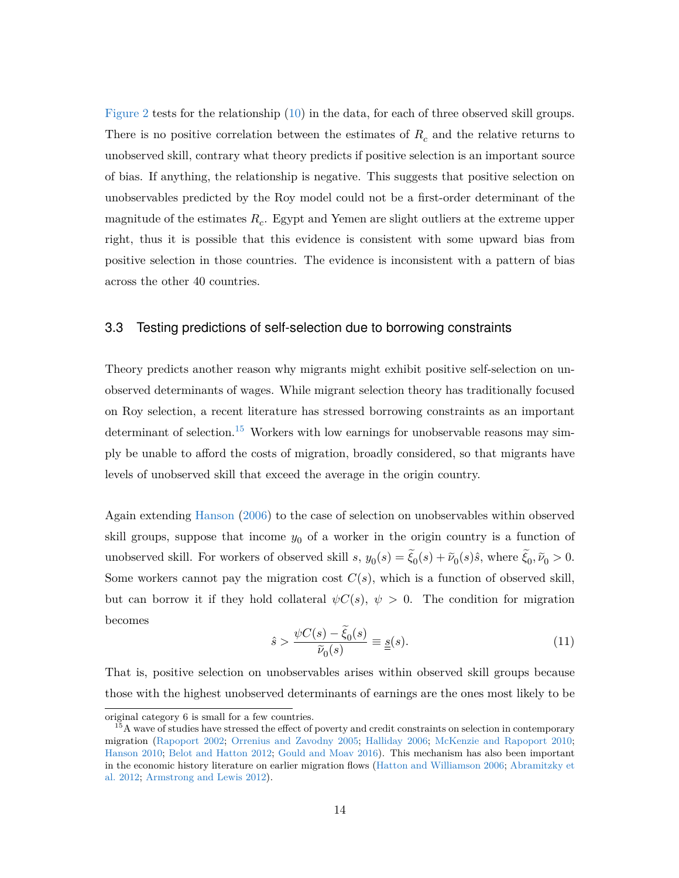Figure 2 tests for the relationship (10) in the data, for each of three observed skill groups. There is no positive correlation between the estimates of $R_c$ and the relative returns to unobserved skill, contrary what theory predicts if positive selection is an important source of bias. If anything, the relationship is negative. This suggests that positive selection on unobservables predicted by the Roy model could not be a first-order determinant of the magnitude of the estimates $R_c$. Egypt and Yemen are slight outliers at the extreme upper right, thus it is possible that this evidence is consistent with some upward bias from positive selection in those countries. The evidence is inconsistent with a pattern of bias across the other 40 countries.

### 3.3 Testing predictions of self-selection due to borrowing constraints

Theory predicts another reason why migrants might exhibit positive self-selection on unobserved determinants of wages. While migrant selection theory has traditionally focused on Roy selection, a recent literature has stressed borrowing constraints as an important determinant of selection.[15] Workers with low earnings for unobservable reasons may simply be unable to afford the costs of migration, broadly considered, so that migrants have levels of unobserved skill that exceed the average in the origin country.

Again extending Hanson (2006) to the case of selection on unobservables within observed skill groups, suppose that income $y_0$ of a worker in the origin country is a function of unobserved skill. For workers of observed skill $s$, $y_0(s) = \tilde{\xi}_0(s) + \tilde{\nu}_0(s)\hat{s}$, where $\tilde{\xi}_0, \tilde{\nu}_0 > 0$. Some workers cannot pay the migration cost $C(s)$, which is a function of observed skill, but can borrow it if they hold collateral $\psi C(s)$, $\psi > 0$. The condition for migration becomes

$$\hat{s} > \frac{\psi C(s) - \tilde{\xi}_0(s)}{\tilde{\nu}_0(s)} \equiv \underline{\underline{s}}(s). \tag{11}$$

That is, positive selection on unobservables arises within observed skill groups because those with the highest unobserved determinants of earnings are the ones most likely to be

original category 6 is small for a few countries.

[15] A wave of studies have stressed the effect of poverty and credit constraints on selection in contemporary migration (Rapoport 2002; Orrenius and Zavodny 2005; Halliday 2006; McKenzie and Rapoport 2010; Hanson 2010; Belot and Hatton 2012; Gould and Moav 2016). This mechanism has also been important in the economic history literature on earlier migration flows (Hatton and Williamson 2006; Abramitzky et al. 2012; Armstrong and Lewis 2012).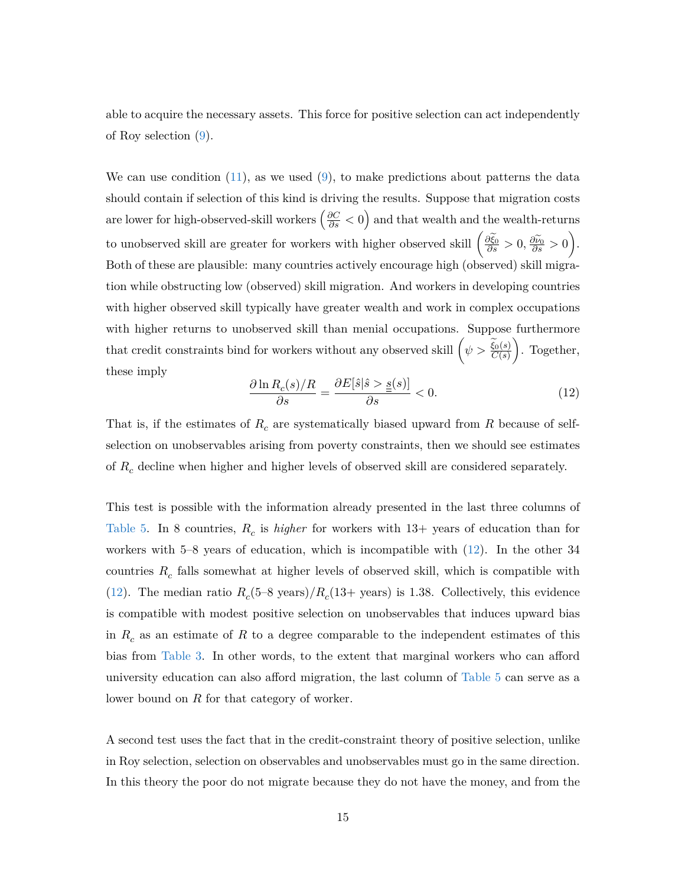able to acquire the necessary assets. This force for positive selection can act independently of Roy selection (9).

We can use condition (11), as we used (9), to make predictions about patterns the data should contain if selection of this kind is driving the results. Suppose that migration costs are lower for high-observed-skill workers $\left(\frac{\partial C}{\partial s} < 0\right)$ and that wealth and the wealth-returns to unobserved skill are greater for workers with higher observed skill $\left(\frac{\partial \widetilde{\xi}_0}{\partial s} > 0, \frac{\partial \widetilde{\nu}_0}{\partial s} > 0\right)$. Both of these are plausible: many countries actively encourage high (observed) skill migration while obstructing low (observed) skill migration. And workers in developing countries with higher observed skill typically have greater wealth and work in complex occupations with higher returns to unobserved skill than menial occupations. Suppose furthermore that credit constraints bind for workers without any observed skill $\left(\psi > \frac{\widetilde{\xi}_0(s)}{C(s)}\right)$. Together, these imply

$$\frac{\partial \ln R_c(s)/R}{\partial s} = \frac{\partial E[\hat{s}|\hat{s} > \underline{\underline{s}}(s)]}{\partial s} < 0. \tag{12}$$

That is, if the estimates of $R_c$ are systematically biased upward from $R$ because of self-selection on unobservables arising from poverty constraints, then we should see estimates of $R_c$ decline when higher and higher levels of observed skill are considered separately.

This test is possible with the information already presented in the last three columns of Table 5. In 8 countries, $R_c$ is *higher* for workers with 13+ years of education than for workers with 5–8 years of education, which is incompatible with (12). In the other 34 countries $R_c$ falls somewhat at higher levels of observed skill, which is compatible with (12). The median ratio $R_c$(5–8 years)/$R_c$(13+ years) is 1.38. Collectively, this evidence is compatible with modest positive selection on unobservables that induces upward bias in $R_c$ as an estimate of $R$ to a degree comparable to the independent estimates of this bias from Table 3. In other words, to the extent that marginal workers who can afford university education can also afford migration, the last column of Table 5 can serve as a lower bound on $R$ for that category of worker.

A second test uses the fact that in the credit-constraint theory of positive selection, unlike in Roy selection, selection on observables and unobservables must go in the same direction. In this theory the poor do not migrate because they do not have the money, and from the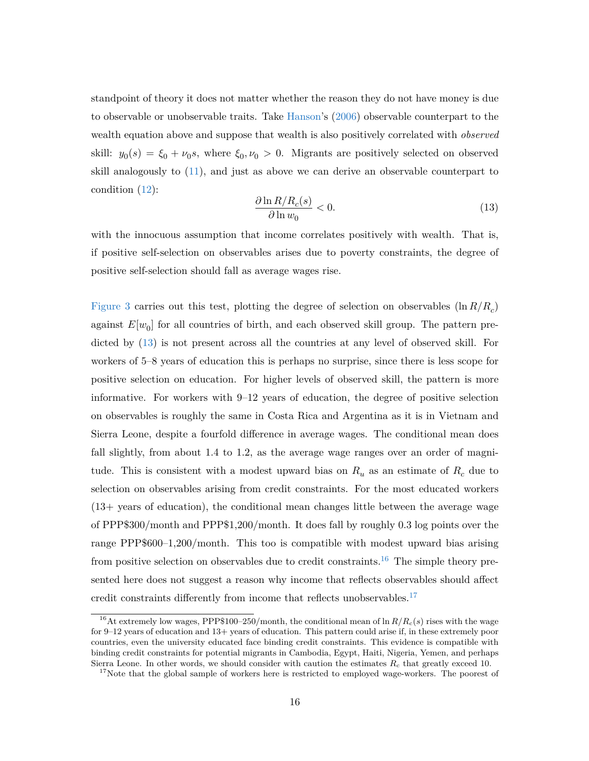standpoint of theory it does not matter whether the reason they do not have money is due to observable or unobservable traits. Take Hanson's (2006) observable counterpart to the wealth equation above and suppose that wealth is also positively correlated with *observed* skill: $y_0(s) = \xi_0 + \nu_0 s$, where $\xi_0, \nu_0 > 0$. Migrants are positively selected on observed skill analogously to (11), and just as above we can derive an observable counterpart to condition (12):

$$\frac{\partial \ln R/R_c(s)}{\partial \ln w_0} < 0. \tag{13}$$

with the innocuous assumption that income correlates positively with wealth. That is, if positive self-selection on observables arises due to poverty constraints, the degree of positive self-selection should fall as average wages rise.

Figure 3 carries out this test, plotting the degree of selection on observables ($\ln R/R_c$) against $E[w_0]$ for all countries of birth, and each observed skill group. The pattern predicted by (13) is not present across all the countries at any level of observed skill. For workers of 5–8 years of education this is perhaps no surprise, since there is less scope for positive selection on education. For higher levels of observed skill, the pattern is more informative. For workers with 9–12 years of education, the degree of positive selection on observables is roughly the same in Costa Rica and Argentina as it is in Vietnam and Sierra Leone, despite a fourfold difference in average wages. The conditional mean does fall slightly, from about 1.4 to 1.2, as the average wage ranges over an order of magnitude. This is consistent with a modest upward bias on $R_u$ as an estimate of $R_c$ due to selection on observables arising from credit constraints. For the most educated workers (13+ years of education), the conditional mean changes little between the average wage of PPP\$300/month and PPP\$1,200/month. It does fall by roughly 0.3 log points over the range PPP\$600–1,200/month. This too is compatible with modest upward bias arising from positive selection on observables due to credit constraints.[16] The simple theory presented here does not suggest a reason why income that reflects observables should affect credit constraints differently from income that reflects unobservables.[17]

---

[16] At extremely low wages, PPP\$100–250/month, the conditional mean of $\ln R/R_c(s)$ rises with the wage for 9–12 years of education and 13+ years of education. This pattern could arise if, in these extremely poor countries, even the university educated face binding credit constraints. This evidence is compatible with binding credit constraints for potential migrants in Cambodia, Egypt, Haiti, Nigeria, Yemen, and perhaps Sierra Leone. In other words, we should consider with caution the estimates $R_c$ that greatly exceed 10.

[17] Note that the global sample of workers here is restricted to employed wage-workers. The poorest of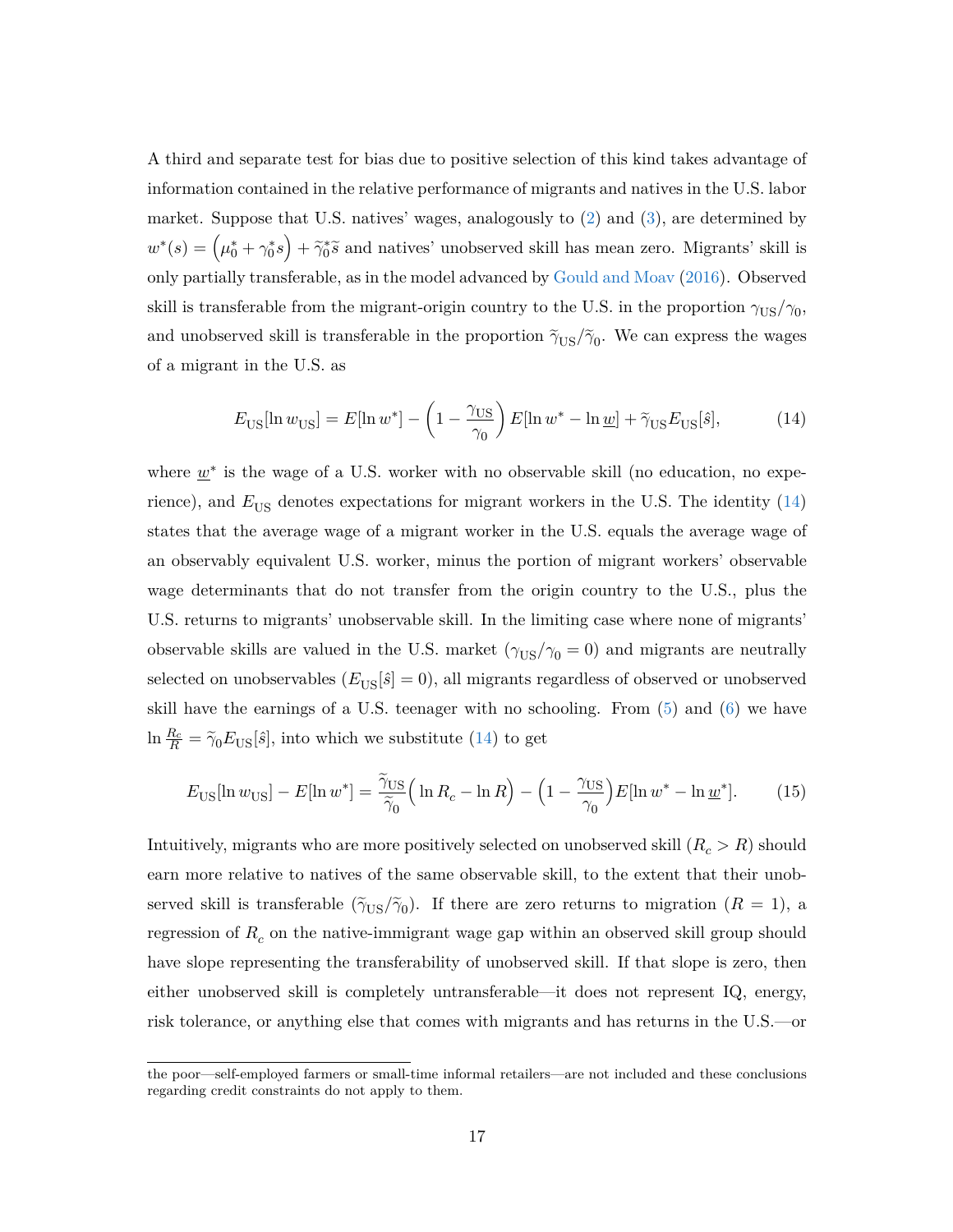A third and separate test for bias due to positive selection of this kind takes advantage of information contained in the relative performance of migrants and natives in the U.S. labor market. Suppose that U.S. natives' wages, analogously to (2) and (3), are determined by $w^*(s) = \left(\mu_0^* + \gamma_0^* s\right) + \widetilde{\gamma}_0^* \widetilde{s}$ and natives' unobserved skill has mean zero. Migrants' skill is only partially transferable, as in the model advanced by Gould and Moav (2016). Observed skill is transferable from the migrant-origin country to the U.S. in the proportion $\gamma_{\mathrm{US}}/\gamma_0$, and unobserved skill is transferable in the proportion $\widetilde{\gamma}_{\mathrm{US}}/\widetilde{\gamma}_0$. We can express the wages of a migrant in the U.S. as

$$E_{\mathrm{US}}[\ln w_{\mathrm{US}}] = E[\ln w^*] - \left(1 - \frac{\gamma_{\mathrm{US}}}{\gamma_0}\right) E[\ln w^* - \ln \underline{w}] + \widetilde{\gamma}_{\mathrm{US}} E_{\mathrm{US}}[\hat{s}], \tag{14}$$

where $\underline{w}^*$ is the wage of a U.S. worker with no observable skill (no education, no experience), and $E_{\mathrm{US}}$ denotes expectations for migrant workers in the U.S. The identity (14) states that the average wage of a migrant worker in the U.S. equals the average wage of an observably equivalent U.S. worker, minus the portion of migrant workers' observable wage determinants that do not transfer from the origin country to the U.S., plus the U.S. returns to migrants' unobservable skill. In the limiting case where none of migrants' observable skills are valued in the U.S. market ($\gamma_{\mathrm{US}}/\gamma_0 = 0$) and migrants are neutrally selected on unobservables ($E_{\mathrm{US}}[\hat{s}] = 0$), all migrants regardless of observed or unobserved skill have the earnings of a U.S. teenager with no schooling. From (5) and (6) we have $\ln \frac{R_c}{R} = \widetilde{\gamma}_0 E_{\mathrm{US}}[\hat{s}]$, into which we substitute (14) to get

$$E_{\mathrm{US}}[\ln w_{\mathrm{US}}] - E[\ln w^*] = \frac{\widetilde{\gamma}_{\mathrm{US}}}{\widetilde{\gamma}_0}\Big(\ln R_c - \ln R\Big) - \Big(1 - \frac{\gamma_{\mathrm{US}}}{\gamma_0}\Big) E[\ln w^* - \ln \underline{w}^*]. \tag{15}$$

Intuitively, migrants who are more positively selected on unobserved skill ($R_c > R$) should earn more relative to natives of the same observable skill, to the extent that their unobserved skill is transferable ($\widetilde{\gamma}_{\mathrm{US}}/\widetilde{\gamma}_0$). If there are zero returns to migration ($R = 1$), a regression of $R_c$ on the native-immigrant wage gap within an observed skill group should have slope representing the transferability of unobserved skill. If that slope is zero, then either unobserved skill is completely untransferable—it does not represent IQ, energy, risk tolerance, or anything else that comes with migrants and has returns in the U.S.—or

the poor—self-employed farmers or small-time informal retailers—are not included and these conclusions regarding credit constraints do not apply to them.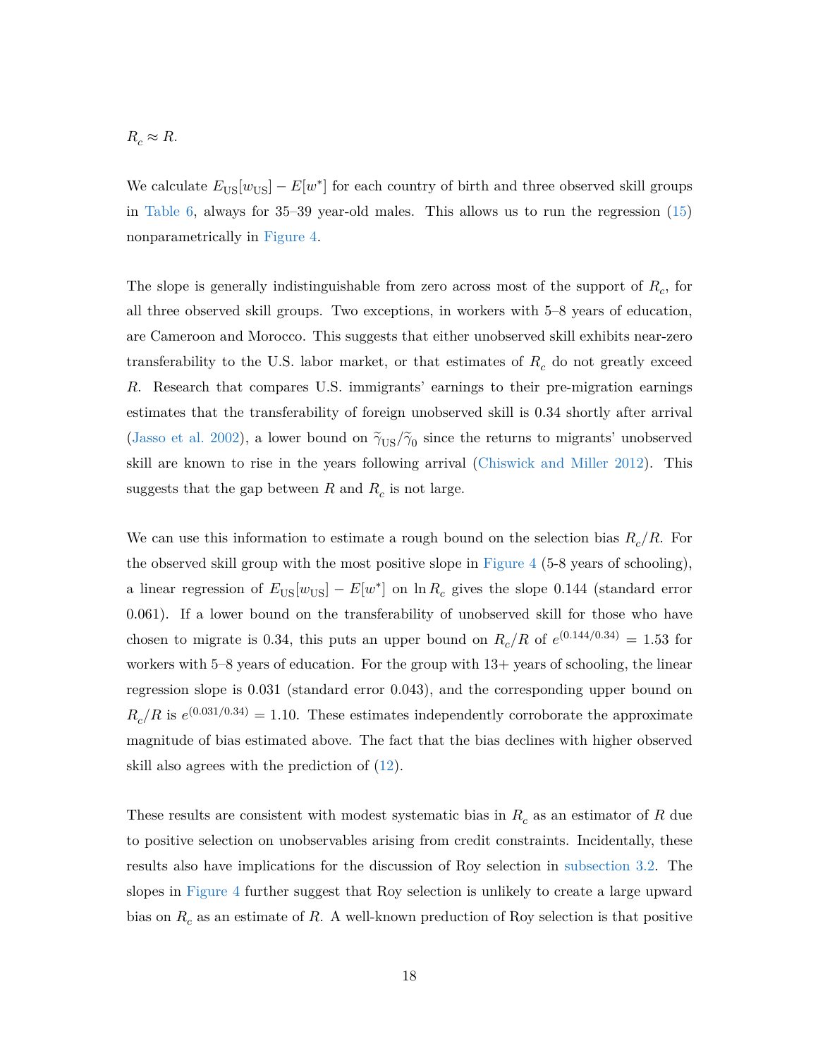$R_c \approx R$.

We calculate $E_{\text{US}}[w_{\text{US}}] - E[w^*]$ for each country of birth and three observed skill groups in Table 6, always for 35–39 year-old males. This allows us to run the regression (15) nonparametrically in Figure 4.

The slope is generally indistinguishable from zero across most of the support of $R_c$, for all three observed skill groups. Two exceptions, in workers with 5–8 years of education, are Cameroon and Morocco. This suggests that either unobserved skill exhibits near-zero transferability to the U.S. labor market, or that estimates of $R_c$ do not greatly exceed $R$. Research that compares U.S. immigrants' earnings to their pre-migration earnings estimates that the transferability of foreign unobserved skill is 0.34 shortly after arrival (Jasso et al. 2002), a lower bound on $\widetilde{\gamma}_{\text{US}}/\widetilde{\gamma}_0$ since the returns to migrants' unobserved skill are known to rise in the years following arrival (Chiswick and Miller 2012). This suggests that the gap between $R$ and $R_c$ is not large.

We can use this information to estimate a rough bound on the selection bias $R_c/R$. For the observed skill group with the most positive slope in Figure 4 (5-8 years of schooling), a linear regression of $E_{\text{US}}[w_{\text{US}}] - E[w^*]$ on $\ln R_c$ gives the slope 0.144 (standard error 0.061). If a lower bound on the transferability of unobserved skill for those who have chosen to migrate is 0.34, this puts an upper bound on $R_c/R$ of $e^{(0.144/0.34)} = 1.53$ for workers with 5–8 years of education. For the group with 13+ years of schooling, the linear regression slope is 0.031 (standard error 0.043), and the corresponding upper bound on $R_c/R$ is $e^{(0.031/0.34)} = 1.10$. These estimates independently corroborate the approximate magnitude of bias estimated above. The fact that the bias declines with higher observed skill also agrees with the prediction of (12).

These results are consistent with modest systematic bias in $R_c$ as an estimator of $R$ due to positive selection on unobservables arising from credit constraints. Incidentally, these results also have implications for the discussion of Roy selection in subsection 3.2. The slopes in Figure 4 further suggest that Roy selection is unlikely to create a large upward bias on $R_c$ as an estimate of $R$. A well-known preduction of Roy selection is that positive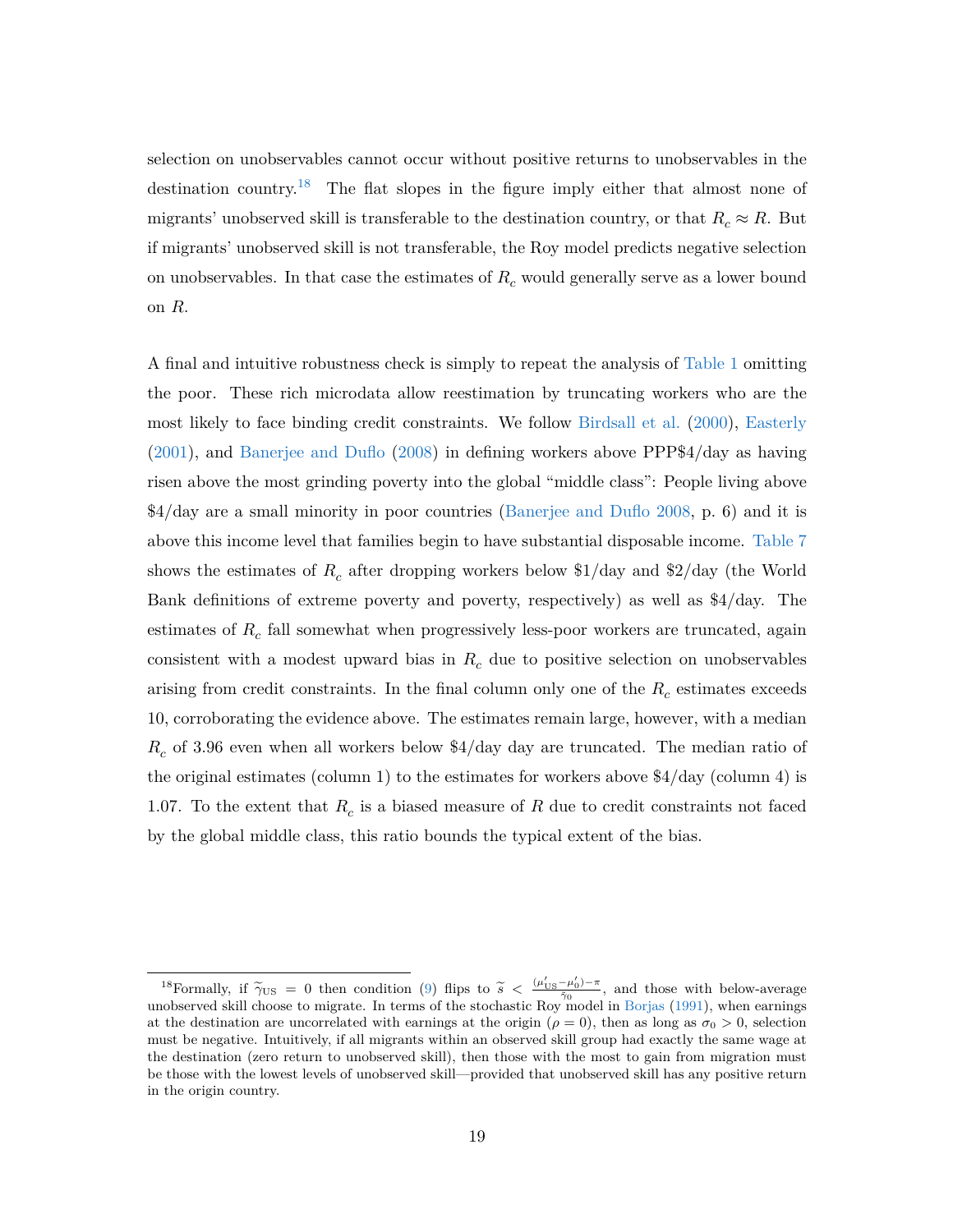selection on unobservables cannot occur without positive returns to unobservables in the destination country.[18] The flat slopes in the figure imply either that almost none of migrants' unobserved skill is transferable to the destination country, or that $R_c \approx R$. But if migrants' unobserved skill is not transferable, the Roy model predicts negative selection on unobservables. In that case the estimates of $R_c$ would generally serve as a lower bound on $R$.

A final and intuitive robustness check is simply to repeat the analysis of Table 1 omitting the poor. These rich microdata allow reestimation by truncating workers who are the most likely to face binding credit constraints. We follow Birdsall et al. (2000), Easterly (2001), and Banerjee and Duflo (2008) in defining workers above PPP\$4/day as having risen above the most grinding poverty into the global "middle class": People living above \$4/day are a small minority in poor countries (Banerjee and Duflo 2008, p. 6) and it is above this income level that families begin to have substantial disposable income. Table 7 shows the estimates of $R_c$ after dropping workers below \$1/day and \$2/day (the World Bank definitions of extreme poverty and poverty, respectively) as well as \$4/day. The estimates of $R_c$ fall somewhat when progressively less-poor workers are truncated, again consistent with a modest upward bias in $R_c$ due to positive selection on unobservables arising from credit constraints. In the final column only one of the $R_c$ estimates exceeds 10, corroborating the evidence above. The estimates remain large, however, with a median $R_c$ of 3.96 even when all workers below \$4/day day are truncated. The median ratio of the original estimates (column 1) to the estimates for workers above \$4/day (column 4) is 1.07. To the extent that $R_c$ is a biased measure of $R$ due to credit constraints not faced by the global middle class, this ratio bounds the typical extent of the bias.

[18]Formally, if $\widetilde{\gamma}_{\text{US}} = 0$ then condition (9) flips to $\widetilde{s} < \frac{(\mu'_{\text{US}} - \mu'_0) - \pi}{\widetilde{\gamma}_0}$, and those with below-average unobserved skill choose to migrate. In terms of the stochastic Roy model in Borjas (1991), when earnings at the destination are uncorrelated with earnings at the origin ($\rho = 0$), then as long as $\sigma_0 > 0$, selection must be negative. Intuitively, if all migrants within an observed skill group had exactly the same wage at the destination (zero return to unobserved skill), then those with the most to gain from migration must be those with the lowest levels of unobserved skill—provided that unobserved skill has any positive return in the origin country.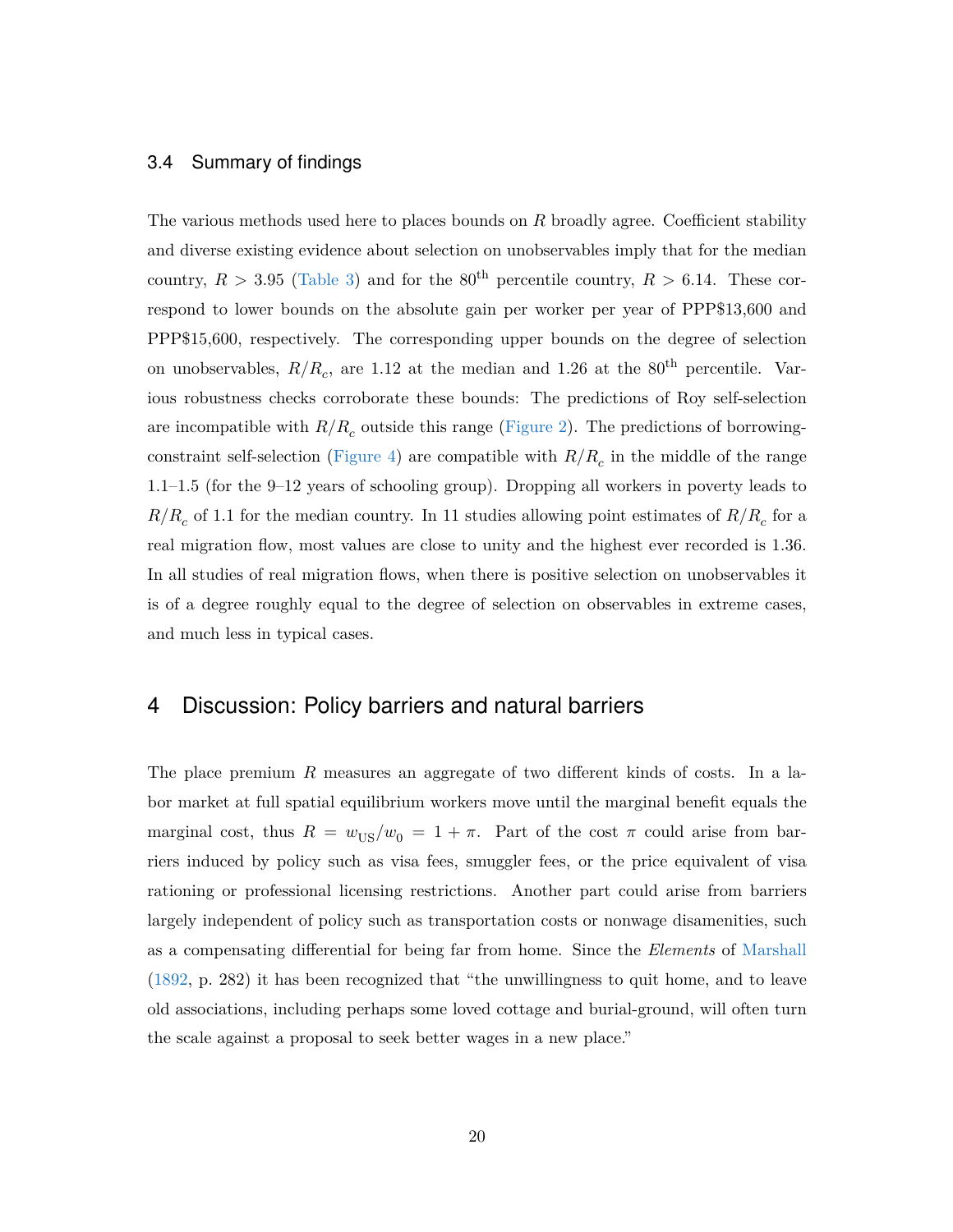### 3.4 Summary of findings

The various methods used here to places bounds on $R$ broadly agree. Coefficient stability and diverse existing evidence about selection on unobservables imply that for the median country, $R > 3.95$ (Table 3) and for the 80th percentile country, $R > 6.14$. These correspond to lower bounds on the absolute gain per worker per year of PPP$13,600 and PPP$15,600, respectively. The corresponding upper bounds on the degree of selection on unobservables, $R/R_c$, are 1.12 at the median and 1.26 at the 80th percentile. Various robustness checks corroborate these bounds: The predictions of Roy self-selection are incompatible with $R/R_c$ outside this range (Figure 2). The predictions of borrowing-constraint self-selection (Figure 4) are compatible with $R/R_c$ in the middle of the range 1.1–1.5 (for the 9–12 years of schooling group). Dropping all workers in poverty leads to $R/R_c$ of 1.1 for the median country. In 11 studies allowing point estimates of $R/R_c$ for a real migration flow, most values are close to unity and the highest ever recorded is 1.36. In all studies of real migration flows, when there is positive selection on unobservables it is of a degree roughly equal to the degree of selection on observables in extreme cases, and much less in typical cases.

## 4 Discussion: Policy barriers and natural barriers

The place premium $R$ measures an aggregate of two different kinds of costs. In a labor market at full spatial equilibrium workers move until the marginal benefit equals the marginal cost, thus $R = w_{\text{US}}/w_0 = 1 + \pi$. Part of the cost $\pi$ could arise from barriers induced by policy such as visa fees, smuggler fees, or the price equivalent of visa rationing or professional licensing restrictions. Another part could arise from barriers largely independent of policy such as transportation costs or nonwage disamenities, such as a compensating differential for being far from home. Since the *Elements* of Marshall (1892, p. 282) it has been recognized that "the unwillingness to quit home, and to leave old associations, including perhaps some loved cottage and burial-ground, will often turn the scale against a proposal to seek better wages in a new place."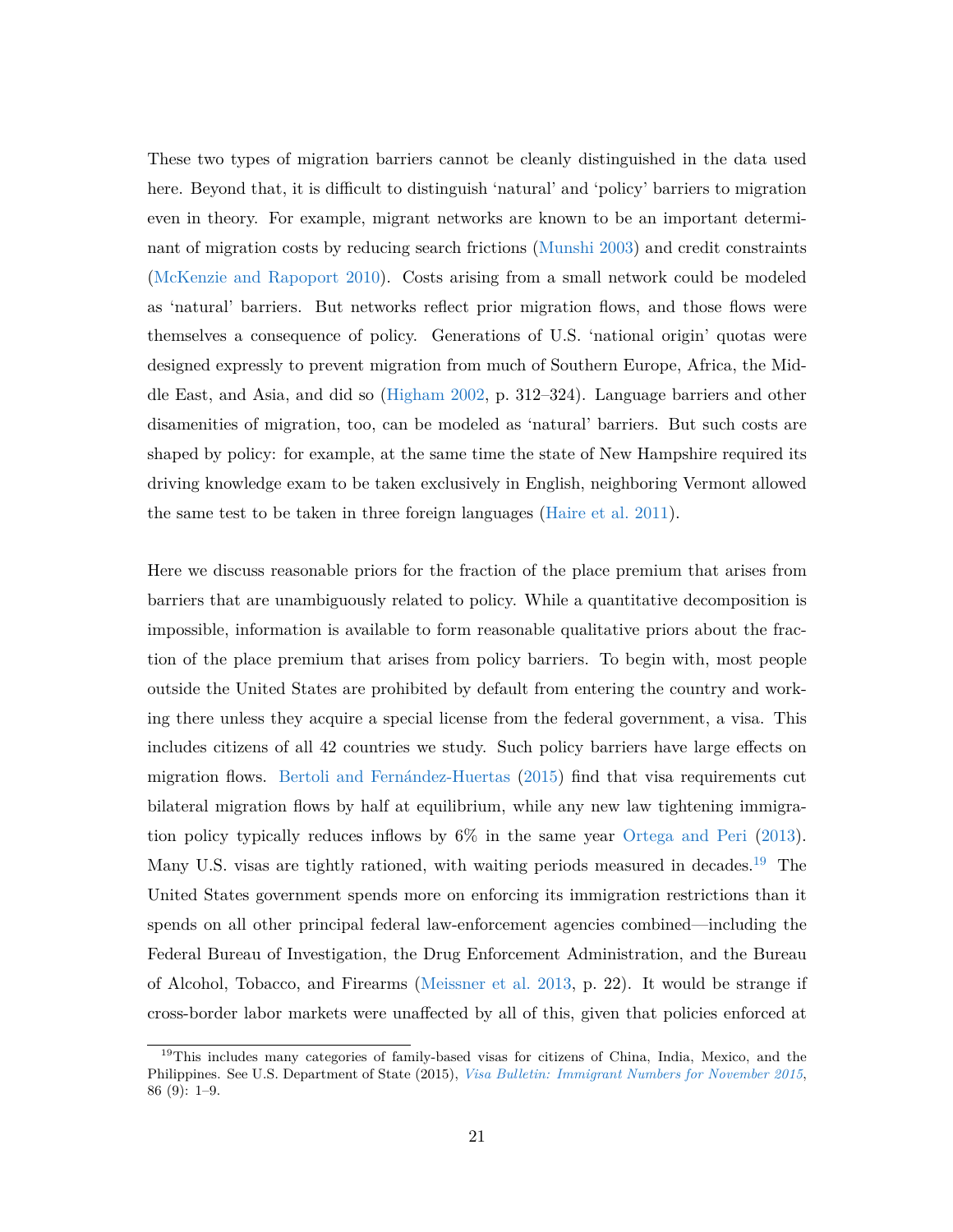These two types of migration barriers cannot be cleanly distinguished in the data used here. Beyond that, it is difficult to distinguish 'natural' and 'policy' barriers to migration even in theory. For example, migrant networks are known to be an important determinant of migration costs by reducing search frictions (Munshi 2003) and credit constraints (McKenzie and Rapoport 2010). Costs arising from a small network could be modeled as 'natural' barriers. But networks reflect prior migration flows, and those flows were themselves a consequence of policy. Generations of U.S. 'national origin' quotas were designed expressly to prevent migration from much of Southern Europe, Africa, the Middle East, and Asia, and did so (Higham 2002, p. 312–324). Language barriers and other disamenities of migration, too, can be modeled as 'natural' barriers. But such costs are shaped by policy: for example, at the same time the state of New Hampshire required its driving knowledge exam to be taken exclusively in English, neighboring Vermont allowed the same test to be taken in three foreign languages (Haire et al. 2011).

Here we discuss reasonable priors for the fraction of the place premium that arises from barriers that are unambiguously related to policy. While a quantitative decomposition is impossible, information is available to form reasonable qualitative priors about the fraction of the place premium that arises from policy barriers. To begin with, most people outside the United States are prohibited by default from entering the country and working there unless they acquire a special license from the federal government, a visa. This includes citizens of all 42 countries we study. Such policy barriers have large effects on migration flows. Bertoli and Fernández-Huertas (2015) find that visa requirements cut bilateral migration flows by half at equilibrium, while any new law tightening immigration policy typically reduces inflows by 6% in the same year Ortega and Peri (2013). Many U.S. visas are tightly rationed, with waiting periods measured in decades.[19] The United States government spends more on enforcing its immigration restrictions than it spends on all other principal federal law-enforcement agencies combined—including the Federal Bureau of Investigation, the Drug Enforcement Administration, and the Bureau of Alcohol, Tobacco, and Firearms (Meissner et al. 2013, p. 22). It would be strange if cross-border labor markets were unaffected by all of this, given that policies enforced at

[19] This includes many categories of family-based visas for citizens of China, India, Mexico, and the Philippines. See U.S. Department of State (2015), *Visa Bulletin: Immigrant Numbers for November 2015*, 86 (9): 1–9.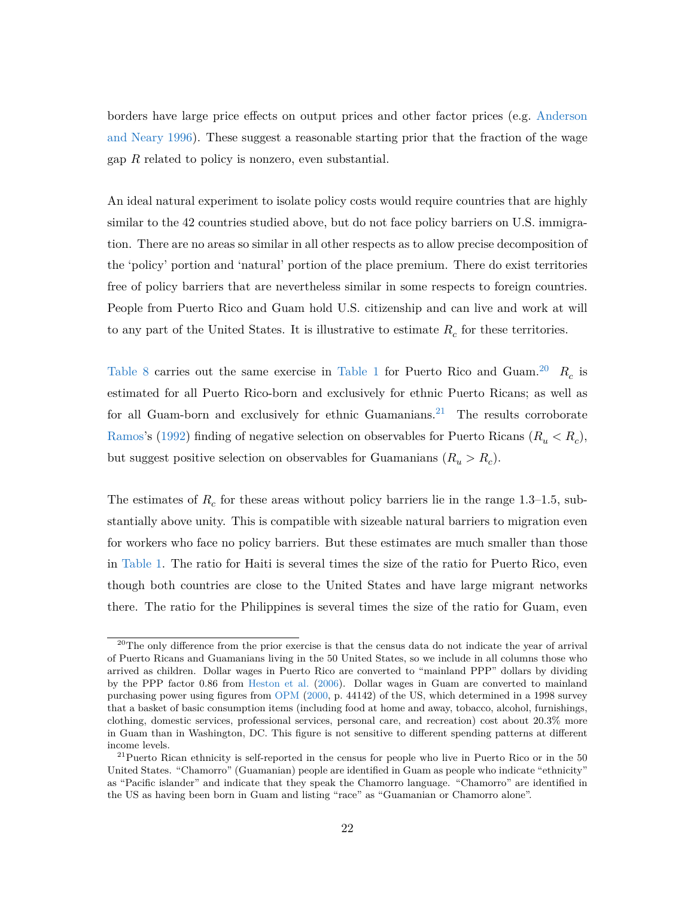borders have large price effects on output prices and other factor prices (e.g. Anderson and Neary 1996). These suggest a reasonable starting prior that the fraction of the wage gap $R$ related to policy is nonzero, even substantial.

An ideal natural experiment to isolate policy costs would require countries that are highly similar to the 42 countries studied above, but do not face policy barriers on U.S. immigration. There are no areas so similar in all other respects as to allow precise decomposition of the 'policy' portion and 'natural' portion of the place premium. There do exist territories free of policy barriers that are nevertheless similar in some respects to foreign countries. People from Puerto Rico and Guam hold U.S. citizenship and can live and work at will to any part of the United States. It is illustrative to estimate $R_c$ for these territories.

Table 8 carries out the same exercise in Table 1 for Puerto Rico and Guam.[20] $R_c$ is estimated for all Puerto Rico-born and exclusively for ethnic Puerto Ricans; as well as for all Guam-born and exclusively for ethnic Guamanians.[21] The results corroborate Ramos's (1992) finding of negative selection on observables for Puerto Ricans ($R_u < R_c$), but suggest positive selection on observables for Guamanians ($R_u > R_c$).

The estimates of $R_c$ for these areas without policy barriers lie in the range 1.3–1.5, substantially above unity. This is compatible with sizeable natural barriers to migration even for workers who face no policy barriers. But these estimates are much smaller than those in Table 1. The ratio for Haiti is several times the size of the ratio for Puerto Rico, even though both countries are close to the United States and have large migrant networks there. The ratio for the Philippines is several times the size of the ratio for Guam, even

[20] The only difference from the prior exercise is that the census data do not indicate the year of arrival of Puerto Ricans and Guamanians living in the 50 United States, so we include in all columns those who arrived as children. Dollar wages in Puerto Rico are converted to "mainland PPP" dollars by dividing by the PPP factor 0.86 from Heston et al. (2006). Dollar wages in Guam are converted to mainland purchasing power using figures from OPM (2000, p. 44142) of the US, which determined in a 1998 survey that a basket of basic consumption items (including food at home and away, tobacco, alcohol, furnishings, clothing, domestic services, professional services, personal care, and recreation) cost about 20.3% more in Guam than in Washington, DC. This figure is not sensitive to different spending patterns at different income levels.

[21] Puerto Rican ethnicity is self-reported in the census for people who live in Puerto Rico or in the 50 United States. "Chamorro" (Guamanian) people are identified in Guam as people who indicate "ethnicity" as "Pacific islander" and indicate that they speak the Chamorro language. "Chamorro" are identified in the US as having been born in Guam and listing "race" as "Guamanian or Chamorro alone".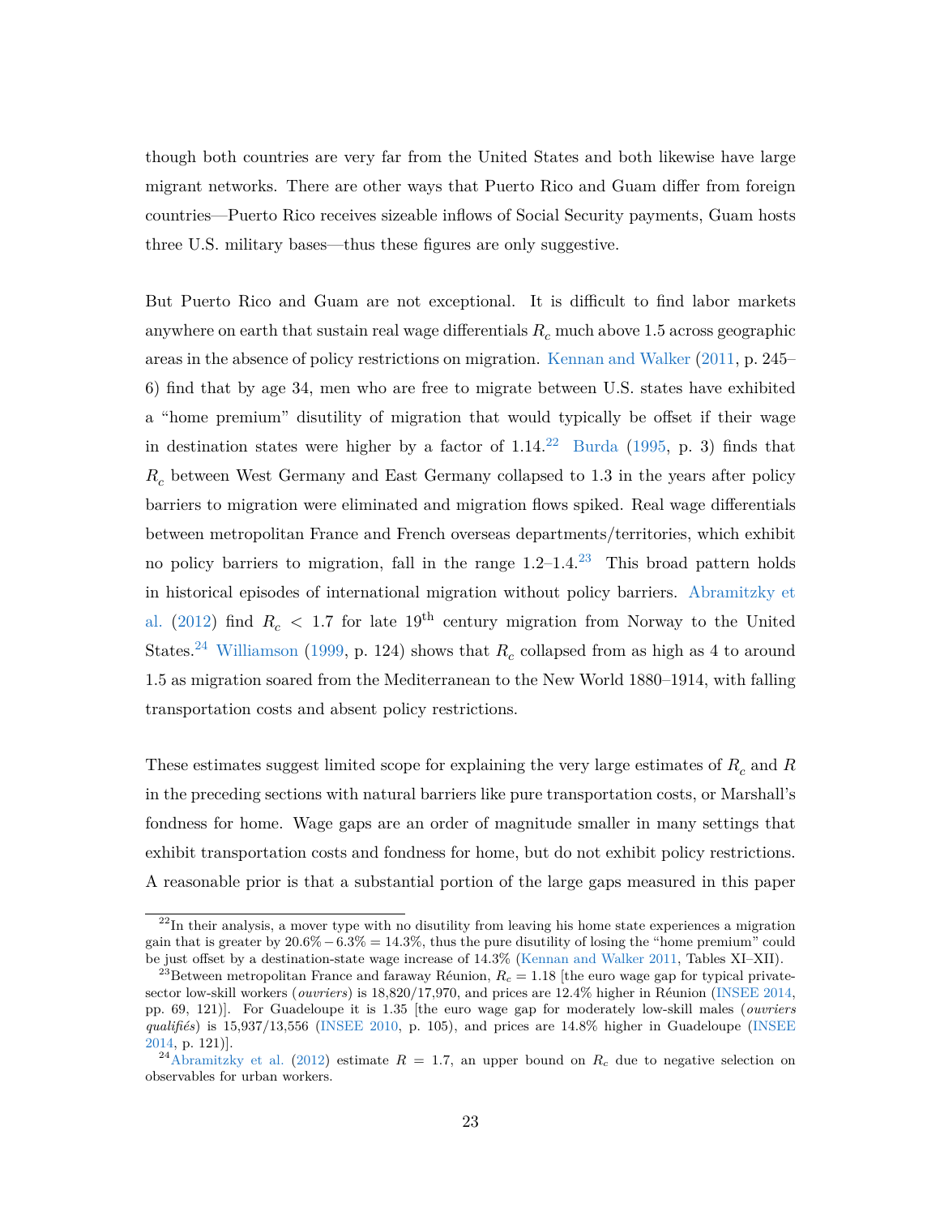though both countries are very far from the United States and both likewise have large migrant networks. There are other ways that Puerto Rico and Guam differ from foreign countries—Puerto Rico receives sizeable inflows of Social Security payments, Guam hosts three U.S. military bases—thus these figures are only suggestive.

But Puerto Rico and Guam are not exceptional. It is difficult to find labor markets anywhere on earth that sustain real wage differentials $R_c$ much above 1.5 across geographic areas in the absence of policy restrictions on migration. Kennan and Walker (2011, p. 245–6) find that by age 34, men who are free to migrate between U.S. states have exhibited a "home premium" disutility of migration that would typically be offset if their wage in destination states were higher by a factor of 1.14.[22] Burda (1995, p. 3) finds that $R_c$ between West Germany and East Germany collapsed to 1.3 in the years after policy barriers to migration were eliminated and migration flows spiked. Real wage differentials between metropolitan France and French overseas departments/territories, which exhibit no policy barriers to migration, fall in the range 1.2–1.4.[23] This broad pattern holds in historical episodes of international migration without policy barriers. Abramitzky et al. (2012) find $R_c < 1.7$ for late 19$^{\text{th}}$ century migration from Norway to the United States.[24] Williamson (1999, p. 124) shows that $R_c$ collapsed from as high as 4 to around 1.5 as migration soared from the Mediterranean to the New World 1880–1914, with falling transportation costs and absent policy restrictions.

These estimates suggest limited scope for explaining the very large estimates of $R_c$ and $R$ in the preceding sections with natural barriers like pure transportation costs, or Marshall's fondness for home. Wage gaps are an order of magnitude smaller in many settings that exhibit transportation costs and fondness for home, but do not exhibit policy restrictions. A reasonable prior is that a substantial portion of the large gaps measured in this paper

---

[22] In their analysis, a mover type with no disutility from leaving his home state experiences a migration gain that is greater by $20.6\% - 6.3\% = 14.3\%$, thus the pure disutility of losing the "home premium" could be just offset by a destination-state wage increase of 14.3% (Kennan and Walker 2011, Tables XI–XII).

[23] Between metropolitan France and faraway Réunion, $R_c = 1.18$ [the euro wage gap for typical private-sector low-skill workers (*ouvriers*) is 18,820/17,970, and prices are 12.4% higher in Réunion (INSEE 2014, pp. 69, 121)]. For Guadeloupe it is 1.35 [the euro wage gap for moderately low-skill males (*ouvriers qualifiés*) is 15,937/13,556 (INSEE 2010, p. 105), and prices are 14.8% higher in Guadeloupe (INSEE 2014, p. 121)].

[24] Abramitzky et al. (2012) estimate $R = 1.7$, an upper bound on $R_c$ due to negative selection on observables for urban workers.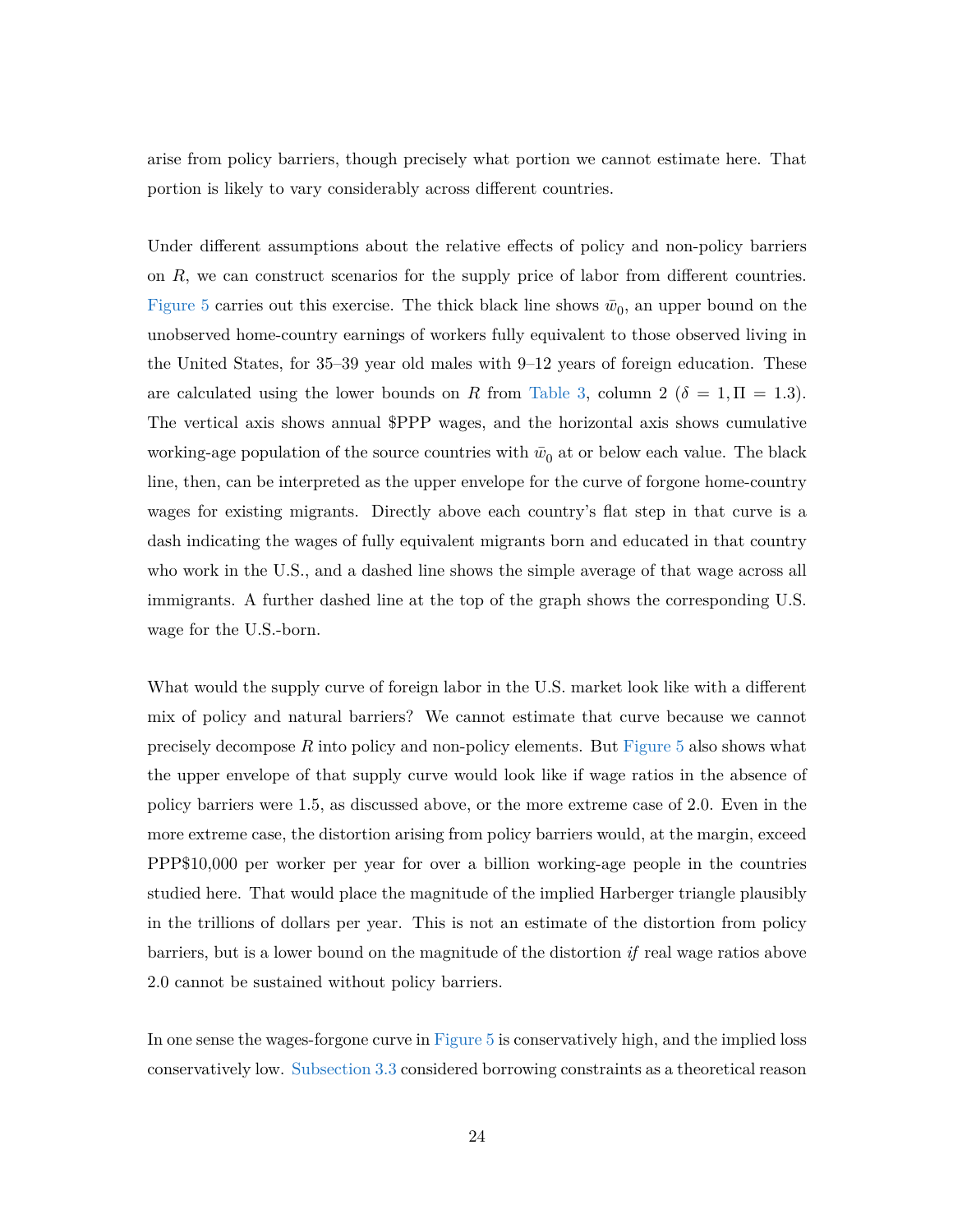arise from policy barriers, though precisely what portion we cannot estimate here. That portion is likely to vary considerably across different countries.

Under different assumptions about the relative effects of policy and non-policy barriers on $R$, we can construct scenarios for the supply price of labor from different countries. Figure 5 carries out this exercise. The thick black line shows $\bar{w}_0$, an upper bound on the unobserved home-country earnings of workers fully equivalent to those observed living in the United States, for 35–39 year old males with 9–12 years of foreign education. These are calculated using the lower bounds on $R$ from Table 3, column 2 ($\delta = 1, \Pi = 1.3$). The vertical axis shows annual \$PPP wages, and the horizontal axis shows cumulative working-age population of the source countries with $\bar{w}_0$ at or below each value. The black line, then, can be interpreted as the upper envelope for the curve of forgone home-country wages for existing migrants. Directly above each country's flat step in that curve is a dash indicating the wages of fully equivalent migrants born and educated in that country who work in the U.S., and a dashed line shows the simple average of that wage across all immigrants. A further dashed line at the top of the graph shows the corresponding U.S. wage for the U.S.-born.

What would the supply curve of foreign labor in the U.S. market look like with a different mix of policy and natural barriers? We cannot estimate that curve because we cannot precisely decompose $R$ into policy and non-policy elements. But Figure 5 also shows what the upper envelope of that supply curve would look like if wage ratios in the absence of policy barriers were 1.5, as discussed above, or the more extreme case of 2.0. Even in the more extreme case, the distortion arising from policy barriers would, at the margin, exceed PPP\$10,000 per worker per year for over a billion working-age people in the countries studied here. That would place the magnitude of the implied Harberger triangle plausibly in the trillions of dollars per year. This is not an estimate of the distortion from policy barriers, but is a lower bound on the magnitude of the distortion *if* real wage ratios above 2.0 cannot be sustained without policy barriers.

In one sense the wages-forgone curve in Figure 5 is conservatively high, and the implied loss conservatively low. Subsection 3.3 considered borrowing constraints as a theoretical reason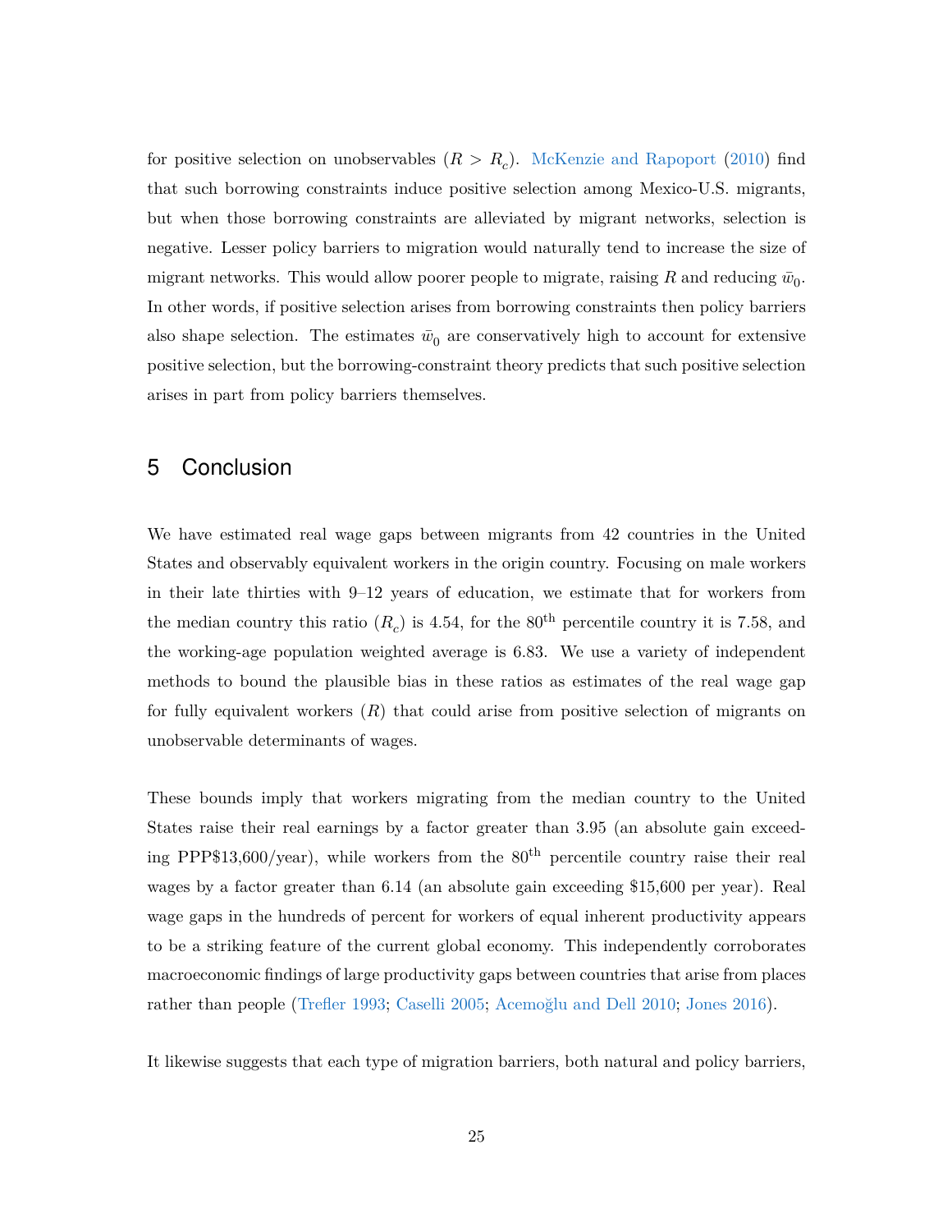for positive selection on unobservables ($R > R_c$). McKenzie and Rapoport (2010) find that such borrowing constraints induce positive selection among Mexico-U.S. migrants, but when those borrowing constraints are alleviated by migrant networks, selection is negative. Lesser policy barriers to migration would naturally tend to increase the size of migrant networks. This would allow poorer people to migrate, raising $R$ and reducing $\bar{w}_0$. In other words, if positive selection arises from borrowing constraints then policy barriers also shape selection. The estimates $\bar{w}_0$ are conservatively high to account for extensive positive selection, but the borrowing-constraint theory predicts that such positive selection arises in part from policy barriers themselves.

## 5 Conclusion

We have estimated real wage gaps between migrants from 42 countries in the United States and observably equivalent workers in the origin country. Focusing on male workers in their late thirties with 9–12 years of education, we estimate that for workers from the median country this ratio ($R_c$) is 4.54, for the 80th percentile country it is 7.58, and the working-age population weighted average is 6.83. We use a variety of independent methods to bound the plausible bias in these ratios as estimates of the real wage gap for fully equivalent workers ($R$) that could arise from positive selection of migrants on unobservable determinants of wages.

These bounds imply that workers migrating from the median country to the United States raise their real earnings by a factor greater than 3.95 (an absolute gain exceeding PPP$13,600/year), while workers from the 80th percentile country raise their real wages by a factor greater than 6.14 (an absolute gain exceeding $15,600 per year). Real wage gaps in the hundreds of percent for workers of equal inherent productivity appears to be a striking feature of the current global economy. This independently corroborates macroeconomic findings of large productivity gaps between countries that arise from places rather than people (Trefler 1993; Caselli 2005; Acemoğlu and Dell 2010; Jones 2016).

It likewise suggests that each type of migration barriers, both natural and policy barriers,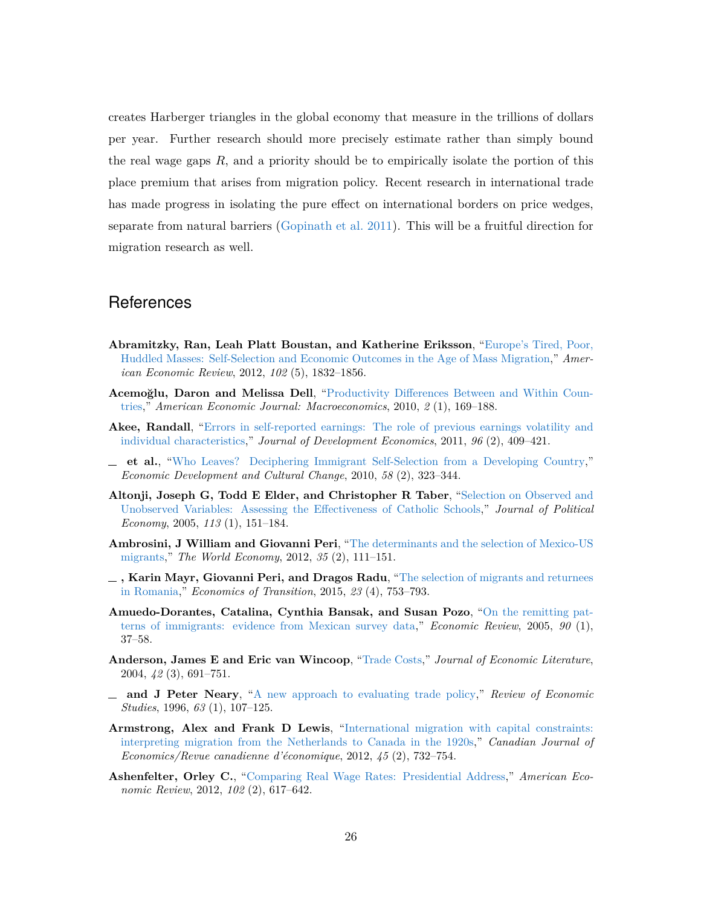creates Harberger triangles in the global economy that measure in the trillions of dollars per year. Further research should more precisely estimate rather than simply bound the real wage gaps $R$, and a priority should be to empirically isolate the portion of this place premium that arises from migration policy. Recent research in international trade has made progress in isolating the pure effect on international borders on price wedges, separate from natural barriers (Gopinath et al. 2011). This will be a fruitful direction for migration research as well.

# References

**Abramitzky, Ran, Leah Platt Boustan, and Katherine Eriksson**, "Europe's Tired, Poor, Huddled Masses: Self-Selection and Economic Outcomes in the Age of Mass Migration," *American Economic Review*, 2012, *102* (5), 1832–1856.

**Acemoğlu, Daron and Melissa Dell**, "Productivity Differences Between and Within Countries," *American Economic Journal: Macroeconomics*, 2010, *2* (1), 169–188.

**Akee, Randall**, "Errors in self-reported earnings: The role of previous earnings volatility and individual characteristics," *Journal of Development Economics*, 2011, *96* (2), 409–421.

**_ et al.**, "Who Leaves? Deciphering Immigrant Self-Selection from a Developing Country," *Economic Development and Cultural Change*, 2010, *58* (2), 323–344.

**Altonji, Joseph G, Todd E Elder, and Christopher R Taber**, "Selection on Observed and Unobserved Variables: Assessing the Effectiveness of Catholic Schools," *Journal of Political Economy*, 2005, *113* (1), 151–184.

**Ambrosini, J William and Giovanni Peri**, "The determinants and the selection of Mexico-US migrants," *The World Economy*, 2012, *35* (2), 111–151.

**_ , Karin Mayr, Giovanni Peri, and Dragos Radu**, "The selection of migrants and returnees in Romania," *Economics of Transition*, 2015, *23* (4), 753–793.

**Amuedo-Dorantes, Catalina, Cynthia Bansak, and Susan Pozo**, "On the remitting patterns of immigrants: evidence from Mexican survey data," *Economic Review*, 2005, *90* (1), 37–58.

**Anderson, James E and Eric van Wincoop**, "Trade Costs," *Journal of Economic Literature*, 2004, *42* (3), 691–751.

**_ and J Peter Neary**, "A new approach to evaluating trade policy," *Review of Economic Studies*, 1996, *63* (1), 107–125.

**Armstrong, Alex and Frank D Lewis**, "International migration with capital constraints: interpreting migration from the Netherlands to Canada in the 1920s," *Canadian Journal of Economics/Revue canadienne d'économique*, 2012, *45* (2), 732–754.

**Ashenfelter, Orley C.**, "Comparing Real Wage Rates: Presidential Address," *American Economic Review*, 2012, *102* (2), 617–642.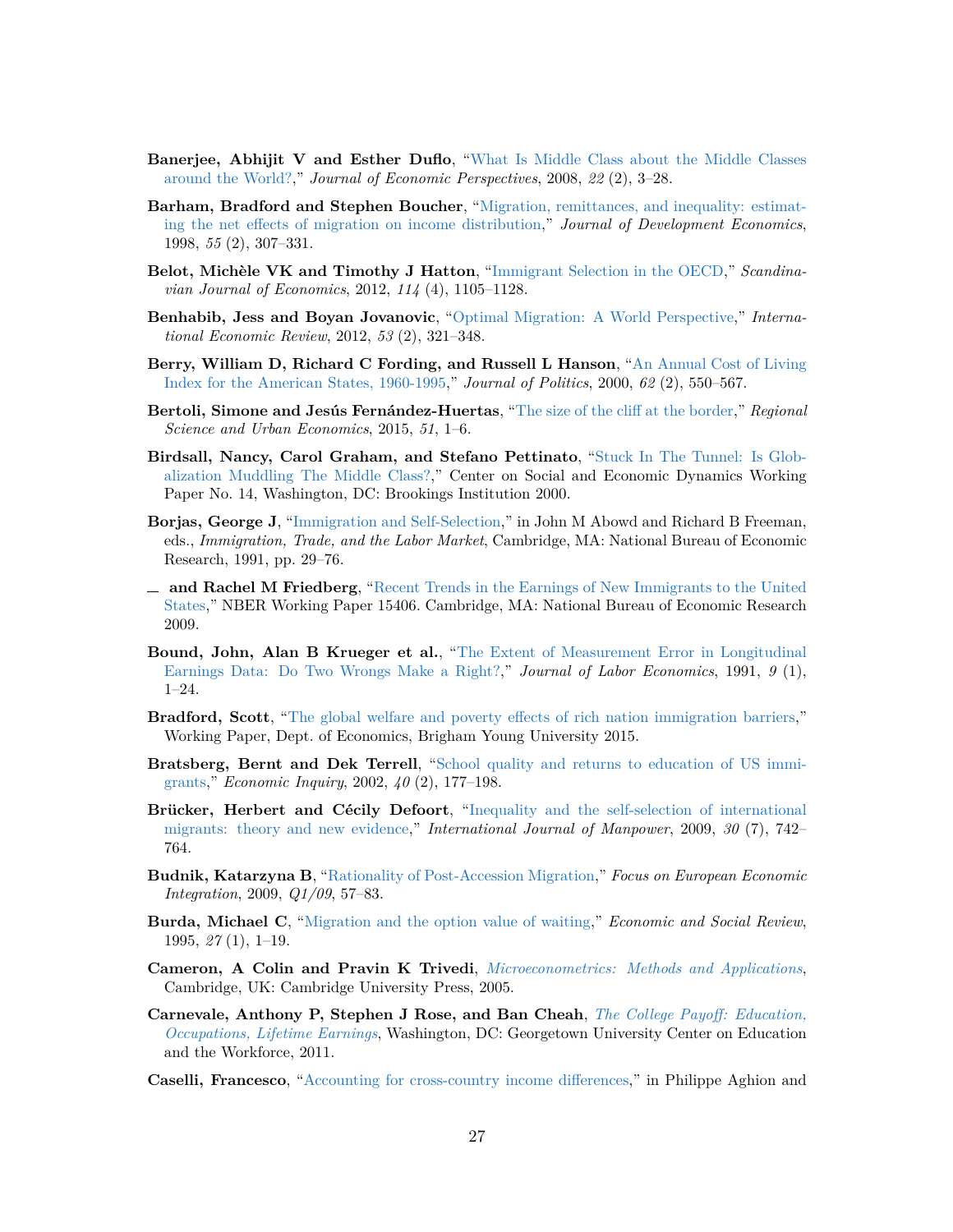**Banerjee, Abhijit V and Esther Duflo**, "What Is Middle Class about the Middle Classes around the World?," *Journal of Economic Perspectives*, 2008, *22* (2), 3–28.

**Barham, Bradford and Stephen Boucher**, "Migration, remittances, and inequality: estimating the net effects of migration on income distribution," *Journal of Development Economics*, 1998, *55* (2), 307–331.

**Belot, Michèle VK and Timothy J Hatton**, "Immigrant Selection in the OECD," *Scandinavian Journal of Economics*, 2012, *114* (4), 1105–1128.

**Benhabib, Jess and Boyan Jovanovic**, "Optimal Migration: A World Perspective," *International Economic Review*, 2012, *53* (2), 321–348.

**Berry, William D, Richard C Fording, and Russell L Hanson**, "An Annual Cost of Living Index for the American States, 1960-1995," *Journal of Politics*, 2000, *62* (2), 550–567.

**Bertoli, Simone and Jesús Fernández-Huertas**, "The size of the cliff at the border," *Regional Science and Urban Economics*, 2015, *51*, 1–6.

**Birdsall, Nancy, Carol Graham, and Stefano Pettinato**, "Stuck In The Tunnel: Is Globalization Muddling The Middle Class?," Center on Social and Economic Dynamics Working Paper No. 14, Washington, DC: Brookings Institution 2000.

**Borjas, George J**, "Immigration and Self-Selection," in John M Abowd and Richard B Freeman, eds., *Immigration, Trade, and the Labor Market*, Cambridge, MA: National Bureau of Economic Research, 1991, pp. 29–76.

**— and Rachel M Friedberg**, "Recent Trends in the Earnings of New Immigrants to the United States," NBER Working Paper 15406. Cambridge, MA: National Bureau of Economic Research 2009.

**Bound, John, Alan B Krueger et al.**, "The Extent of Measurement Error in Longitudinal Earnings Data: Do Two Wrongs Make a Right?," *Journal of Labor Economics*, 1991, *9* (1), 1–24.

**Bradford, Scott**, "The global welfare and poverty effects of rich nation immigration barriers," Working Paper, Dept. of Economics, Brigham Young University 2015.

**Bratsberg, Bernt and Dek Terrell**, "School quality and returns to education of US immigrants," *Economic Inquiry*, 2002, *40* (2), 177–198.

**Brücker, Herbert and Cécily Defoort**, "Inequality and the self-selection of international migrants: theory and new evidence," *International Journal of Manpower*, 2009, *30* (7), 742–764.

**Budnik, Katarzyna B**, "Rationality of Post-Accession Migration," *Focus on European Economic Integration*, 2009, *Q1/09*, 57–83.

**Burda, Michael C**, "Migration and the option value of waiting," *Economic and Social Review*, 1995, *27* (1), 1–19.

**Cameron, A Colin and Pravin K Trivedi**, *Microeconometrics: Methods and Applications*, Cambridge, UK: Cambridge University Press, 2005.

**Carnevale, Anthony P, Stephen J Rose, and Ban Cheah**, *The College Payoff: Education, Occupations, Lifetime Earnings*, Washington, DC: Georgetown University Center on Education and the Workforce, 2011.

**Caselli, Francesco**, "Accounting for cross-country income differences," in Philippe Aghion and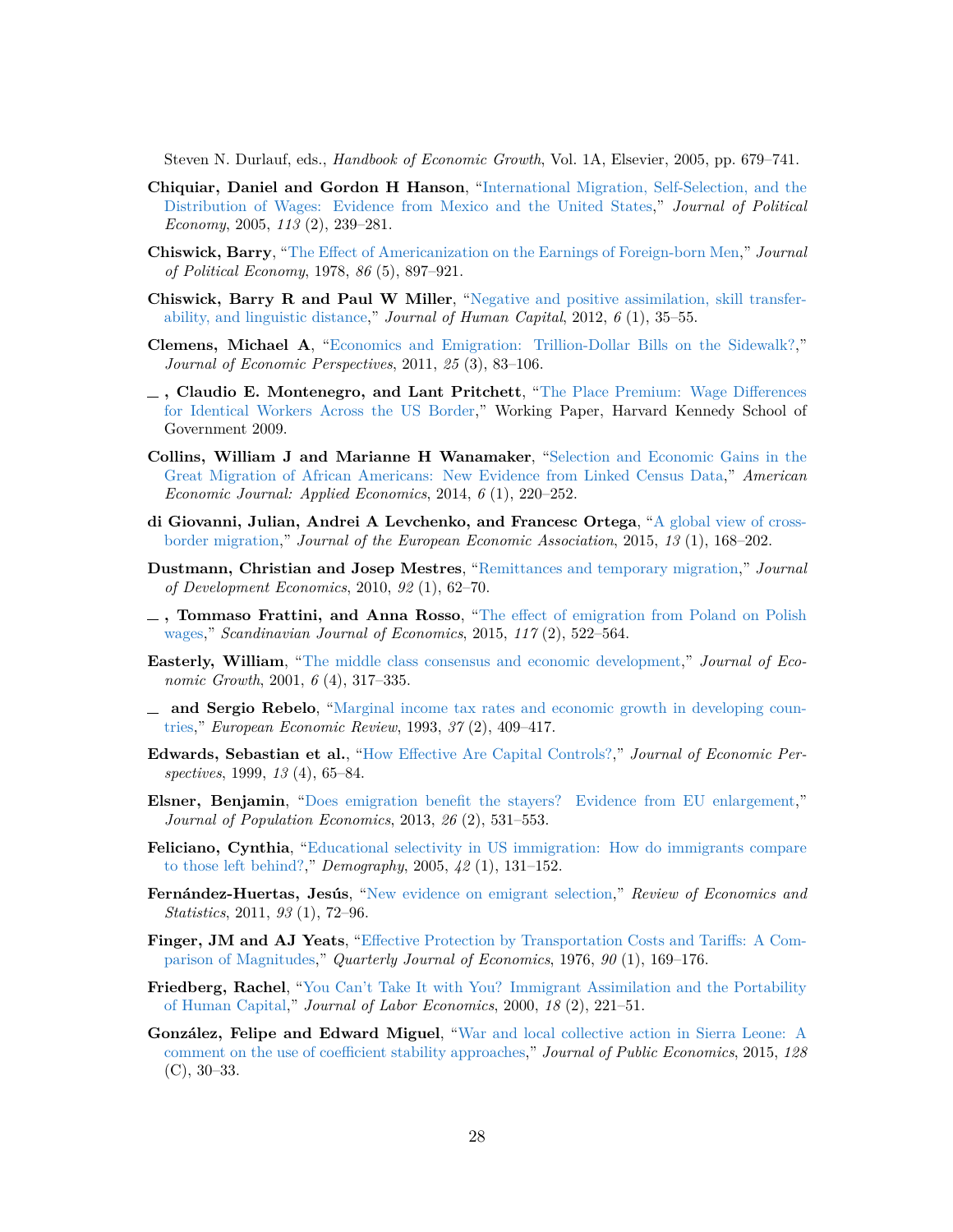Steven N. Durlauf, eds., *Handbook of Economic Growth*, Vol. 1A, Elsevier, 2005, pp. 679–741.

**Chiquiar, Daniel and Gordon H Hanson**, "International Migration, Self-Selection, and the Distribution of Wages: Evidence from Mexico and the United States," *Journal of Political Economy*, 2005, *113* (2), 239–281.

**Chiswick, Barry**, "The Effect of Americanization on the Earnings of Foreign-born Men," *Journal of Political Economy*, 1978, *86* (5), 897–921.

**Chiswick, Barry R and Paul W Miller**, "Negative and positive assimilation, skill transferability, and linguistic distance," *Journal of Human Capital*, 2012, *6* (1), 35–55.

**Clemens, Michael A**, "Economics and Emigration: Trillion-Dollar Bills on the Sidewalk?," *Journal of Economic Perspectives*, 2011, *25* (3), 83–106.

**_ , Claudio E. Montenegro, and Lant Pritchett**, "The Place Premium: Wage Differences for Identical Workers Across the US Border," Working Paper, Harvard Kennedy School of Government 2009.

**Collins, William J and Marianne H Wanamaker**, "Selection and Economic Gains in the Great Migration of African Americans: New Evidence from Linked Census Data," *American Economic Journal: Applied Economics*, 2014, *6* (1), 220–252.

**di Giovanni, Julian, Andrei A Levchenko, and Francesc Ortega**, "A global view of cross-border migration," *Journal of the European Economic Association*, 2015, *13* (1), 168–202.

**Dustmann, Christian and Josep Mestres**, "Remittances and temporary migration," *Journal of Development Economics*, 2010, *92* (1), 62–70.

**_ , Tommaso Frattini, and Anna Rosso**, "The effect of emigration from Poland on Polish wages," *Scandinavian Journal of Economics*, 2015, *117* (2), 522–564.

**Easterly, William**, "The middle class consensus and economic development," *Journal of Economic Growth*, 2001, *6* (4), 317–335.

**_ and Sergio Rebelo**, "Marginal income tax rates and economic growth in developing countries," *European Economic Review*, 1993, *37* (2), 409–417.

**Edwards, Sebastian et al.**, "How Effective Are Capital Controls?," *Journal of Economic Perspectives*, 1999, *13* (4), 65–84.

**Elsner, Benjamin**, "Does emigration benefit the stayers? Evidence from EU enlargement," *Journal of Population Economics*, 2013, *26* (2), 531–553.

**Feliciano, Cynthia**, "Educational selectivity in US immigration: How do immigrants compare to those left behind?," *Demography*, 2005, *42* (1), 131–152.

**Fernández-Huertas, Jesús**, "New evidence on emigrant selection," *Review of Economics and Statistics*, 2011, *93* (1), 72–96.

**Finger, JM and AJ Yeats**, "Effective Protection by Transportation Costs and Tariffs: A Comparison of Magnitudes," *Quarterly Journal of Economics*, 1976, *90* (1), 169–176.

**Friedberg, Rachel**, "You Can't Take It with You? Immigrant Assimilation and the Portability of Human Capital," *Journal of Labor Economics*, 2000, *18* (2), 221–51.

**González, Felipe and Edward Miguel**, "War and local collective action in Sierra Leone: A comment on the use of coefficient stability approaches," *Journal of Public Economics*, 2015, *128* (C), 30–33.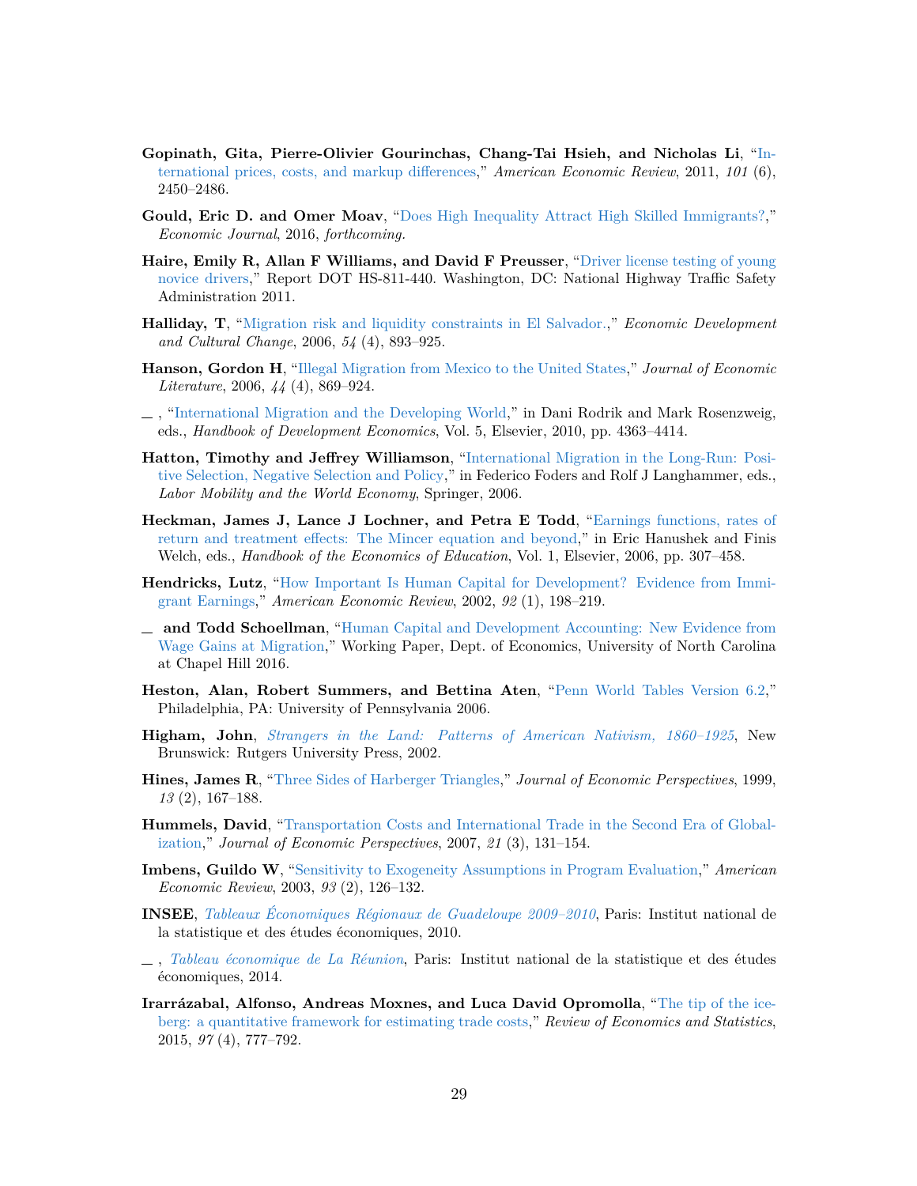**Gopinath, Gita, Pierre-Olivier Gourinchas, Chang-Tai Hsieh, and Nicholas Li**, "International prices, costs, and markup differences," *American Economic Review*, 2011, *101* (6), 2450–2486.

**Gould, Eric D. and Omer Moav**, "Does High Inequality Attract High Skilled Immigrants?," *Economic Journal*, 2016, *forthcoming.*

**Haire, Emily R, Allan F Williams, and David F Preusser**, "Driver license testing of young novice drivers," Report DOT HS-811-440. Washington, DC: National Highway Traffic Safety Administration 2011.

**Halliday, T**, "Migration risk and liquidity constraints in El Salvador.," *Economic Development and Cultural Change*, 2006, *54* (4), 893–925.

**Hanson, Gordon H**, "Illegal Migration from Mexico to the United States," *Journal of Economic Literature*, 2006, *44* (4), 869–924.

— , "International Migration and the Developing World," in Dani Rodrik and Mark Rosenzweig, eds., *Handbook of Development Economics*, Vol. 5, Elsevier, 2010, pp. 4363–4414.

**Hatton, Timothy and Jeffrey Williamson**, "International Migration in the Long-Run: Positive Selection, Negative Selection and Policy," in Federico Foders and Rolf J Langhammer, eds., *Labor Mobility and the World Economy*, Springer, 2006.

**Heckman, James J, Lance J Lochner, and Petra E Todd**, "Earnings functions, rates of return and treatment effects: The Mincer equation and beyond," in Eric Hanushek and Finis Welch, eds., *Handbook of the Economics of Education*, Vol. 1, Elsevier, 2006, pp. 307–458.

**Hendricks, Lutz**, "How Important Is Human Capital for Development? Evidence from Immigrant Earnings," *American Economic Review*, 2002, *92* (1), 198–219.

— **and Todd Schoellman**, "Human Capital and Development Accounting: New Evidence from Wage Gains at Migration," Working Paper, Dept. of Economics, University of North Carolina at Chapel Hill 2016.

**Heston, Alan, Robert Summers, and Bettina Aten**, "Penn World Tables Version 6.2," Philadelphia, PA: University of Pennsylvania 2006.

**Higham, John**, *Strangers in the Land: Patterns of American Nativism, 1860–1925*, New Brunswick: Rutgers University Press, 2002.

**Hines, James R**, "Three Sides of Harberger Triangles," *Journal of Economic Perspectives*, 1999, *13* (2), 167–188.

**Hummels, David**, "Transportation Costs and International Trade in the Second Era of Globalization," *Journal of Economic Perspectives*, 2007, *21* (3), 131–154.

**Imbens, Guildo W**, "Sensitivity to Exogeneity Assumptions in Program Evaluation," *American Economic Review*, 2003, *93* (2), 126–132.

**INSEE**, *Tableaux Économiques Régionaux de Guadeloupe 2009–2010*, Paris: Institut national de la statistique et des études économiques, 2010.

— , *Tableau économique de La Réunion*, Paris: Institut national de la statistique et des études économiques, 2014.

**Irarrázabal, Alfonso, Andreas Moxnes, and Luca David Opromolla**, "The tip of the iceberg: a quantitative framework for estimating trade costs," *Review of Economics and Statistics*, 2015, *97* (4), 777–792.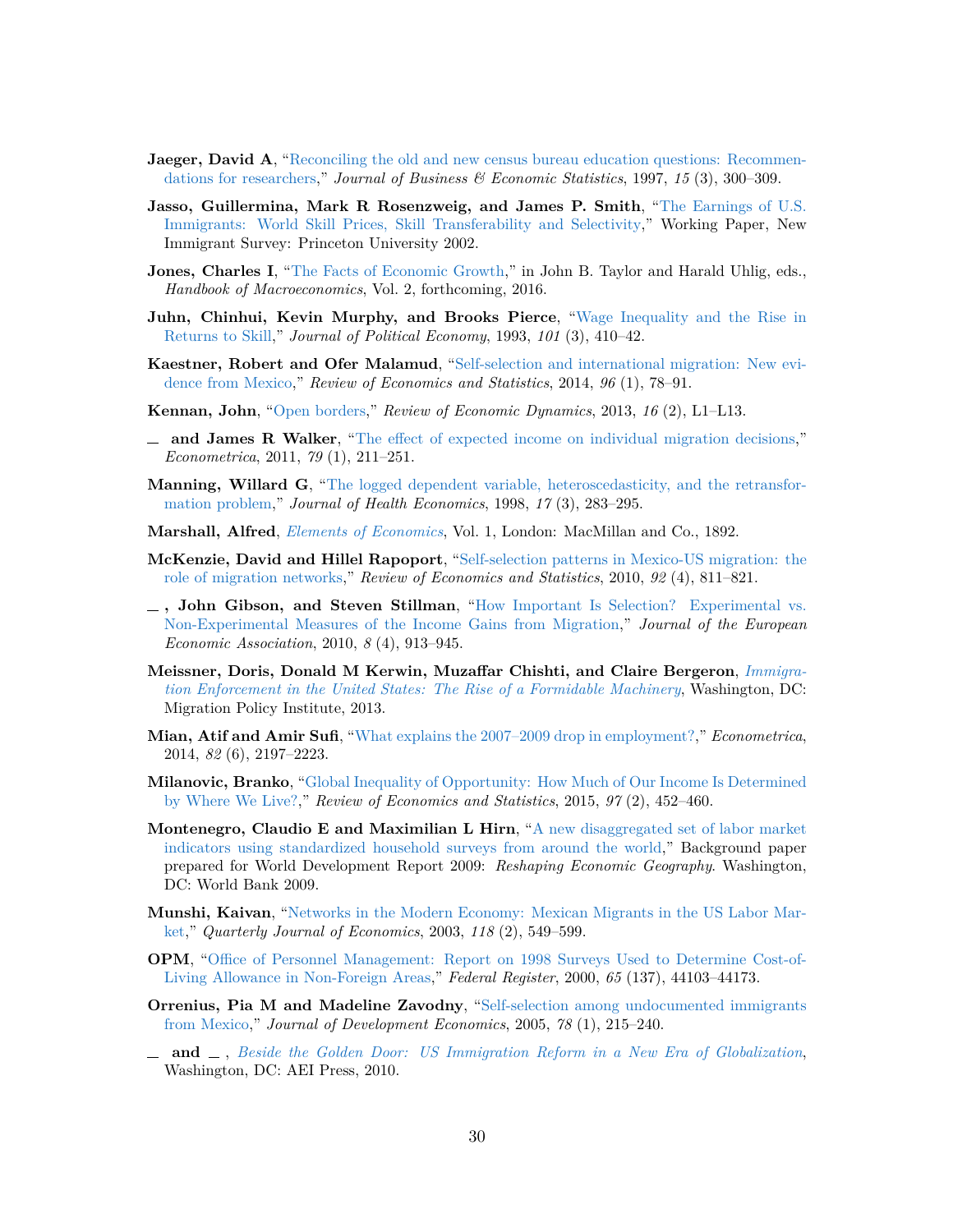**Jaeger, David A**, "Reconciling the old and new census bureau education questions: Recommendations for researchers," *Journal of Business & Economic Statistics*, 1997, *15* (3), 300–309.

**Jasso, Guillermina, Mark R Rosenzweig, and James P. Smith**, "The Earnings of U.S. Immigrants: World Skill Prices, Skill Transferability and Selectivity," Working Paper, New Immigrant Survey: Princeton University 2002.

**Jones, Charles I**, "The Facts of Economic Growth," in John B. Taylor and Harald Uhlig, eds., *Handbook of Macroeconomics*, Vol. 2, forthcoming, 2016.

**Juhn, Chinhui, Kevin Murphy, and Brooks Pierce**, "Wage Inequality and the Rise in Returns to Skill," *Journal of Political Economy*, 1993, *101* (3), 410–42.

**Kaestner, Robert and Ofer Malamud**, "Self-selection and international migration: New evidence from Mexico," *Review of Economics and Statistics*, 2014, *96* (1), 78–91.

**Kennan, John**, "Open borders," *Review of Economic Dynamics*, 2013, *16* (2), L1–L13.

**\_ and James R Walker**, "The effect of expected income on individual migration decisions," *Econometrica*, 2011, *79* (1), 211–251.

**Manning, Willard G**, "The logged dependent variable, heteroscedasticity, and the retransformation problem," *Journal of Health Economics*, 1998, *17* (3), 283–295.

**Marshall, Alfred**, *Elements of Economics*, Vol. 1, London: MacMillan and Co., 1892.

**McKenzie, David and Hillel Rapoport**, "Self-selection patterns in Mexico-US migration: the role of migration networks," *Review of Economics and Statistics*, 2010, *92* (4), 811–821.

**\_ , John Gibson, and Steven Stillman**, "How Important Is Selection? Experimental vs. Non-Experimental Measures of the Income Gains from Migration," *Journal of the European Economic Association*, 2010, *8* (4), 913–945.

**Meissner, Doris, Donald M Kerwin, Muzaffar Chishti, and Claire Bergeron**, *Immigration Enforcement in the United States: The Rise of a Formidable Machinery*, Washington, DC: Migration Policy Institute, 2013.

**Mian, Atif and Amir Sufi**, "What explains the 2007–2009 drop in employment?," *Econometrica*, 2014, *82* (6), 2197–2223.

**Milanovic, Branko**, "Global Inequality of Opportunity: How Much of Our Income Is Determined by Where We Live?," *Review of Economics and Statistics*, 2015, *97* (2), 452–460.

**Montenegro, Claudio E and Maximilian L Hirn**, "A new disaggregated set of labor market indicators using standardized household surveys from around the world," Background paper prepared for World Development Report 2009: *Reshaping Economic Geography*. Washington, DC: World Bank 2009.

**Munshi, Kaivan**, "Networks in the Modern Economy: Mexican Migrants in the US Labor Market," *Quarterly Journal of Economics*, 2003, *118* (2), 549–599.

**OPM**, "Office of Personnel Management: Report on 1998 Surveys Used to Determine Cost-of-Living Allowance in Non-Foreign Areas," *Federal Register*, 2000, *65* (137), 44103–44173.

**Orrenius, Pia M and Madeline Zavodny**, "Self-selection among undocumented immigrants from Mexico," *Journal of Development Economics*, 2005, *78* (1), 215–240.

**\_ and \_** , *Beside the Golden Door: US Immigration Reform in a New Era of Globalization*, Washington, DC: AEI Press, 2010.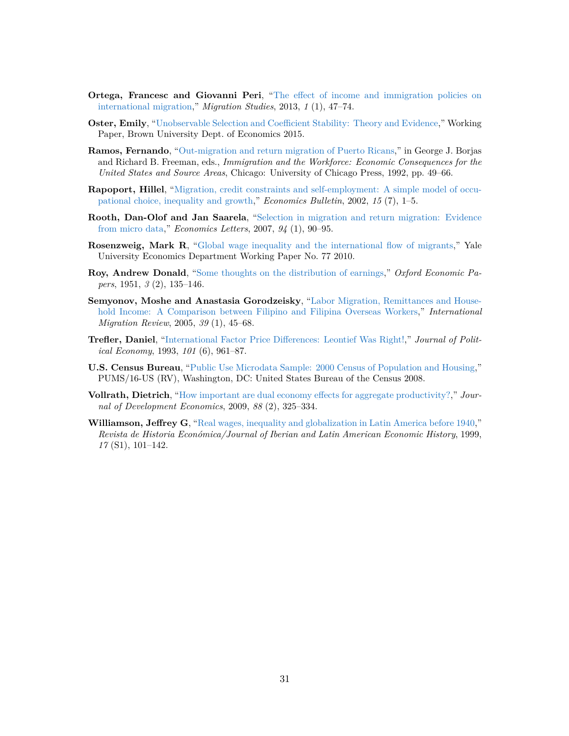**Ortega, Francesc and Giovanni Peri**, "The effect of income and immigration policies on international migration," *Migration Studies*, 2013, *1* (1), 47–74.

**Oster, Emily**, "Unobservable Selection and Coefficient Stability: Theory and Evidence," Working Paper, Brown University Dept. of Economics 2015.

**Ramos, Fernando**, "Out-migration and return migration of Puerto Ricans," in George J. Borjas and Richard B. Freeman, eds., *Immigration and the Workforce: Economic Consequences for the United States and Source Areas*, Chicago: University of Chicago Press, 1992, pp. 49–66.

**Rapoport, Hillel**, "Migration, credit constraints and self-employment: A simple model of occupational choice, inequality and growth," *Economics Bulletin*, 2002, *15* (7), 1–5.

**Rooth, Dan-Olof and Jan Saarela**, "Selection in migration and return migration: Evidence from micro data," *Economics Letters*, 2007, *94* (1), 90–95.

**Rosenzweig, Mark R**, "Global wage inequality and the international flow of migrants," Yale University Economics Department Working Paper No. 77 2010.

**Roy, Andrew Donald**, "Some thoughts on the distribution of earnings," *Oxford Economic Papers*, 1951, *3* (2), 135–146.

**Semyonov, Moshe and Anastasia Gorodzeisky**, "Labor Migration, Remittances and Household Income: A Comparison between Filipino and Filipina Overseas Workers," *International Migration Review*, 2005, *39* (1), 45–68.

**Trefler, Daniel**, "International Factor Price Differences: Leontief Was Right!," *Journal of Political Economy*, 1993, *101* (6), 961–87.

**U.S. Census Bureau**, "Public Use Microdata Sample: 2000 Census of Population and Housing," PUMS/16-US (RV), Washington, DC: United States Bureau of the Census 2008.

**Vollrath, Dietrich**, "How important are dual economy effects for aggregate productivity?," *Journal of Development Economics*, 2009, *88* (2), 325–334.

**Williamson, Jeffrey G**, "Real wages, inequality and globalization in Latin America before 1940," *Revista de Historia Económica/Journal of Iberian and Latin American Economic History*, 1999, *17* (S1), 101–142.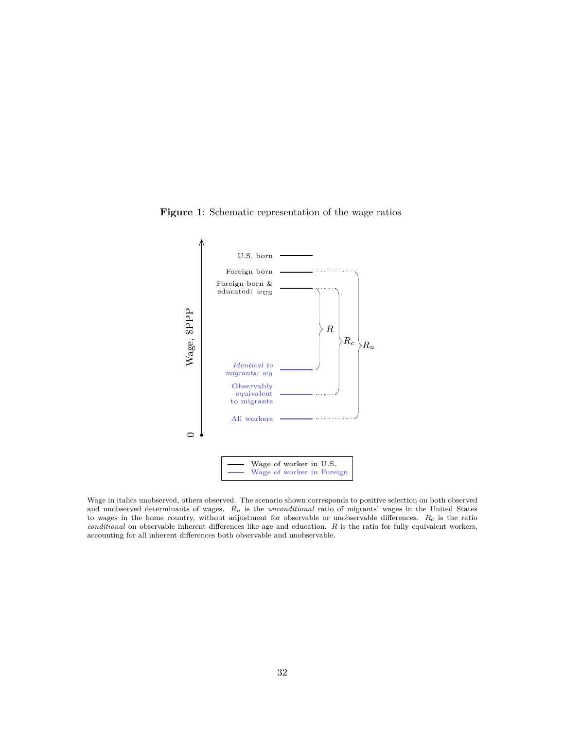**Figure 1**: Schematic representation of the wage ratios

Wage, $PPP

0

U.S. born

Foreign born

Foreign born & educated: $w_{\text{US}}$

*Identical to migrants: $w_0$*

Observably equivalent to migrants

All workers

$R$

$R_c$

$R_u$

Wage of worker in U.S.

Wage of worker in Foreign

Wage in italics unobserved, others observed. The scenario shown corresponds to positive selection on both observed and unobserved determinants of wages. $R_u$ is the *unconditional* ratio of migrants' wages in the United States to wages in the home country, without adjustment for observable or unobservable differences. $R_c$ is the ratio *conditional* on observable inherent differences like age and education. $R$ is the ratio for fully equivalent workers, accounting for all inherent differences both observable and unobservable.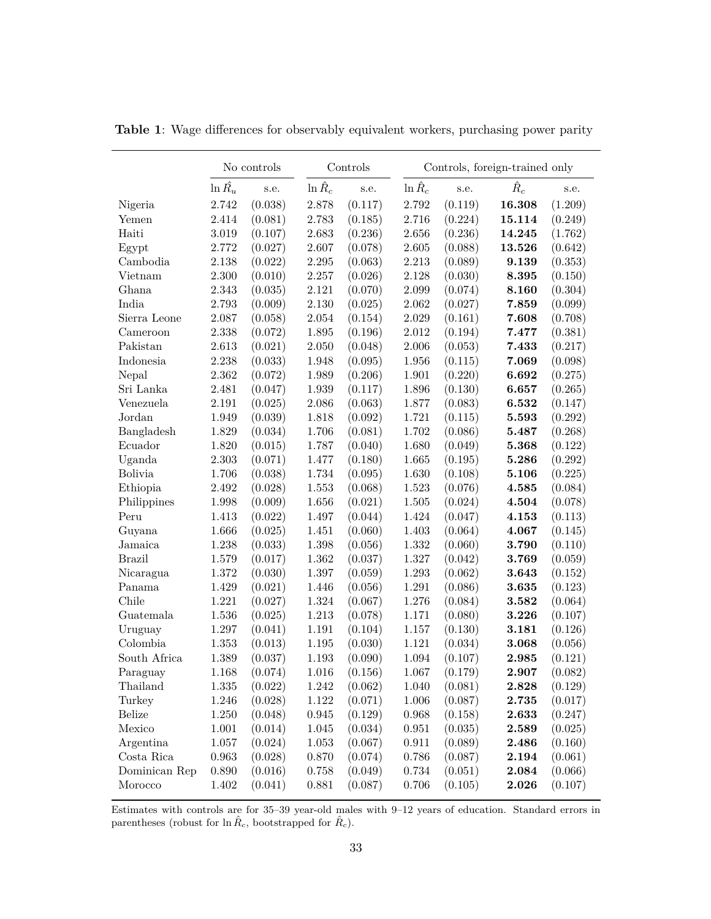**Table 1**: Wage differences for observably equivalent workers, purchasing power parity

| | No controls | | Controls | | Controls, foreign-trained only | | | |
|---|---|---|---|---|---|---|---|---|
| | $\ln \hat{R}_u$ | s.e. | $\ln \hat{R}_c$ | s.e. | $\ln \hat{R}_c$ | s.e. | $\hat{R}_c$ | s.e. |
| Nigeria | 2.742 | (0.038) | 2.878 | (0.117) | 2.792 | (0.119) | **16.308** | (1.209) |
| Yemen | 2.414 | (0.081) | 2.783 | (0.185) | 2.716 | (0.224) | **15.114** | (0.249) |
| Haiti | 3.019 | (0.107) | 2.683 | (0.236) | 2.656 | (0.236) | **14.245** | (1.762) |
| Egypt | 2.772 | (0.027) | 2.607 | (0.078) | 2.605 | (0.088) | **13.526** | (0.642) |
| Cambodia | 2.138 | (0.022) | 2.295 | (0.063) | 2.213 | (0.089) | **9.139** | (0.353) |
| Vietnam | 2.300 | (0.010) | 2.257 | (0.026) | 2.128 | (0.030) | **8.395** | (0.150) |
| Ghana | 2.343 | (0.035) | 2.121 | (0.070) | 2.099 | (0.074) | **8.160** | (0.304) |
| India | 2.793 | (0.009) | 2.130 | (0.025) | 2.062 | (0.027) | **7.859** | (0.099) |
| Sierra Leone | 2.087 | (0.058) | 2.054 | (0.154) | 2.029 | (0.161) | **7.608** | (0.708) |
| Cameroon | 2.338 | (0.072) | 1.895 | (0.196) | 2.012 | (0.194) | **7.477** | (0.381) |
| Pakistan | 2.613 | (0.021) | 2.050 | (0.048) | 2.006 | (0.053) | **7.433** | (0.217) |
| Indonesia | 2.238 | (0.033) | 1.948 | (0.095) | 1.956 | (0.115) | **7.069** | (0.098) |
| Nepal | 2.362 | (0.072) | 1.989 | (0.206) | 1.901 | (0.220) | **6.692** | (0.275) |
| Sri Lanka | 2.481 | (0.047) | 1.939 | (0.117) | 1.896 | (0.130) | **6.657** | (0.265) |
| Venezuela | 2.191 | (0.025) | 2.086 | (0.063) | 1.877 | (0.083) | **6.532** | (0.147) |
| Jordan | 1.949 | (0.039) | 1.818 | (0.092) | 1.721 | (0.115) | **5.593** | (0.292) |
| Bangladesh | 1.829 | (0.034) | 1.706 | (0.081) | 1.702 | (0.086) | **5.487** | (0.268) |
| Ecuador | 1.820 | (0.015) | 1.787 | (0.040) | 1.680 | (0.049) | **5.368** | (0.122) |
| Uganda | 2.303 | (0.071) | 1.477 | (0.180) | 1.665 | (0.195) | **5.286** | (0.292) |
| Bolivia | 1.706 | (0.038) | 1.734 | (0.095) | 1.630 | (0.108) | **5.106** | (0.225) |
| Ethiopia | 2.492 | (0.028) | 1.553 | (0.068) | 1.523 | (0.076) | **4.585** | (0.084) |
| Philippines | 1.998 | (0.009) | 1.656 | (0.021) | 1.505 | (0.024) | **4.504** | (0.078) |
| Peru | 1.413 | (0.022) | 1.497 | (0.044) | 1.424 | (0.047) | **4.153** | (0.113) |
| Guyana | 1.666 | (0.025) | 1.451 | (0.060) | 1.403 | (0.064) | **4.067** | (0.145) |
| Jamaica | 1.238 | (0.033) | 1.398 | (0.056) | 1.332 | (0.060) | **3.790** | (0.110) |
| Brazil | 1.579 | (0.017) | 1.362 | (0.037) | 1.327 | (0.042) | **3.769** | (0.059) |
| Nicaragua | 1.372 | (0.030) | 1.397 | (0.059) | 1.293 | (0.062) | **3.643** | (0.152) |
| Panama | 1.429 | (0.021) | 1.446 | (0.056) | 1.291 | (0.086) | **3.635** | (0.123) |
| Chile | 1.221 | (0.027) | 1.324 | (0.067) | 1.276 | (0.084) | **3.582** | (0.064) |
| Guatemala | 1.536 | (0.025) | 1.213 | (0.078) | 1.171 | (0.080) | **3.226** | (0.107) |
| Uruguay | 1.297 | (0.041) | 1.191 | (0.104) | 1.157 | (0.130) | **3.181** | (0.126) |
| Colombia | 1.353 | (0.013) | 1.195 | (0.030) | 1.121 | (0.034) | **3.068** | (0.056) |
| South Africa | 1.389 | (0.037) | 1.193 | (0.090) | 1.094 | (0.107) | **2.985** | (0.121) |
| Paraguay | 1.168 | (0.074) | 1.016 | (0.156) | 1.067 | (0.179) | **2.907** | (0.082) |
| Thailand | 1.335 | (0.022) | 1.242 | (0.062) | 1.040 | (0.081) | **2.828** | (0.129) |
| Turkey | 1.246 | (0.028) | 1.122 | (0.071) | 1.006 | (0.087) | **2.735** | (0.017) |
| Belize | 1.250 | (0.048) | 0.945 | (0.129) | 0.968 | (0.158) | **2.633** | (0.247) |
| Mexico | 1.001 | (0.014) | 1.045 | (0.034) | 0.951 | (0.035) | **2.589** | (0.025) |
| Argentina | 1.057 | (0.024) | 1.053 | (0.067) | 0.911 | (0.089) | **2.486** | (0.160) |
| Costa Rica | 0.963 | (0.028) | 0.870 | (0.074) | 0.786 | (0.087) | **2.194** | (0.061) |
| Dominican Rep | 0.890 | (0.016) | 0.758 | (0.049) | 0.734 | (0.051) | **2.084** | (0.066) |
| Morocco | 1.402 | (0.041) | 0.881 | (0.087) | 0.706 | (0.105) | **2.026** | (0.107) |

Estimates with controls are for 35–39 year-old males with 9–12 years of education. Standard errors in parentheses (robust for $\ln \hat{R}_c$, bootstrapped for $\hat{R}_c$).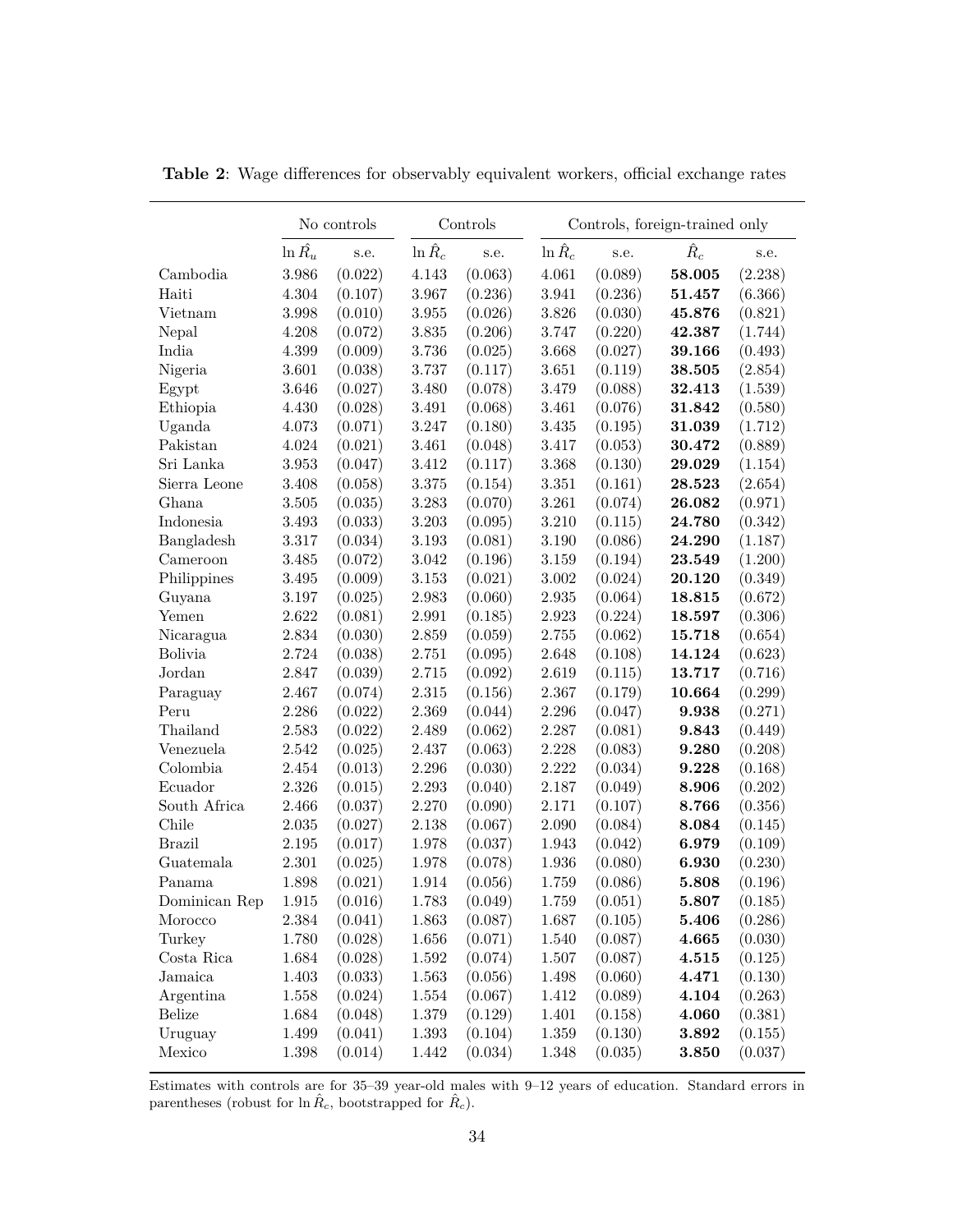**Table 2**: Wage differences for observably equivalent workers, official exchange rates

| | No controls | | Controls | | Controls, foreign-trained only | | | |
|---|---|---|---|---|---|---|---|---|
| | $\ln \hat{R}_u$ | s.e. | $\ln \hat{R}_c$ | s.e. | $\ln \hat{R}_c$ | s.e. | $\hat{R}_c$ | s.e. |
| Cambodia | 3.986 | (0.022) | 4.143 | (0.063) | 4.061 | (0.089) | **58.005** | (2.238) |
| Haiti | 4.304 | (0.107) | 3.967 | (0.236) | 3.941 | (0.236) | **51.457** | (6.366) |
| Vietnam | 3.998 | (0.010) | 3.955 | (0.026) | 3.826 | (0.030) | **45.876** | (0.821) |
| Nepal | 4.208 | (0.072) | 3.835 | (0.206) | 3.747 | (0.220) | **42.387** | (1.744) |
| India | 4.399 | (0.009) | 3.736 | (0.025) | 3.668 | (0.027) | **39.166** | (0.493) |
| Nigeria | 3.601 | (0.038) | 3.737 | (0.117) | 3.651 | (0.119) | **38.505** | (2.854) |
| Egypt | 3.646 | (0.027) | 3.480 | (0.078) | 3.479 | (0.088) | **32.413** | (1.539) |
| Ethiopia | 4.430 | (0.028) | 3.491 | (0.068) | 3.461 | (0.076) | **31.842** | (0.580) |
| Uganda | 4.073 | (0.071) | 3.247 | (0.180) | 3.435 | (0.195) | **31.039** | (1.712) |
| Pakistan | 4.024 | (0.021) | 3.461 | (0.048) | 3.417 | (0.053) | **30.472** | (0.889) |
| Sri Lanka | 3.953 | (0.047) | 3.412 | (0.117) | 3.368 | (0.130) | **29.029** | (1.154) |
| Sierra Leone | 3.408 | (0.058) | 3.375 | (0.154) | 3.351 | (0.161) | **28.523** | (2.654) |
| Ghana | 3.505 | (0.035) | 3.283 | (0.070) | 3.261 | (0.074) | **26.082** | (0.971) |
| Indonesia | 3.493 | (0.033) | 3.203 | (0.095) | 3.210 | (0.115) | **24.780** | (0.342) |
| Bangladesh | 3.317 | (0.034) | 3.193 | (0.081) | 3.190 | (0.086) | **24.290** | (1.187) |
| Cameroon | 3.485 | (0.072) | 3.042 | (0.196) | 3.159 | (0.194) | **23.549** | (1.200) |
| Philippines | 3.495 | (0.009) | 3.153 | (0.021) | 3.002 | (0.024) | **20.120** | (0.349) |
| Guyana | 3.197 | (0.025) | 2.983 | (0.060) | 2.935 | (0.064) | **18.815** | (0.672) |
| Yemen | 2.622 | (0.081) | 2.991 | (0.185) | 2.923 | (0.224) | **18.597** | (0.306) |
| Nicaragua | 2.834 | (0.030) | 2.859 | (0.059) | 2.755 | (0.062) | **15.718** | (0.654) |
| Bolivia | 2.724 | (0.038) | 2.751 | (0.095) | 2.648 | (0.108) | **14.124** | (0.623) |
| Jordan | 2.847 | (0.039) | 2.715 | (0.092) | 2.619 | (0.115) | **13.717** | (0.716) |
| Paraguay | 2.467 | (0.074) | 2.315 | (0.156) | 2.367 | (0.179) | **10.664** | (0.299) |
| Peru | 2.286 | (0.022) | 2.369 | (0.044) | 2.296 | (0.047) | **9.938** | (0.271) |
| Thailand | 2.583 | (0.022) | 2.489 | (0.062) | 2.287 | (0.081) | **9.843** | (0.449) |
| Venezuela | 2.542 | (0.025) | 2.437 | (0.063) | 2.228 | (0.083) | **9.280** | (0.208) |
| Colombia | 2.454 | (0.013) | 2.296 | (0.030) | 2.222 | (0.034) | **9.228** | (0.168) |
| Ecuador | 2.326 | (0.015) | 2.293 | (0.040) | 2.187 | (0.049) | **8.906** | (0.202) |
| South Africa | 2.466 | (0.037) | 2.270 | (0.090) | 2.171 | (0.107) | **8.766** | (0.356) |
| Chile | 2.035 | (0.027) | 2.138 | (0.067) | 2.090 | (0.084) | **8.084** | (0.145) |
| Brazil | 2.195 | (0.017) | 1.978 | (0.037) | 1.943 | (0.042) | **6.979** | (0.109) |
| Guatemala | 2.301 | (0.025) | 1.978 | (0.078) | 1.936 | (0.080) | **6.930** | (0.230) |
| Panama | 1.898 | (0.021) | 1.914 | (0.056) | 1.759 | (0.086) | **5.808** | (0.196) |
| Dominican Rep | 1.915 | (0.016) | 1.783 | (0.049) | 1.759 | (0.051) | **5.807** | (0.185) |
| Morocco | 2.384 | (0.041) | 1.863 | (0.087) | 1.687 | (0.105) | **5.406** | (0.286) |
| Turkey | 1.780 | (0.028) | 1.656 | (0.071) | 1.540 | (0.087) | **4.665** | (0.030) |
| Costa Rica | 1.684 | (0.028) | 1.592 | (0.074) | 1.507 | (0.087) | **4.515** | (0.125) |
| Jamaica | 1.403 | (0.033) | 1.563 | (0.056) | 1.498 | (0.060) | **4.471** | (0.130) |
| Argentina | 1.558 | (0.024) | 1.554 | (0.067) | 1.412 | (0.089) | **4.104** | (0.263) |
| Belize | 1.684 | (0.048) | 1.379 | (0.129) | 1.401 | (0.158) | **4.060** | (0.381) |
| Uruguay | 1.499 | (0.041) | 1.393 | (0.104) | 1.359 | (0.130) | **3.892** | (0.155) |
| Mexico | 1.398 | (0.014) | 1.442 | (0.034) | 1.348 | (0.035) | **3.850** | (0.037) |

Estimates with controls are for 35–39 year-old males with 9–12 years of education. Standard errors in parentheses (robust for $\ln \hat{R}_c$, bootstrapped for $\hat{R}_c$).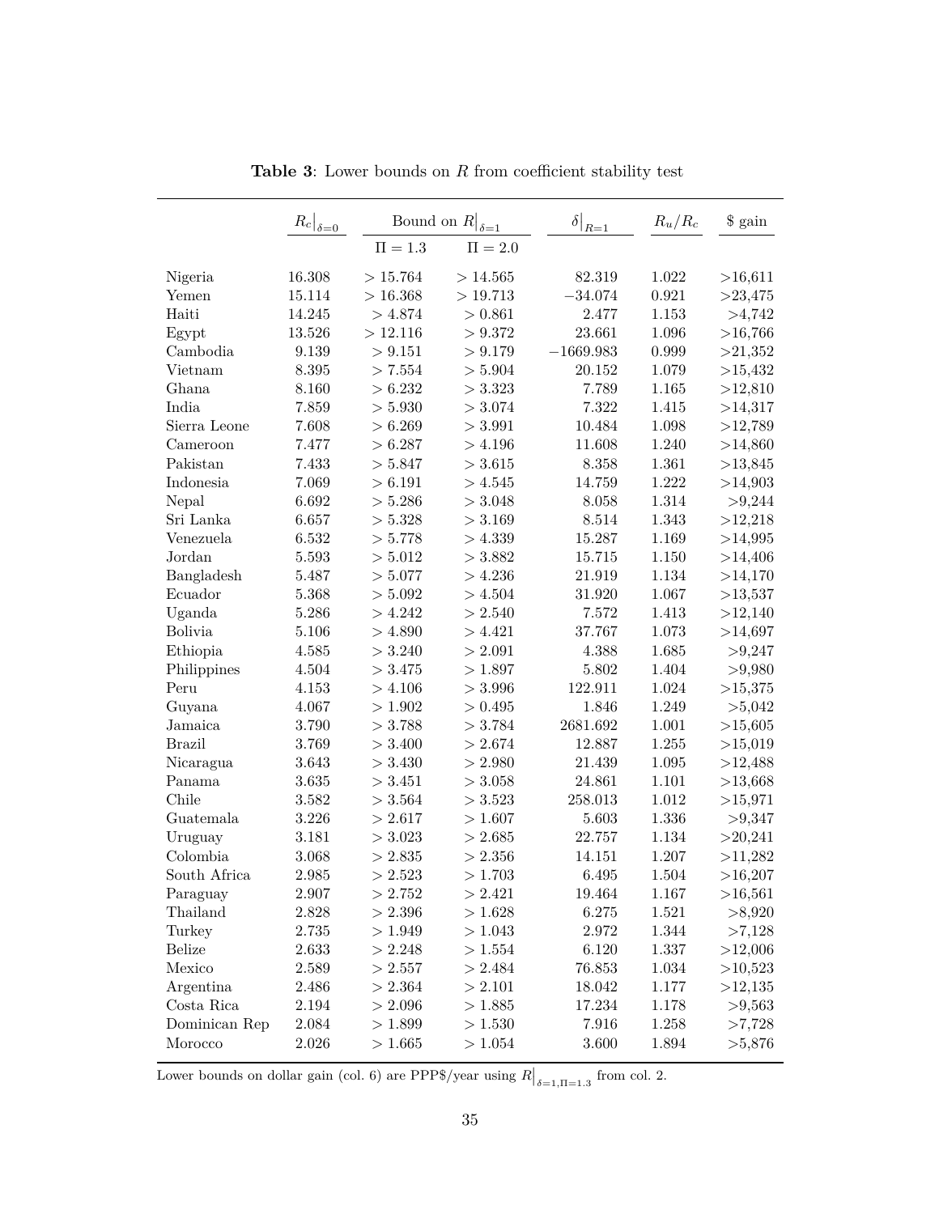**Table 3**: Lower bounds on $R$ from coefficient stability test

| | $R_c\big\|_{\delta=0}$ | Bound on $R\big\|_{\delta=1}$ | | $\delta\big\|_{R=1}$ | $R_u/R_c$ | \$ gain |
|---|---|---|---|---|---|---|
| | | $\Pi = 1.3$ | $\Pi = 2.0$ | | | |
| Nigeria | 16.308 | > 15.764 | > 14.565 | 82.319 | 1.022 | >16,611 |
| Yemen | 15.114 | > 16.368 | > 19.713 | −34.074 | 0.921 | >23,475 |
| Haiti | 14.245 | > 4.874 | > 0.861 | 2.477 | 1.153 | >4,742 |
| Egypt | 13.526 | > 12.116 | > 9.372 | 23.661 | 1.096 | >16,766 |
| Cambodia | 9.139 | > 9.151 | > 9.179 | −1669.983 | 0.999 | >21,352 |
| Vietnam | 8.395 | > 7.554 | > 5.904 | 20.152 | 1.079 | >15,432 |
| Ghana | 8.160 | > 6.232 | > 3.323 | 7.789 | 1.165 | >12,810 |
| India | 7.859 | > 5.930 | > 3.074 | 7.322 | 1.415 | >14,317 |
| Sierra Leone | 7.608 | > 6.269 | > 3.991 | 10.484 | 1.098 | >12,789 |
| Cameroon | 7.477 | > 6.287 | > 4.196 | 11.608 | 1.240 | >14,860 |
| Pakistan | 7.433 | > 5.847 | > 3.615 | 8.358 | 1.361 | >13,845 |
| Indonesia | 7.069 | > 6.191 | > 4.545 | 14.759 | 1.222 | >14,903 |
| Nepal | 6.692 | > 5.286 | > 3.048 | 8.058 | 1.314 | >9,244 |
| Sri Lanka | 6.657 | > 5.328 | > 3.169 | 8.514 | 1.343 | >12,218 |
| Venezuela | 6.532 | > 5.778 | > 4.339 | 15.287 | 1.169 | >14,995 |
| Jordan | 5.593 | > 5.012 | > 3.882 | 15.715 | 1.150 | >14,406 |
| Bangladesh | 5.487 | > 5.077 | > 4.236 | 21.919 | 1.134 | >14,170 |
| Ecuador | 5.368 | > 5.092 | > 4.504 | 31.920 | 1.067 | >13,537 |
| Uganda | 5.286 | > 4.242 | > 2.540 | 7.572 | 1.413 | >12,140 |
| Bolivia | 5.106 | > 4.890 | > 4.421 | 37.767 | 1.073 | >14,697 |
| Ethiopia | 4.585 | > 3.240 | > 2.091 | 4.388 | 1.685 | >9,247 |
| Philippines | 4.504 | > 3.475 | > 1.897 | 5.802 | 1.404 | >9,980 |
| Peru | 4.153 | > 4.106 | > 3.996 | 122.911 | 1.024 | >15,375 |
| Guyana | 4.067 | > 1.902 | > 0.495 | 1.846 | 1.249 | >5,042 |
| Jamaica | 3.790 | > 3.788 | > 3.784 | 2681.692 | 1.001 | >15,605 |
| Brazil | 3.769 | > 3.400 | > 2.674 | 12.887 | 1.255 | >15,019 |
| Nicaragua | 3.643 | > 3.430 | > 2.980 | 21.439 | 1.095 | >12,488 |
| Panama | 3.635 | > 3.451 | > 3.058 | 24.861 | 1.101 | >13,668 |
| Chile | 3.582 | > 3.564 | > 3.523 | 258.013 | 1.012 | >15,971 |
| Guatemala | 3.226 | > 2.617 | > 1.607 | 5.603 | 1.336 | >9,347 |
| Uruguay | 3.181 | > 3.023 | > 2.685 | 22.757 | 1.134 | >20,241 |
| Colombia | 3.068 | > 2.835 | > 2.356 | 14.151 | 1.207 | >11,282 |
| South Africa | 2.985 | > 2.523 | > 1.703 | 6.495 | 1.504 | >16,207 |
| Paraguay | 2.907 | > 2.752 | > 2.421 | 19.464 | 1.167 | >16,561 |
| Thailand | 2.828 | > 2.396 | > 1.628 | 6.275 | 1.521 | >8,920 |
| Turkey | 2.735 | > 1.949 | > 1.043 | 2.972 | 1.344 | >7,128 |
| Belize | 2.633 | > 2.248 | > 1.554 | 6.120 | 1.337 | >12,006 |
| Mexico | 2.589 | > 2.557 | > 2.484 | 76.853 | 1.034 | >10,523 |
| Argentina | 2.486 | > 2.364 | > 2.101 | 18.042 | 1.177 | >12,135 |
| Costa Rica | 2.194 | > 2.096 | > 1.885 | 17.234 | 1.178 | >9,563 |
| Dominican Rep | 2.084 | > 1.899 | > 1.530 | 7.916 | 1.258 | >7,728 |
| Morocco | 2.026 | > 1.665 | > 1.054 | 3.600 | 1.894 | >5,876 |

Lower bounds on dollar gain (col. 6) are PPP\$/year using $R\big|_{\delta=1,\Pi=1.3}$ from col. 2.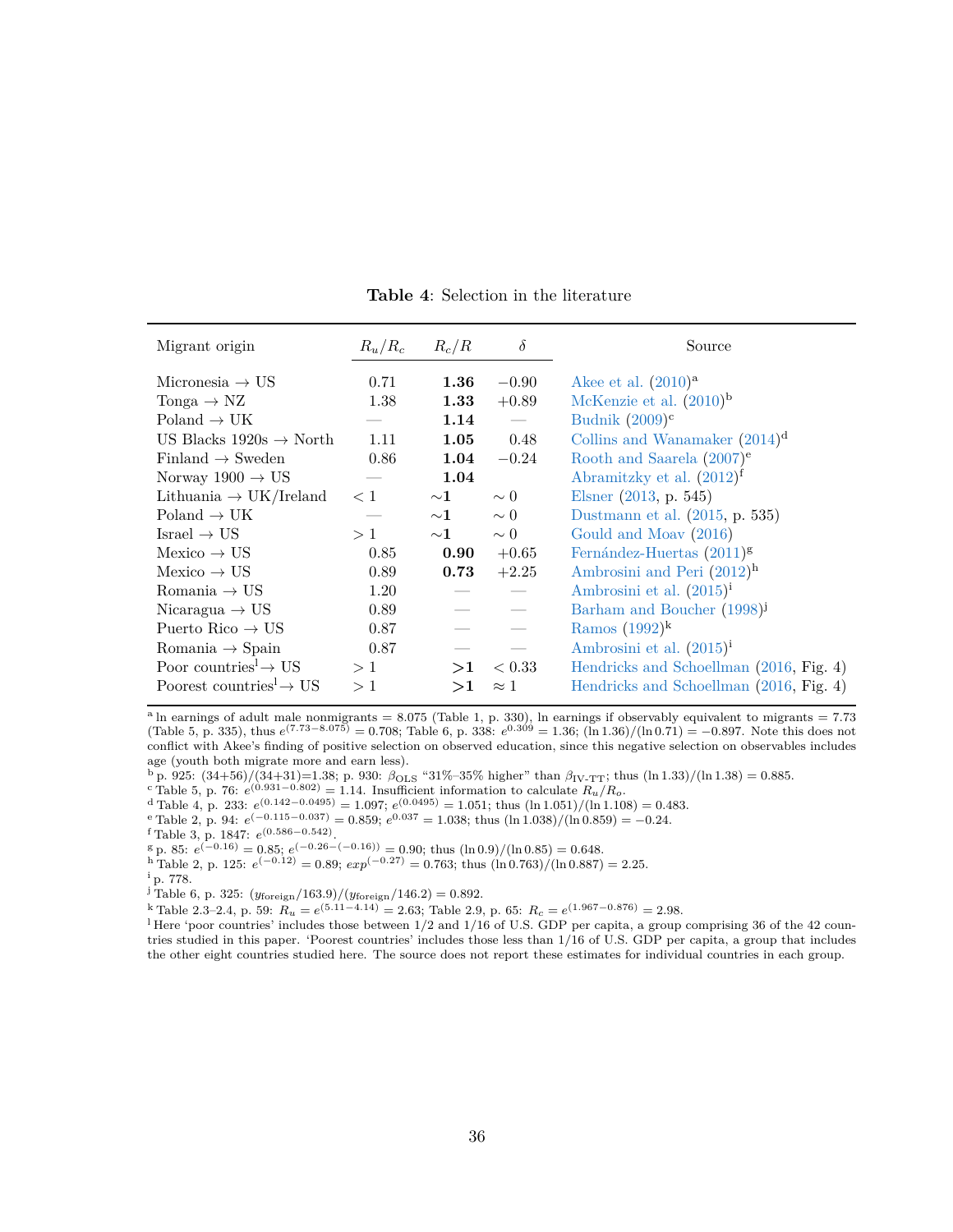**Table 4**: Selection in the literature

| Migrant origin | $R_u/R_c$ | $R_c/R$ | $\delta$ | Source |
|---|---|---|---|---|
| Micronesia → US | 0.71 | **1.36** | −0.90 | Akee et al. (2010)[a] |
| Tonga → NZ | 1.38 | **1.33** | +0.89 | McKenzie et al. (2010)[b] |
| Poland → UK | — | **1.14** | — | Budnik (2009)[c] |
| US Blacks 1920s → North | 1.11 | **1.05** | 0.48 | Collins and Wanamaker (2014)[d] |
| Finland → Sweden | 0.86 | **1.04** | −0.24 | Rooth and Saarela (2007)[e] |
| Norway 1900 → US | — | **1.04** | | Abramitzky et al. (2012)[f] |
| Lithuania → UK/Ireland | $< 1$ | **∼1** | $\sim 0$ | Elsner (2013, p. 545) |
| Poland → UK | — | **∼1** | $\sim 0$ | Dustmann et al. (2015, p. 535) |
| Israel → US | $> 1$ | **∼1** | $\sim 0$ | Gould and Moav (2016) |
| Mexico → US | 0.85 | **0.90** | +0.65 | Fernández-Huertas (2011)[g] |
| Mexico → US | 0.89 | **0.73** | +2.25 | Ambrosini and Peri (2012)[h] |
| Romania → US | 1.20 | — | — | Ambrosini et al. (2015)[i] |
| Nicaragua → US | 0.89 | — | — | Barham and Boucher (1998)[j] |
| Puerto Rico → US | 0.87 | — | — | Ramos (1992)[k] |
| Romania → Spain | 0.87 | — | — | Ambrosini et al. (2015)[i] |
| Poor countries[l] → US | $> 1$ | **>1** | $< 0.33$ | Hendricks and Schoellman (2016, Fig. 4) |
| Poorest countries[l] → US | $> 1$ | **>1** | $\approx 1$ | Hendricks and Schoellman (2016, Fig. 4) |

[a] ln earnings of adult male nonmigrants = 8.075 (Table 1, p. 330), ln earnings if observably equivalent to migrants = 7.73 (Table 5, p. 335), thus $e^{(7.73-8.075)} = 0.708$; Table 6, p. 338: $e^{0.309} = 1.36$; $(\ln 1.36)/(\ln 0.71) = -0.897$. Note this does not conflict with Akee's finding of positive selection on observed education, since this negative selection on observables includes age (youth both migrate more and earn less).

[b] p. 925: $(34+56)/(34+31)=1.38$; p. 930: $\beta_{\text{OLS}}$ "31%–35% higher" than $\beta_{\text{IV-TT}}$; thus $(\ln 1.33)/(\ln 1.38) = 0.885$.

[c] Table 5, p. 76: $e^{(0.931-0.802)} = 1.14$. Insufficient information to calculate $R_u/R_o$.

[d] Table 4, p. 233: $e^{(0.142-0.0495)} = 1.097$; $e^{(0.0495)} = 1.051$; thus $(\ln 1.051)/(\ln 1.108) = 0.483$.

[e] Table 2, p. 94: $e^{(-0.115-0.037)} = 0.859$; $e^{0.037} = 1.038$; thus $(\ln 1.038)/(\ln 0.859) = -0.24$.

[f] Table 3, p. 1847: $e^{(0.586-0.542)}$.

[g] p. 85: $e^{(-0.16)} = 0.85$; $e^{(-0.26-(-0.16))} = 0.90$; thus $(\ln 0.9)/(\ln 0.85) = 0.648$.

[h] Table 2, p. 125: $e^{(-0.12)} = 0.89$; $exp^{(-0.27)} = 0.763$; thus $(\ln 0.763)/(\ln 0.887) = 2.25$.

[i] p. 778.

[j] Table 6, p. 325: $(y_{\text{foreign}}/163.9)/(y_{\text{foreign}}/146.2) = 0.892$.

[k] Table 2.3–2.4, p. 59: $R_u = e^{(5.11-4.14)} = 2.63$; Table 2.9, p. 65: $R_c = e^{(1.967-0.876)} = 2.98$.

[l] Here 'poor countries' includes those between 1/2 and 1/16 of U.S. GDP per capita, a group comprising 36 of the 42 countries studied in this paper. 'Poorest countries' includes those less than 1/16 of U.S. GDP per capita, a group that includes the other eight countries studied here. The source does not report these estimates for individual countries in each group.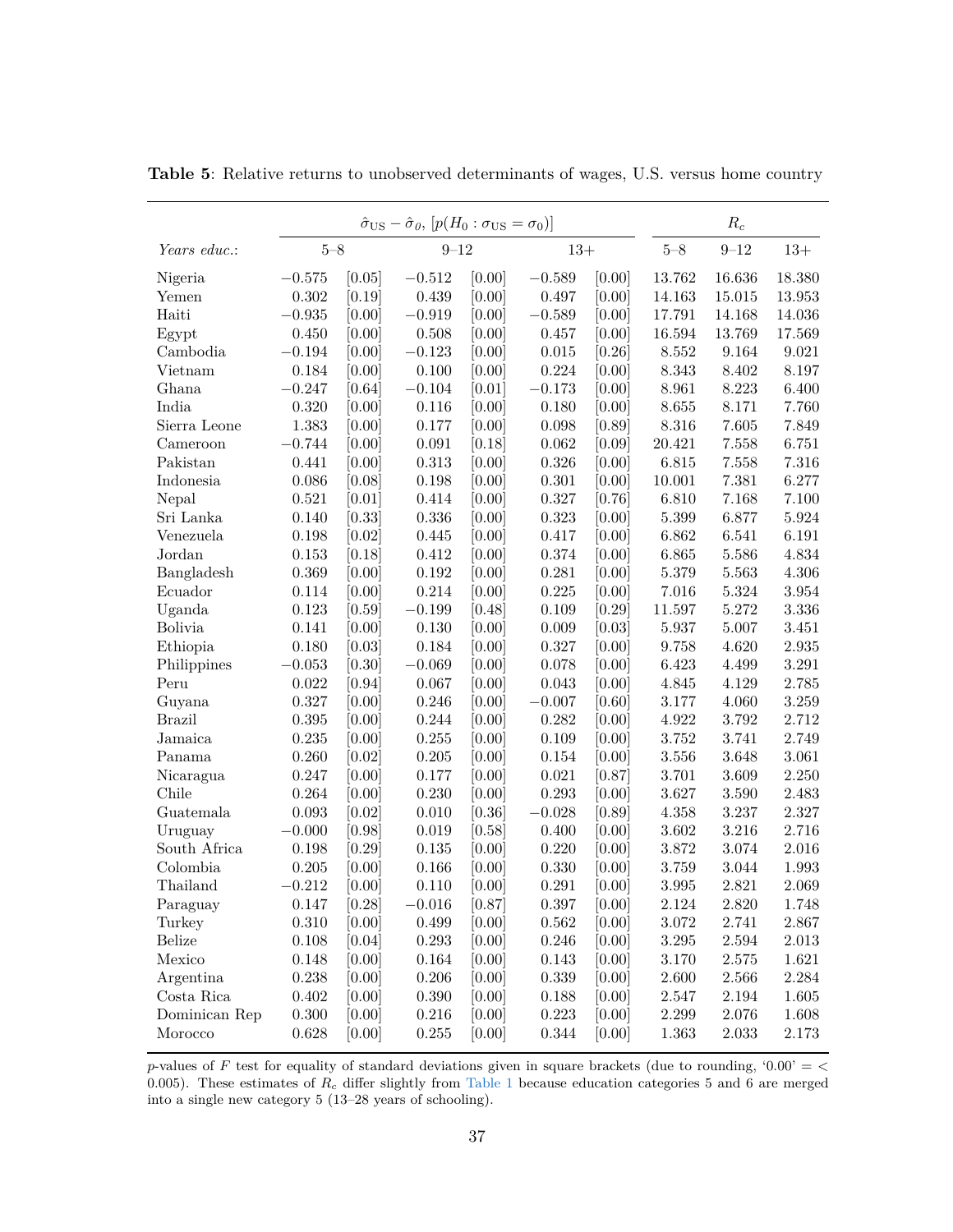**Table 5**: Relative returns to unobserved determinants of wages, U.S. versus home country

| | $\hat{\sigma}_{\text{US}} - \hat{\sigma}_0$, $[p(H_0 : \sigma_{\text{US}} = \sigma_0)]$ | | | | | | $R_c$ | | |
|---|---|---|---|---|---|---|---|---|---|
| *Years educ.:* | 5–8 | | 9–12 | | 13+ | | 5–8 | 9–12 | 13+ |
| Nigeria | −0.575 | [0.05] | −0.512 | [0.00] | −0.589 | [0.00] | 13.762 | 16.636 | 18.380 |
| Yemen | 0.302 | [0.19] | 0.439 | [0.00] | 0.497 | [0.00] | 14.163 | 15.015 | 13.953 |
| Haiti | −0.935 | [0.00] | −0.919 | [0.00] | −0.589 | [0.00] | 17.791 | 14.168 | 14.036 |
| Egypt | 0.450 | [0.00] | 0.508 | [0.00] | 0.457 | [0.00] | 16.594 | 13.769 | 17.569 |
| Cambodia | −0.194 | [0.00] | −0.123 | [0.00] | 0.015 | [0.26] | 8.552 | 9.164 | 9.021 |
| Vietnam | 0.184 | [0.00] | 0.100 | [0.00] | 0.224 | [0.00] | 8.343 | 8.402 | 8.197 |
| Ghana | −0.247 | [0.64] | −0.104 | [0.01] | −0.173 | [0.00] | 8.961 | 8.223 | 6.400 |
| India | 0.320 | [0.00] | 0.116 | [0.00] | 0.180 | [0.00] | 8.655 | 8.171 | 7.760 |
| Sierra Leone | 1.383 | [0.00] | 0.177 | [0.00] | 0.098 | [0.89] | 8.316 | 7.605 | 7.849 |
| Cameroon | −0.744 | [0.00] | 0.091 | [0.18] | 0.062 | [0.09] | 20.421 | 7.558 | 6.751 |
| Pakistan | 0.441 | [0.00] | 0.313 | [0.00] | 0.326 | [0.00] | 6.815 | 7.558 | 7.316 |
| Indonesia | 0.086 | [0.08] | 0.198 | [0.00] | 0.301 | [0.00] | 10.001 | 7.381 | 6.277 |
| Nepal | 0.521 | [0.01] | 0.414 | [0.00] | 0.327 | [0.76] | 6.810 | 7.168 | 7.100 |
| Sri Lanka | 0.140 | [0.33] | 0.336 | [0.00] | 0.323 | [0.00] | 5.399 | 6.877 | 5.924 |
| Venezuela | 0.198 | [0.02] | 0.445 | [0.00] | 0.417 | [0.00] | 6.862 | 6.541 | 6.191 |
| Jordan | 0.153 | [0.18] | 0.412 | [0.00] | 0.374 | [0.00] | 6.865 | 5.586 | 4.834 |
| Bangladesh | 0.369 | [0.00] | 0.192 | [0.00] | 0.281 | [0.00] | 5.379 | 5.563 | 4.306 |
| Ecuador | 0.114 | [0.00] | 0.214 | [0.00] | 0.225 | [0.00] | 7.016 | 5.324 | 3.954 |
| Uganda | 0.123 | [0.59] | −0.199 | [0.48] | 0.109 | [0.29] | 11.597 | 5.272 | 3.336 |
| Bolivia | 0.141 | [0.00] | 0.130 | [0.00] | 0.009 | [0.03] | 5.937 | 5.007 | 3.451 |
| Ethiopia | 0.180 | [0.03] | 0.184 | [0.00] | 0.327 | [0.00] | 9.758 | 4.620 | 2.935 |
| Philippines | −0.053 | [0.30] | −0.069 | [0.00] | 0.078 | [0.00] | 6.423 | 4.499 | 3.291 |
| Peru | 0.022 | [0.94] | 0.067 | [0.00] | 0.043 | [0.00] | 4.845 | 4.129 | 2.785 |
| Guyana | 0.327 | [0.00] | 0.246 | [0.00] | −0.007 | [0.60] | 3.177 | 4.060 | 3.259 |
| Brazil | 0.395 | [0.00] | 0.244 | [0.00] | 0.282 | [0.00] | 4.922 | 3.792 | 2.712 |
| Jamaica | 0.235 | [0.00] | 0.255 | [0.00] | 0.109 | [0.00] | 3.752 | 3.741 | 2.749 |
| Panama | 0.260 | [0.02] | 0.205 | [0.00] | 0.154 | [0.00] | 3.556 | 3.648 | 3.061 |
| Nicaragua | 0.247 | [0.00] | 0.177 | [0.00] | 0.021 | [0.87] | 3.701 | 3.609 | 2.250 |
| Chile | 0.264 | [0.00] | 0.230 | [0.00] | 0.293 | [0.00] | 3.627 | 3.590 | 2.483 |
| Guatemala | 0.093 | [0.02] | 0.010 | [0.36] | −0.028 | [0.89] | 4.358 | 3.237 | 2.327 |
| Uruguay | −0.000 | [0.98] | 0.019 | [0.58] | 0.400 | [0.00] | 3.602 | 3.216 | 2.716 |
| South Africa | 0.198 | [0.29] | 0.135 | [0.00] | 0.220 | [0.00] | 3.872 | 3.074 | 2.016 |
| Colombia | 0.205 | [0.00] | 0.166 | [0.00] | 0.330 | [0.00] | 3.759 | 3.044 | 1.993 |
| Thailand | −0.212 | [0.00] | 0.110 | [0.00] | 0.291 | [0.00] | 3.995 | 2.821 | 2.069 |
| Paraguay | 0.147 | [0.28] | −0.016 | [0.87] | 0.397 | [0.00] | 2.124 | 2.820 | 1.748 |
| Turkey | 0.310 | [0.00] | 0.499 | [0.00] | 0.562 | [0.00] | 3.072 | 2.741 | 2.867 |
| Belize | 0.108 | [0.04] | 0.293 | [0.00] | 0.246 | [0.00] | 3.295 | 2.594 | 2.013 |
| Mexico | 0.148 | [0.00] | 0.164 | [0.00] | 0.143 | [0.00] | 3.170 | 2.575 | 1.621 |
| Argentina | 0.238 | [0.00] | 0.206 | [0.00] | 0.339 | [0.00] | 2.600 | 2.566 | 2.284 |
| Costa Rica | 0.402 | [0.00] | 0.390 | [0.00] | 0.188 | [0.00] | 2.547 | 2.194 | 1.605 |
| Dominican Rep | 0.300 | [0.00] | 0.216 | [0.00] | 0.223 | [0.00] | 2.299 | 2.076 | 1.608 |
| Morocco | 0.628 | [0.00] | 0.255 | [0.00] | 0.344 | [0.00] | 1.363 | 2.033 | 2.173 |

$p$-values of $F$ test for equality of standard deviations given in square brackets (due to rounding, '0.00' = < 0.005). These estimates of $R_c$ differ slightly from Table 1 because education categories 5 and 6 are merged into a single new category 5 (13–28 years of schooling).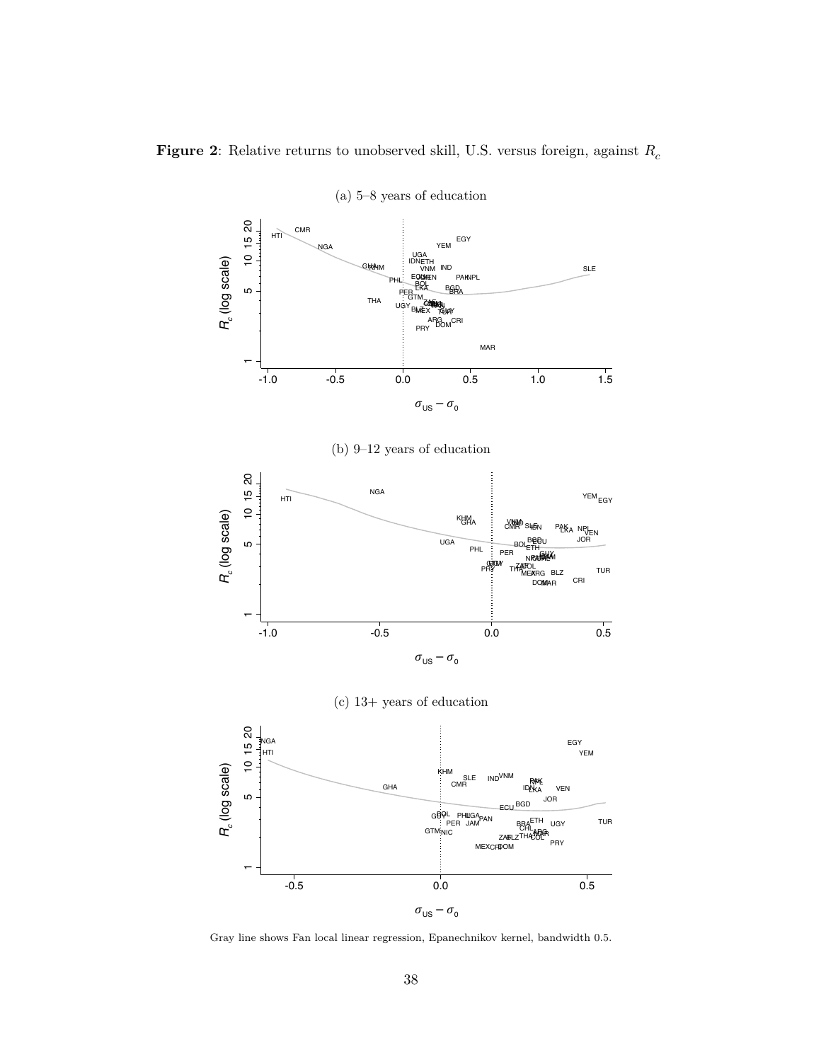**Figure 2**: Relative returns to unobserved skill, U.S. versus foreign, against $R_c$

(a) 5–8 years of education

(b) 9–12 years of education

(c) 13+ years of education

Gray line shows Fan local linear regression, Epanechnikov kernel, bandwidth 0.5.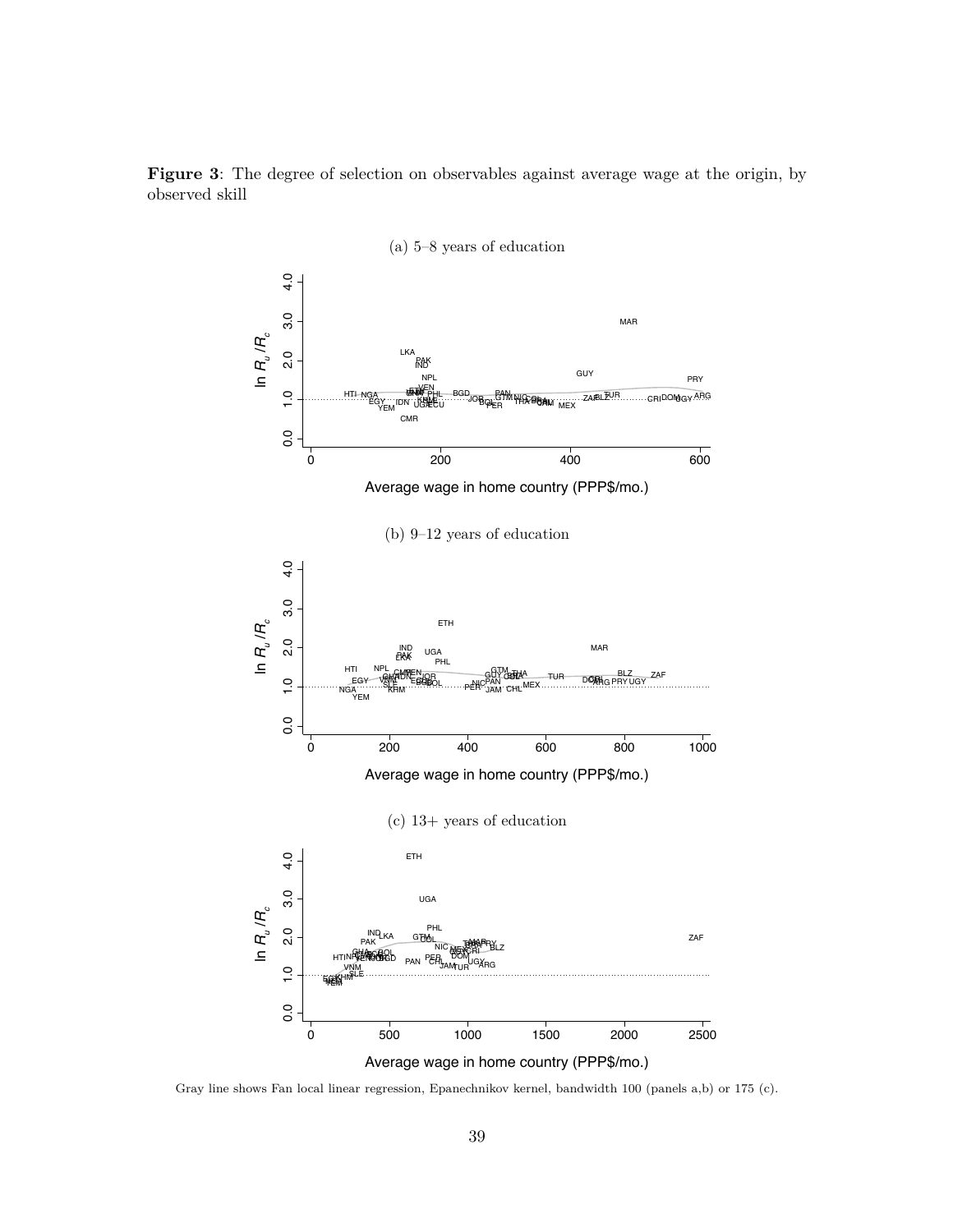**Figure 3**: The degree of selection on observables against average wage at the origin, by observed skill

(a) 5–8 years of education

(b) 9–12 years of education

(c) 13+ years of education

Gray line shows Fan local linear regression, Epanechnikov kernel, bandwidth 100 (panels a,b) or 175 (c).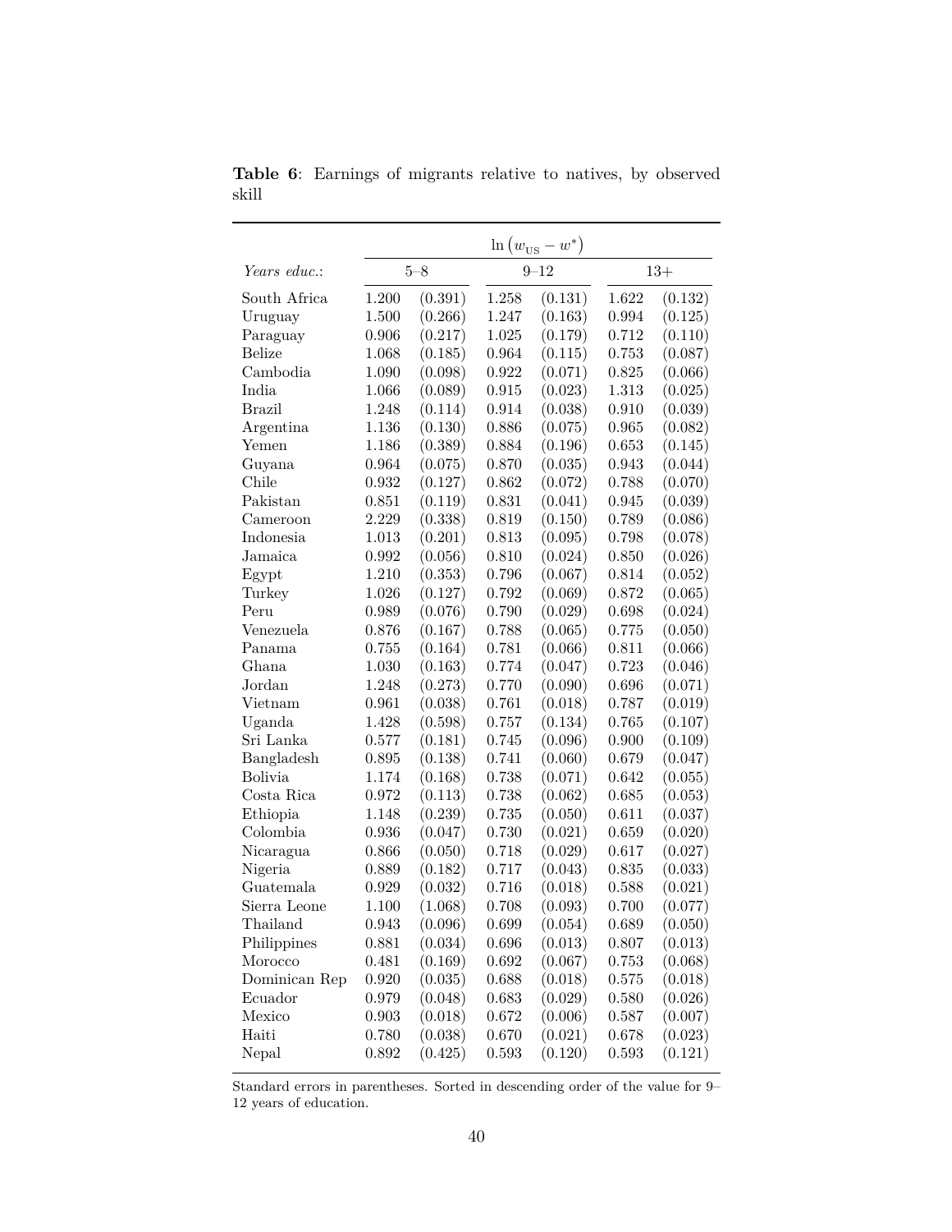**Table 6**: Earnings of migrants relative to natives, by observed skill

| | $\ln\left(w_{\text{US}} - w^*\right)$ | | | | | |
|---|---|---|---|---|---|---|
| *Years educ.*: | 5–8 | | 9–12 | | 13+ | |
| South Africa | 1.200 | (0.391) | 1.258 | (0.131) | 1.622 | (0.132) |
| Uruguay | 1.500 | (0.266) | 1.247 | (0.163) | 0.994 | (0.125) |
| Paraguay | 0.906 | (0.217) | 1.025 | (0.179) | 0.712 | (0.110) |
| Belize | 1.068 | (0.185) | 0.964 | (0.115) | 0.753 | (0.087) |
| Cambodia | 1.090 | (0.098) | 0.922 | (0.071) | 0.825 | (0.066) |
| India | 1.066 | (0.089) | 0.915 | (0.023) | 1.313 | (0.025) |
| Brazil | 1.248 | (0.114) | 0.914 | (0.038) | 0.910 | (0.039) |
| Argentina | 1.136 | (0.130) | 0.886 | (0.075) | 0.965 | (0.082) |
| Yemen | 1.186 | (0.389) | 0.884 | (0.196) | 0.653 | (0.145) |
| Guyana | 0.964 | (0.075) | 0.870 | (0.035) | 0.943 | (0.044) |
| Chile | 0.932 | (0.127) | 0.862 | (0.072) | 0.788 | (0.070) |
| Pakistan | 0.851 | (0.119) | 0.831 | (0.041) | 0.945 | (0.039) |
| Cameroon | 2.229 | (0.338) | 0.819 | (0.150) | 0.789 | (0.086) |
| Indonesia | 1.013 | (0.201) | 0.813 | (0.095) | 0.798 | (0.078) |
| Jamaica | 0.992 | (0.056) | 0.810 | (0.024) | 0.850 | (0.026) |
| Egypt | 1.210 | (0.353) | 0.796 | (0.067) | 0.814 | (0.052) |
| Turkey | 1.026 | (0.127) | 0.792 | (0.069) | 0.872 | (0.065) |
| Peru | 0.989 | (0.076) | 0.790 | (0.029) | 0.698 | (0.024) |
| Venezuela | 0.876 | (0.167) | 0.788 | (0.065) | 0.775 | (0.050) |
| Panama | 0.755 | (0.164) | 0.781 | (0.066) | 0.811 | (0.066) |
| Ghana | 1.030 | (0.163) | 0.774 | (0.047) | 0.723 | (0.046) |
| Jordan | 1.248 | (0.273) | 0.770 | (0.090) | 0.696 | (0.071) |
| Vietnam | 0.961 | (0.038) | 0.761 | (0.018) | 0.787 | (0.019) |
| Uganda | 1.428 | (0.598) | 0.757 | (0.134) | 0.765 | (0.107) |
| Sri Lanka | 0.577 | (0.181) | 0.745 | (0.096) | 0.900 | (0.109) |
| Bangladesh | 0.895 | (0.138) | 0.741 | (0.060) | 0.679 | (0.047) |
| Bolivia | 1.174 | (0.168) | 0.738 | (0.071) | 0.642 | (0.055) |
| Costa Rica | 0.972 | (0.113) | 0.738 | (0.062) | 0.685 | (0.053) |
| Ethiopia | 1.148 | (0.239) | 0.735 | (0.050) | 0.611 | (0.037) |
| Colombia | 0.936 | (0.047) | 0.730 | (0.021) | 0.659 | (0.020) |
| Nicaragua | 0.866 | (0.050) | 0.718 | (0.029) | 0.617 | (0.027) |
| Nigeria | 0.889 | (0.182) | 0.717 | (0.043) | 0.835 | (0.033) |
| Guatemala | 0.929 | (0.032) | 0.716 | (0.018) | 0.588 | (0.021) |
| Sierra Leone | 1.100 | (1.068) | 0.708 | (0.093) | 0.700 | (0.077) |
| Thailand | 0.943 | (0.096) | 0.699 | (0.054) | 0.689 | (0.050) |
| Philippines | 0.881 | (0.034) | 0.696 | (0.013) | 0.807 | (0.013) |
| Morocco | 0.481 | (0.169) | 0.692 | (0.067) | 0.753 | (0.068) |
| Dominican Rep | 0.920 | (0.035) | 0.688 | (0.018) | 0.575 | (0.018) |
| Ecuador | 0.979 | (0.048) | 0.683 | (0.029) | 0.580 | (0.026) |
| Mexico | 0.903 | (0.018) | 0.672 | (0.006) | 0.587 | (0.007) |
| Haiti | 0.780 | (0.038) | 0.670 | (0.021) | 0.678 | (0.023) |
| Nepal | 0.892 | (0.425) | 0.593 | (0.120) | 0.593 | (0.121) |

Standard errors in parentheses. Sorted in descending order of the value for 9–12 years of education.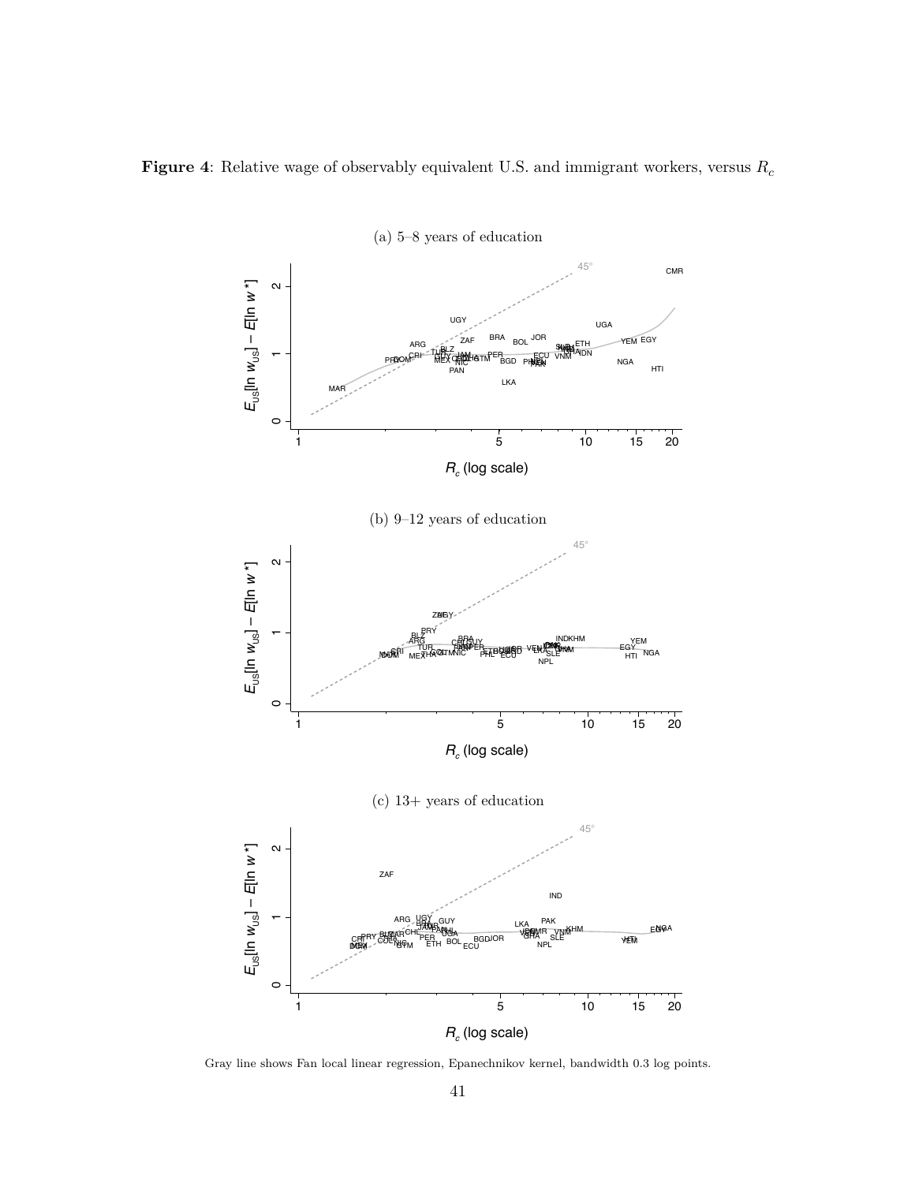**Figure 4**: Relative wage of observably equivalent U.S. and immigrant workers, versus $R_c$

(a) 5–8 years of education

(b) 9–12 years of education

(c) 13+ years of education

Gray line shows Fan local linear regression, Epanechnikov kernel, bandwidth 0.3 log points.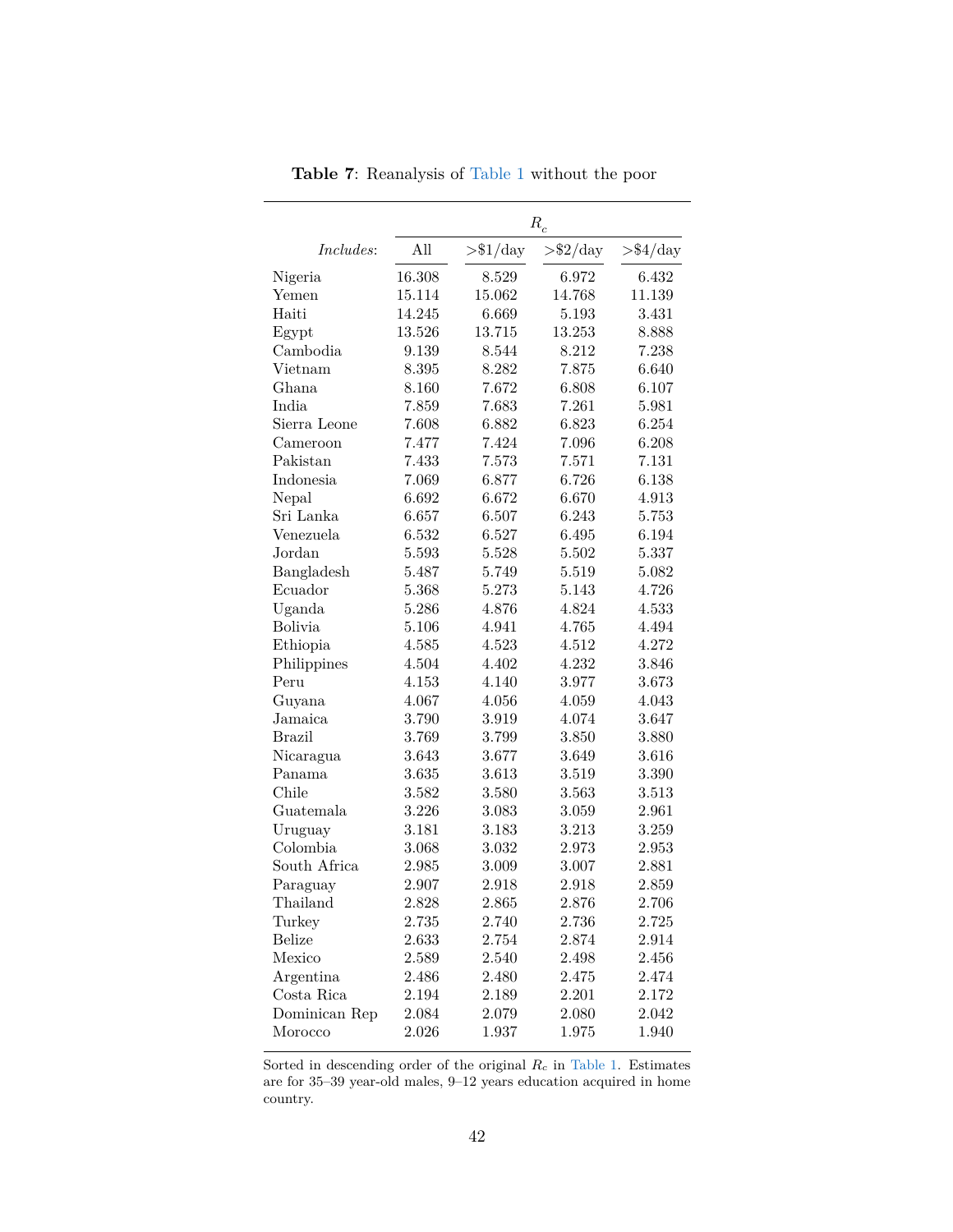**Table 7**: Reanalysis of Table 1 without the poor

| | $R_c$ | | | |
|---|---|---|---|---|
| *Includes*: | All | >$1/day | >$2/day | >$4/day |
| Nigeria | 16.308 | 8.529 | 6.972 | 6.432 |
| Yemen | 15.114 | 15.062 | 14.768 | 11.139 |
| Haiti | 14.245 | 6.669 | 5.193 | 3.431 |
| Egypt | 13.526 | 13.715 | 13.253 | 8.888 |
| Cambodia | 9.139 | 8.544 | 8.212 | 7.238 |
| Vietnam | 8.395 | 8.282 | 7.875 | 6.640 |
| Ghana | 8.160 | 7.672 | 6.808 | 6.107 |
| India | 7.859 | 7.683 | 7.261 | 5.981 |
| Sierra Leone | 7.608 | 6.882 | 6.823 | 6.254 |
| Cameroon | 7.477 | 7.424 | 7.096 | 6.208 |
| Pakistan | 7.433 | 7.573 | 7.571 | 7.131 |
| Indonesia | 7.069 | 6.877 | 6.726 | 6.138 |
| Nepal | 6.692 | 6.672 | 6.670 | 4.913 |
| Sri Lanka | 6.657 | 6.507 | 6.243 | 5.753 |
| Venezuela | 6.532 | 6.527 | 6.495 | 6.194 |
| Jordan | 5.593 | 5.528 | 5.502 | 5.337 |
| Bangladesh | 5.487 | 5.749 | 5.519 | 5.082 |
| Ecuador | 5.368 | 5.273 | 5.143 | 4.726 |
| Uganda | 5.286 | 4.876 | 4.824 | 4.533 |
| Bolivia | 5.106 | 4.941 | 4.765 | 4.494 |
| Ethiopia | 4.585 | 4.523 | 4.512 | 4.272 |
| Philippines | 4.504 | 4.402 | 4.232 | 3.846 |
| Peru | 4.153 | 4.140 | 3.977 | 3.673 |
| Guyana | 4.067 | 4.056 | 4.059 | 4.043 |
| Jamaica | 3.790 | 3.919 | 4.074 | 3.647 |
| Brazil | 3.769 | 3.799 | 3.850 | 3.880 |
| Nicaragua | 3.643 | 3.677 | 3.649 | 3.616 |
| Panama | 3.635 | 3.613 | 3.519 | 3.390 |
| Chile | 3.582 | 3.580 | 3.563 | 3.513 |
| Guatemala | 3.226 | 3.083 | 3.059 | 2.961 |
| Uruguay | 3.181 | 3.183 | 3.213 | 3.259 |
| Colombia | 3.068 | 3.032 | 2.973 | 2.953 |
| South Africa | 2.985 | 3.009 | 3.007 | 2.881 |
| Paraguay | 2.907 | 2.918 | 2.918 | 2.859 |
| Thailand | 2.828 | 2.865 | 2.876 | 2.706 |
| Turkey | 2.735 | 2.740 | 2.736 | 2.725 |
| Belize | 2.633 | 2.754 | 2.874 | 2.914 |
| Mexico | 2.589 | 2.540 | 2.498 | 2.456 |
| Argentina | 2.486 | 2.480 | 2.475 | 2.474 |
| Costa Rica | 2.194 | 2.189 | 2.201 | 2.172 |
| Dominican Rep | 2.084 | 2.079 | 2.080 | 2.042 |
| Morocco | 2.026 | 1.937 | 1.975 | 1.940 |

Sorted in descending order of the original $R_c$ in Table 1. Estimates are for 35–39 year-old males, 9–12 years education acquired in home country.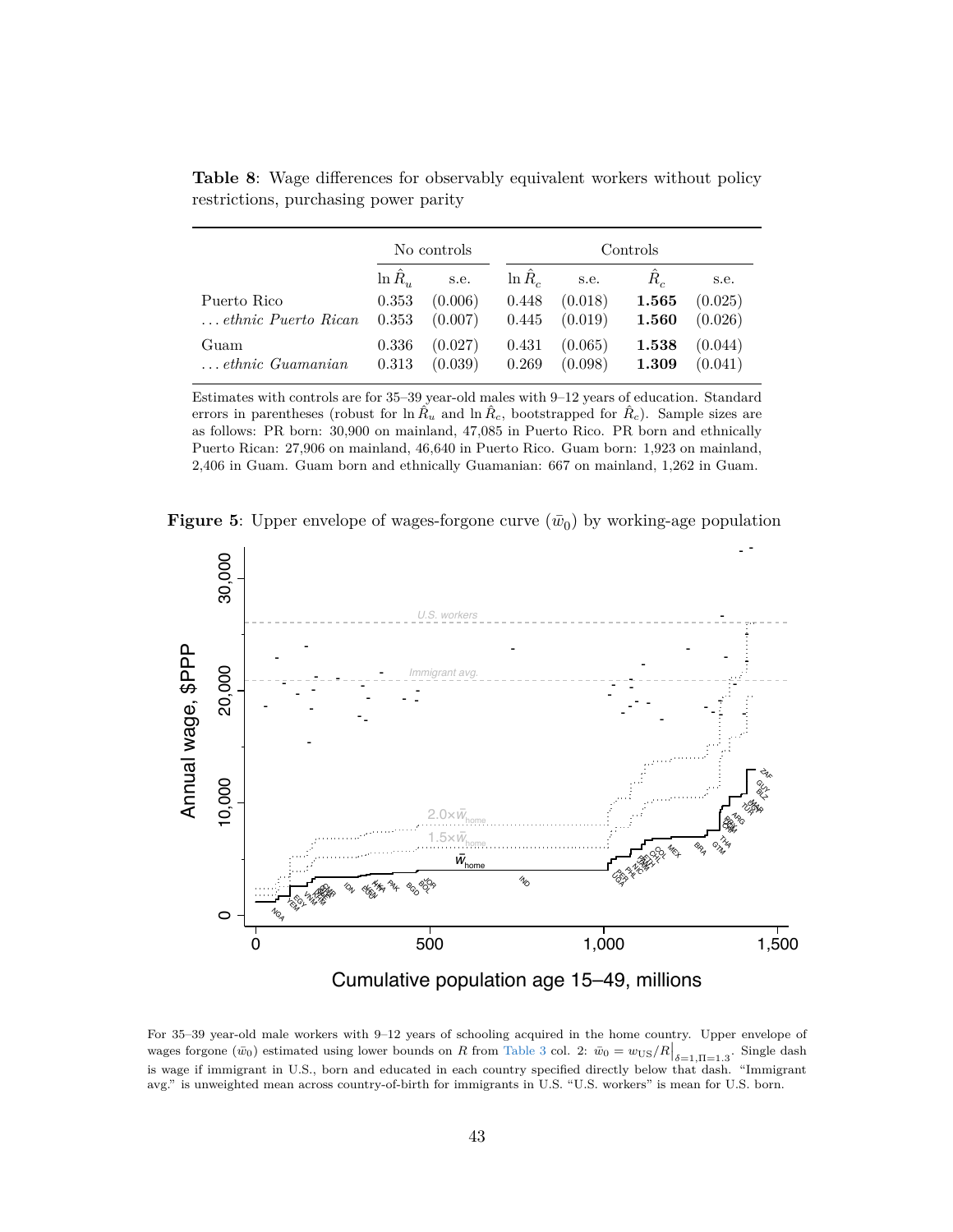**Table 8**: Wage differences for observably equivalent workers without policy restrictions, purchasing power parity

| | No controls | | Controls | | | |
|---|---|---|---|---|---|---|
| | $\ln \hat{R}_u$ | s.e. | $\ln \hat{R}_c$ | s.e. | $\hat{R}_c$ | s.e. |
| Puerto Rico | 0.353 | (0.006) | 0.448 | (0.018) | **1.565** | (0.025) |
| *... ethnic Puerto Rican* | 0.353 | (0.007) | 0.445 | (0.019) | **1.560** | (0.026) |
| Guam | 0.336 | (0.027) | 0.431 | (0.065) | **1.538** | (0.044) |
| *... ethnic Guamanian* | 0.313 | (0.039) | 0.269 | (0.098) | **1.309** | (0.041) |

Estimates with controls are for 35–39 year-old males with 9–12 years of education. Standard errors in parentheses (robust for $\ln \hat{R}_u$ and $\ln \hat{R}_c$, bootstrapped for $\hat{R}_c$). Sample sizes are as follows: PR born: 30,900 on mainland, 47,085 in Puerto Rico. PR born and ethnically Puerto Rican: 27,906 on mainland, 46,640 in Puerto Rico. Guam born: 1,923 on mainland, 2,406 in Guam. Guam born and ethnically Guamanian: 667 on mainland, 1,262 in Guam.

**Figure 5**: Upper envelope of wages-forgone curve ($\bar{w}_0$) by working-age population

For 35–39 year-old male workers with 9–12 years of schooling acquired in the home country. Upper envelope of wages forgone ($\bar{w}_0$) estimated using lower bounds on $R$ from Table 3 col. 2: $\bar{w}_0 = w_{\text{US}}/R\big|_{\delta=1,\Pi=1.3}$. Single dash is wage if immigrant in U.S., born and educated in each country specified directly below that dash. "Immigrant avg." is unweighted mean across country-of-birth for immigrants in U.S. "U.S. workers" is mean for U.S. born.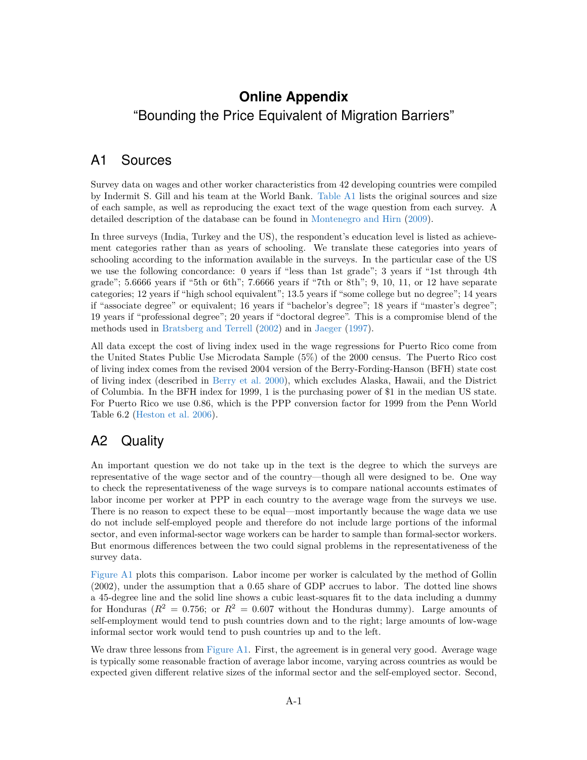# Online Appendix

## "Bounding the Price Equivalent of Migration Barriers"

## A1 Sources

Survey data on wages and other worker characteristics from 42 developing countries were compiled by Indermit S. Gill and his team at the World Bank. Table A1 lists the original sources and size of each sample, as well as reproducing the exact text of the wage question from each survey. A detailed description of the database can be found in Montenegro and Hirn (2009).

In three surveys (India, Turkey and the US), the respondent's education level is listed as achievement categories rather than as years of schooling. We translate these categories into years of schooling according to the information available in the surveys. In the particular case of the US we use the following concordance: 0 years if "less than 1st grade"; 3 years if "1st through 4th grade"; 5.6666 years if "5th or 6th"; 7.6666 years if "7th or 8th"; 9, 10, 11, or 12 have separate categories; 12 years if "high school equivalent"; 13.5 years if "some college but no degree"; 14 years if "associate degree" or equivalent; 16 years if "bachelor's degree"; 18 years if "master's degree"; 19 years if "professional degree"; 20 years if "doctoral degree". This is a compromise blend of the methods used in Bratsberg and Terrell (2002) and in Jaeger (1997).

All data except the cost of living index used in the wage regressions for Puerto Rico come from the United States Public Use Microdata Sample (5%) of the 2000 census. The Puerto Rico cost of living index comes from the revised 2004 version of the Berry-Fording-Hanson (BFH) state cost of living index (described in Berry et al. 2000), which excludes Alaska, Hawaii, and the District of Columbia. In the BFH index for 1999, 1 is the purchasing power of $1 in the median US state. For Puerto Rico we use 0.86, which is the PPP conversion factor for 1999 from the Penn World Table 6.2 (Heston et al. 2006).

## A2 Quality

An important question we do not take up in the text is the degree to which the surveys are representative of the wage sector and of the country—though all were designed to be. One way to check the representativeness of the wage surveys is to compare national accounts estimates of labor income per worker at PPP in each country to the average wage from the surveys we use. There is no reason to expect these to be equal—most importantly because the wage data we use do not include self-employed people and therefore do not include large portions of the informal sector, and even informal-sector wage workers can be harder to sample than formal-sector workers. But enormous differences between the two could signal problems in the representativeness of the survey data.

Figure A1 plots this comparison. Labor income per worker is calculated by the method of Gollin (2002), under the assumption that a 0.65 share of GDP accrues to labor. The dotted line shows a 45-degree line and the solid line shows a cubic least-squares fit to the data including a dummy for Honduras ($R^2 = 0.756$; or $R^2 = 0.607$ without the Honduras dummy). Large amounts of self-employment would tend to push countries down and to the right; large amounts of low-wage informal sector work would tend to push countries up and to the left.

We draw three lessons from Figure A1. First, the agreement is in general very good. Average wage is typically some reasonable fraction of average labor income, varying across countries as would be expected given different relative sizes of the informal sector and the self-employed sector. Second,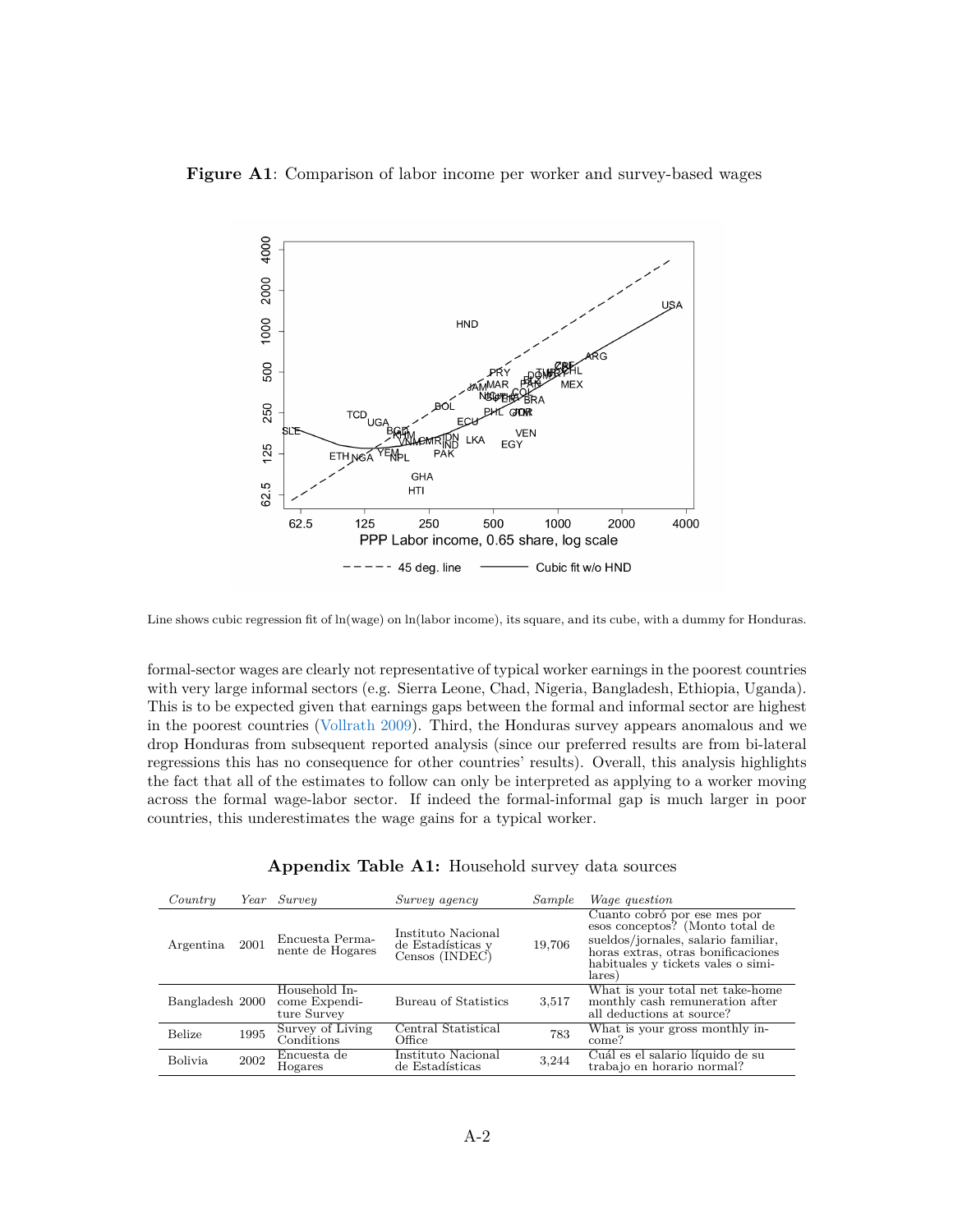**Figure A1**: Comparison of labor income per worker and survey-based wages

Line shows cubic regression fit of ln(wage) on ln(labor income), its square, and its cube, with a dummy for Honduras.

formal-sector wages are clearly not representative of typical worker earnings in the poorest countries with very large informal sectors (e.g. Sierra Leone, Chad, Nigeria, Bangladesh, Ethiopia, Uganda). This is to be expected given that earnings gaps between the formal and informal sector are highest in the poorest countries (Vollrath 2009). Third, the Honduras survey appears anomalous and we drop Honduras from subsequent reported analysis (since our preferred results are from bi-lateral regressions this has no consequence for other countries' results). Overall, this analysis highlights the fact that all of the estimates to follow can only be interpreted as applying to a worker moving across the formal wage-labor sector. If indeed the formal-informal gap is much larger in poor countries, this underestimates the wage gains for a typical worker.

**Appendix Table A1:** Household survey data sources

| *Country* | *Year* | *Survey* | *Survey agency* | *Sample* | *Wage question* |
|---|---|---|---|---|---|
| Argentina | 2001 | Encuesta Permanente de Hogares | Instituto Nacional de Estadísticas y Censos (INDEC) | 19,706 | Cuanto cobró por ese mes por esos conceptos? (Monto total de sueldos/jornales, salario familiar, horas extras, otras bonificaciones habituales y tickets vales o similares) |
| Bangladesh | 2000 | Household Income Expenditure Survey | Bureau of Statistics | 3,517 | What is your total net take-home monthly cash remuneration after all deductions at source? |
| Belize | 1995 | Survey of Living Conditions | Central Statistical Office | 783 | What is your gross monthly income? |
| Bolivia | 2002 | Encuesta de Hogares | Instituto Nacional de Estadísticas | 3,244 | Cuál es el salario líquido de su trabajo en horario normal? |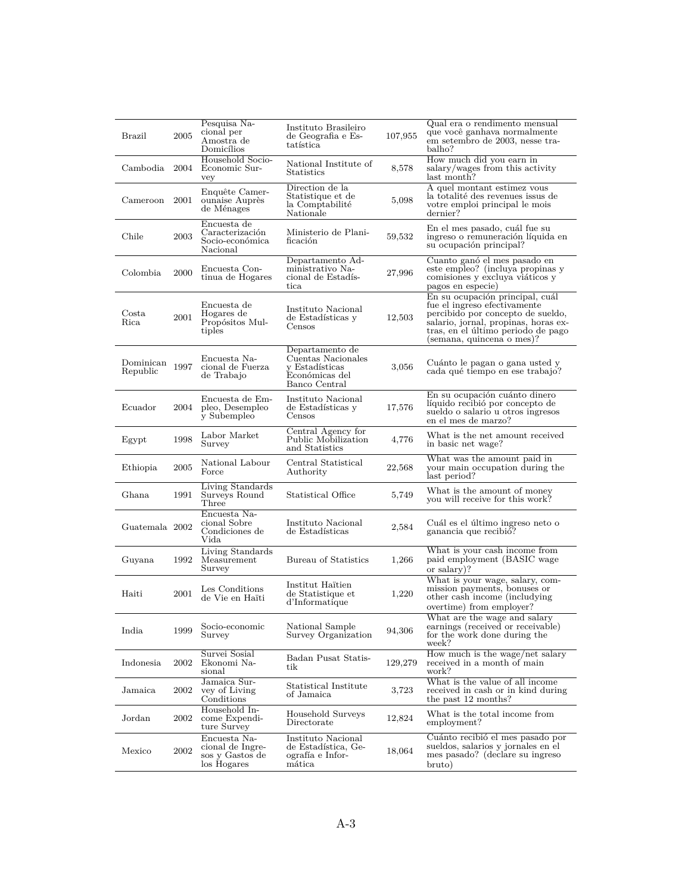| Brazil | 2005 | Pesquisa Nacional per Amostra de Domicílios | Instituto Brasileiro de Geografia e Estatística | 107,955 | Qual era o rendimento mensual que você ganhava normalmente em setembro de 2003, nesse trabalho? |
|---|---|---|---|---|---|
| Cambodia | 2004 | Household Socio-Economic Survey | National Institute of Statistics | 8,578 | How much did you earn in salary/wages from this activity last month? |
| Cameroon | 2001 | Enquête Camerounaise Auprès de Ménages | Direction de la Statistique et de la Comptabilité Nationale | 5,098 | A quel montant estimez vous la totalité des revenues issus de votre emploi principal le mois dernier? |
| Chile | 2003 | Encuesta de Caracterización Socio-económica Nacional | Ministerio de Planificación | 59,532 | En el mes pasado, cuál fue su ingreso o remuneración líquida en su ocupación principal? |
| Colombia | 2000 | Encuesta Continua de Hogares | Departamento Administrativo Nacional de Estadística | 27,996 | Cuanto ganó el mes pasado en este empleo? (incluya propinas y comisiones y excluya viáticos y pagos en especie) |
| Costa Rica | 2001 | Encuesta de Hogares de Propósitos Multiples | Instituto Nacional de Estadísticas y Censos | 12,503 | En su ocupación principal, cuál fue el ingreso efectivamente percibido por concepto de sueldo, salario, jornal, propinas, horas extras, en el último periodo de pago (semana, quincena o mes)? |
| Dominican Republic | 1997 | Encuesta Nacional de Fuerza de Trabajo | Departamento de Cuentas Nacionales y Estadísticas Económicas del Banco Central | 3,056 | Cuánto le pagan o gana usted y cada qué tiempo en ese trabajo? |
| Ecuador | 2004 | Encuesta de Empleo, Desempleo y Subempleo | Instituto Nacional de Estadísticas y Censos | 17,576 | En su ocupación cuánto dinero líquido recibió por concepto de sueldo o salario u otros ingresos en el mes de marzo? |
| Egypt | 1998 | Labor Market Survey | Central Agency for Public Mobilization and Statistics | 4,776 | What is the net amount received in basic net wage? |
| Ethiopia | 2005 | National Labour Force | Central Statistical Authority | 22,568 | What was the amount paid in your main occupation during the last period? |
| Ghana | 1991 | Living Standards Surveys Round Three | Statistical Office | 5,749 | What is the amount of money you will receive for this work? |
| Guatemala | 2002 | Encuesta Nacional Sobre Condiciones de Vida | Instituto Nacional de Estadísticas | 2,584 | Cuál es el último ingreso neto o ganancia que recibió? |
| Guyana | 1992 | Living Standards Measurement Survey | Bureau of Statistics | 1,266 | What is your cash income from paid employment (BASIC wage or salary)? |
| Haiti | 2001 | Les Conditions de Vie en Haïti | Institut Haïtien de Statistique et d'Informatique | 1,220 | What is your wage, salary, commission payments, bonuses or other cash income (includying overtime) from employer? |
| India | 1999 | Socio-economic Survey | National Sample Survey Organization | 94,306 | What are the wage and salary earnings (received or receivable) for the work done during the week? |
| Indonesia | 2002 | Survei Sosial Ekonomi Nasional | Badan Pusat Statistik | 129,279 | How much is the wage/net salary received in a month of main work? |
| Jamaica | 2002 | Jamaica Survey of Living Conditions | Statistical Institute of Jamaica | 3,723 | What is the value of all income received in cash or in kind during the past 12 months? |
| Jordan | 2002 | Household Income Expenditure Survey | Household Surveys Directorate | 12,824 | What is the total income from employment? |
| Mexico | 2002 | Encuesta Nacional de Ingresos y Gastos de los Hogares | Instituto Nacional de Estadística, Geografía e Informática | 18,064 | Cuánto recibió el mes pasado por sueldos, salarios y jornales en el mes pasado? (declare su ingreso bruto) |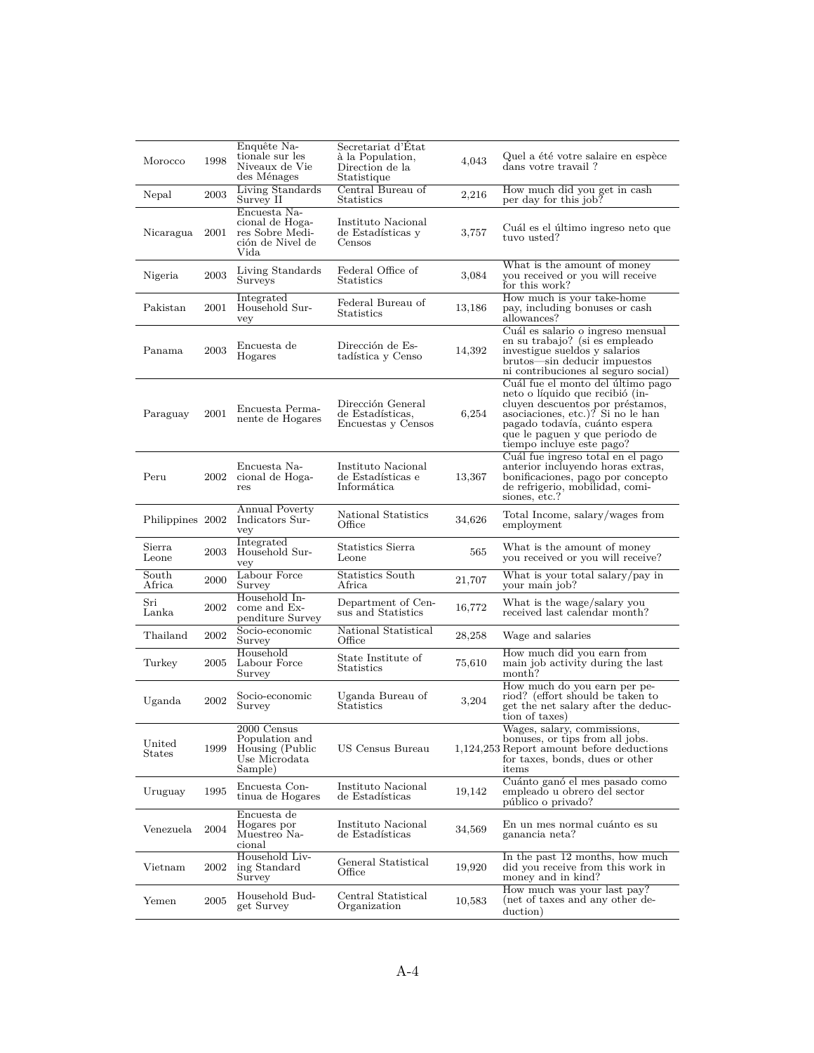| | | | | | |
|---|---|---|---|---|---|
| Morocco | 1998 | Enquête Nationale sur les Niveaux de Vie des Ménages | Secretariat d'État à la Population, Direction de la Statistique | 4,043 | Quel a été votre salaire en espèce dans votre travail ? |
| Nepal | 2003 | Living Standards Survey II | Central Bureau of Statistics | 2,216 | How much did you get in cash per day for this job? |
| Nicaragua | 2001 | Encuesta Nacional de Hogares Sobre Medición de Nivel de Vida | Instituto Nacional de Estadísticas y Censos | 3,757 | Cuál es el último ingreso neto que tuvo usted? |
| Nigeria | 2003 | Living Standards Surveys | Federal Office of Statistics | 3,084 | What is the amount of money you received or you will receive for this work? |
| Pakistan | 2001 | Integrated Household Survey | Federal Bureau of Statistics | 13,186 | How much is your take-home pay, including bonuses or cash allowances? |
| Panama | 2003 | Encuesta de Hogares | Dirección de Estadística y Censo | 14,392 | Cuál es salario o ingreso mensual en su trabajo? (si es empleado investigue sueldos y salarios brutos—sin deducir impuestos ni contribuciones al seguro social) |
| Paraguay | 2001 | Encuesta Permanente de Hogares | Dirección General de Estadísticas, Encuestas y Censos | 6,254 | Cuál fue el monto del último pago neto o líquido que recibió (incluyen descuentos por préstamos, asociaciones, etc.)? Si no le han pagado todavía, cuánto espera que le paguen y que periodo de tiempo incluye este pago? |
| Peru | 2002 | Encuesta Nacional de Hogares | Instituto Nacional de Estadísticas e Informática | 13,367 | Cuál fue ingreso total en el pago anterior incluyendo horas extras, bonificaciones, pago por concepto de refrigerio, mobilidad, comisiones, etc.? |
| Philippines | 2002 | Annual Poverty Indicators Survey | National Statistics Office | 34,626 | Total Income, salary/wages from employment |
| Sierra Leone | 2003 | Integrated Household Survey | Statistics Sierra Leone | 565 | What is the amount of money you received or you will receive? |
| South Africa | 2000 | Labour Force Survey | Statistics South Africa | 21,707 | What is your total salary/pay in your main job? |
| Sri Lanka | 2002 | Household Income and Expenditure Survey | Department of Census and Statistics | 16,772 | What is the wage/salary you received last calendar month? |
| Thailand | 2002 | Socio-economic Survey | National Statistical Office | 28,258 | Wage and salaries |
| Turkey | 2005 | Household Labour Force Survey | State Institute of Statistics | 75,610 | How much did you earn from main job activity during the last month? |
| Uganda | 2002 | Socio-economic Survey | Uganda Bureau of Statistics | 3,204 | How much do you earn per period? (effort should be taken to get the net salary after the deduction of taxes) |
| United States | 1999 | 2000 Census Population and Housing (Public Use Microdata Sample) | US Census Bureau | 1,124,253 | Wages, salary, commissions, bonuses, or tips from all jobs. Report amount before deductions for taxes, bonds, dues or other items |
| Uruguay | 1995 | Encuesta Continua de Hogares | Instituto Nacional de Estadísticas | 19,142 | Cuánto ganó el mes pasado como empleado u obrero del sector público o privado? |
| Venezuela | 2004 | Encuesta de Hogares por Muestreo Nacional | Instituto Nacional de Estadísticas | 34,569 | En un mes normal cuánto es su ganancia neta? |
| Vietnam | 2002 | Household Living Standard Survey | General Statistical Office | 19,920 | In the past 12 months, how much did you receive from this work in money and in kind? |
| Yemen | 2005 | Household Budget Survey | Central Statistical Organization | 10,583 | How much was your last pay? (net of taxes and any other deduction) |